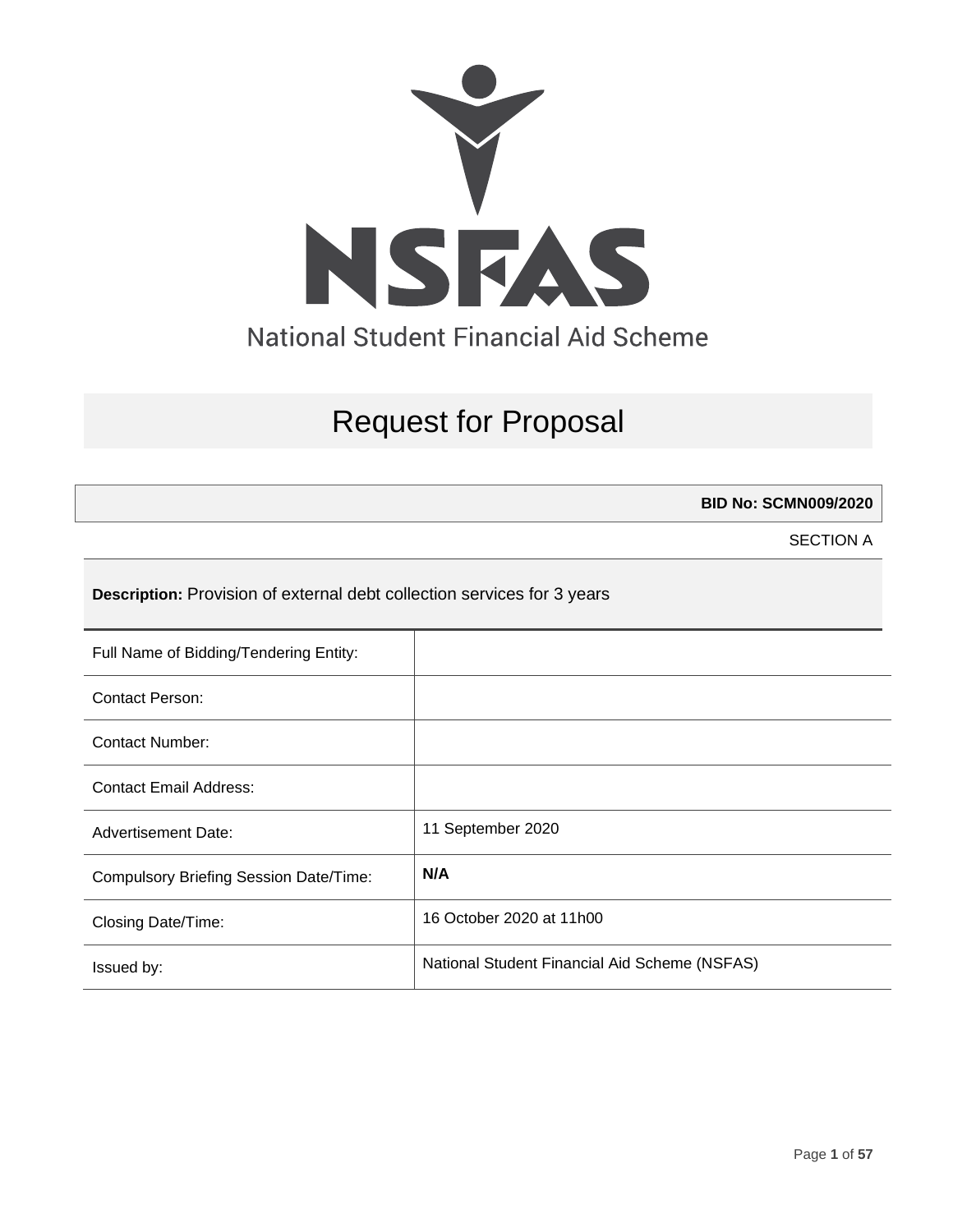NSFAS

National Student Financial Aid Scheme

# Request for Proposal

**BID No: SCMN009/2020**

SECTION A

**Description:** Provision of external debt collection services for 3 years

| | |
|---|---|
| Full Name of Bidding/Tendering Entity: | |
| Contact Person: | |
| Contact Number: | |
| Contact Email Address: | |
| Advertisement Date: | 11 September 2020 |
| Compulsory Briefing Session Date/Time: | **N/A** |
| Closing Date/Time: | 16 October 2020 at 11h00 |
| Issued by: | National Student Financial Aid Scheme (NSFAS) |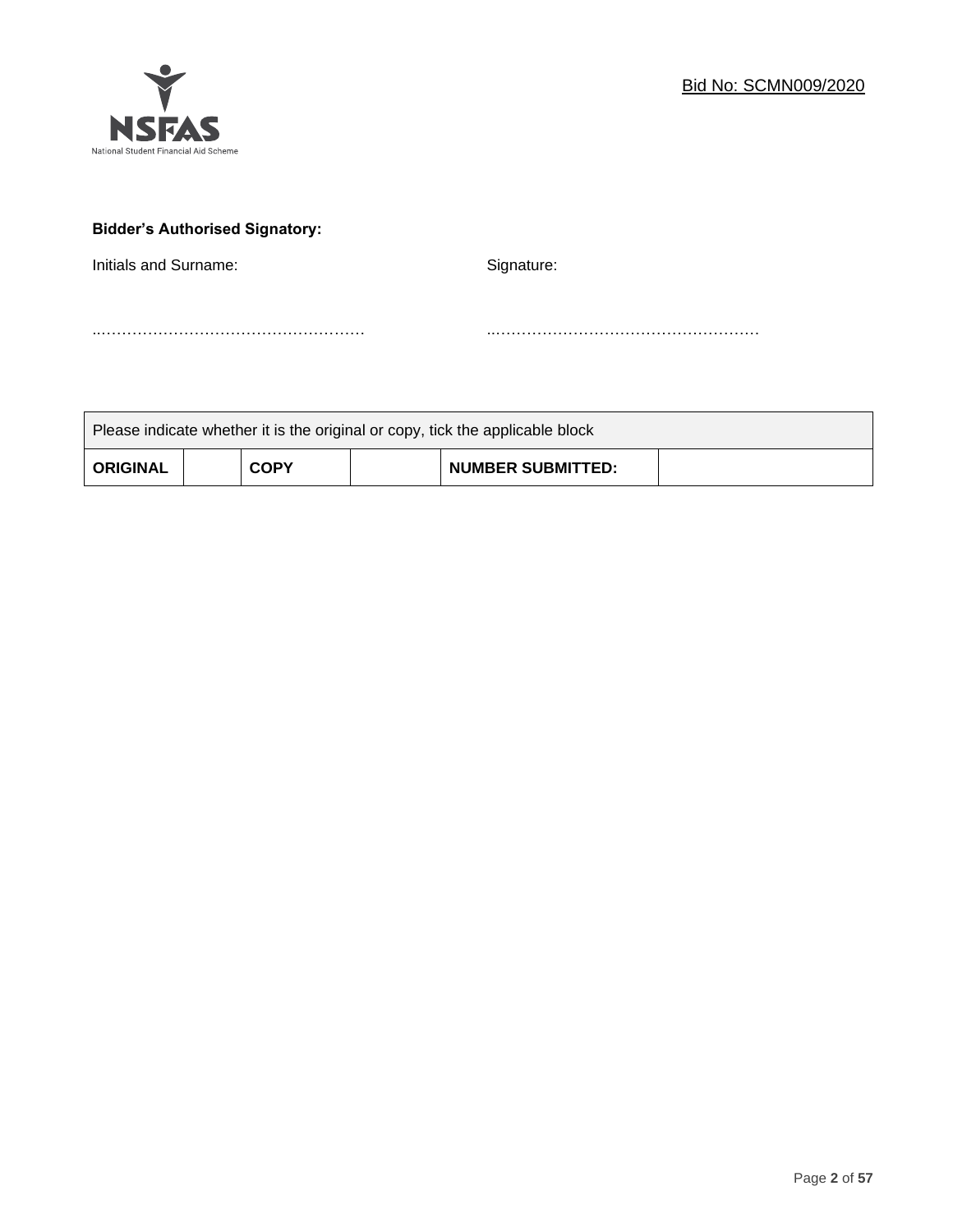Bid No: SCMN009/2020

**Bidder's Authorised Signatory:**

Initials and Surname: ……………………………………………

Signature: ……………………………………………

| Please indicate whether it is the original or copy, tick the applicable block | | | | | |
|---|---|---|---|---|---|
| **ORIGINAL** | | **COPY** | | **NUMBER SUBMITTED:** | |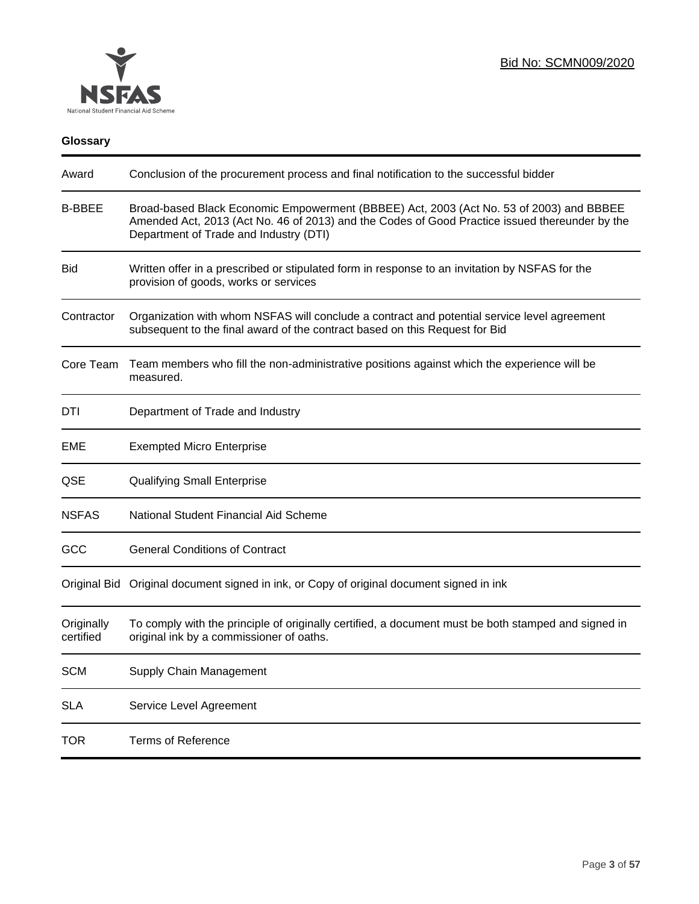Bid No: SCMN009/2020

## Glossary

| | |
|---|---|
| Award | Conclusion of the procurement process and final notification to the successful bidder |
| B-BBEE | Broad-based Black Economic Empowerment (BBBEE) Act, 2003 (Act No. 53 of 2003) and BBBEE Amended Act, 2013 (Act No. 46 of 2013) and the Codes of Good Practice issued thereunder by the Department of Trade and Industry (DTI) |
| Bid | Written offer in a prescribed or stipulated form in response to an invitation by NSFAS for the provision of goods, works or services |
| Contractor | Organization with whom NSFAS will conclude a contract and potential service level agreement subsequent to the final award of the contract based on this Request for Bid |
| Core Team | Team members who fill the non-administrative positions against which the experience will be measured. |
| DTI | Department of Trade and Industry |
| EME | Exempted Micro Enterprise |
| QSE | Qualifying Small Enterprise |
| NSFAS | National Student Financial Aid Scheme |
| GCC | General Conditions of Contract |
| Original Bid | Original document signed in ink, or Copy of original document signed in ink |
| Originally certified | To comply with the principle of originally certified, a document must be both stamped and signed in original ink by a commissioner of oaths. |
| SCM | Supply Chain Management |
| SLA | Service Level Agreement |
| TOR | Terms of Reference |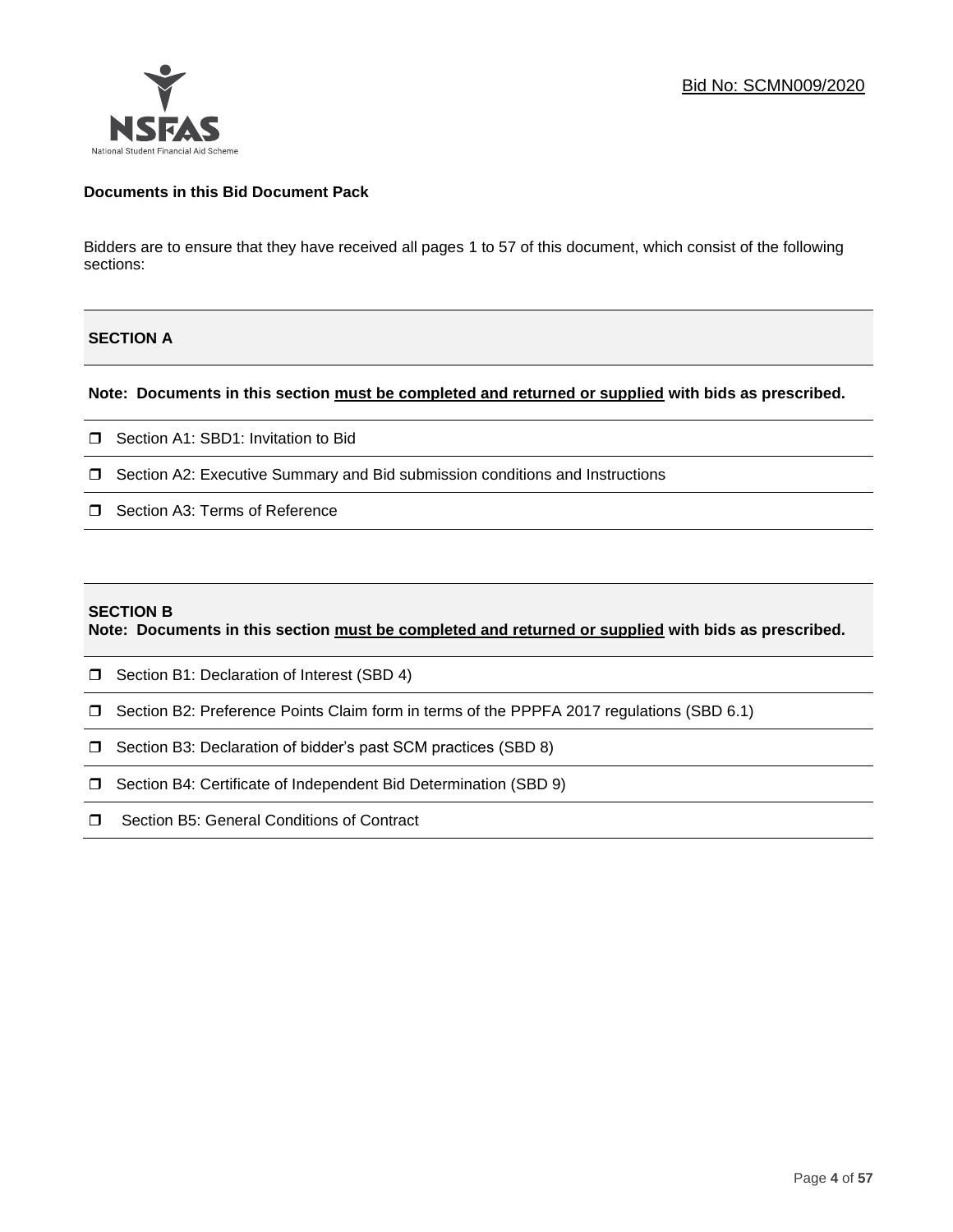Bid No: SCMN009/2020

**Documents in this Bid Document Pack**

Bidders are to ensure that they have received all pages 1 to 57 of this document, which consist of the following sections:

**SECTION A**

**Note: Documents in this section must be completed and returned or supplied with bids as prescribed.**

- ❒ Section A1: SBD1: Invitation to Bid
- ❒ Section A2: Executive Summary and Bid submission conditions and Instructions
- ❒ Section A3: Terms of Reference

**SECTION B**

**Note: Documents in this section must be completed and returned or supplied with bids as prescribed.**

- ❒ Section B1: Declaration of Interest (SBD 4)
- ❒ Section B2: Preference Points Claim form in terms of the PPPFA 2017 regulations (SBD 6.1)
- ❒ Section B3: Declaration of bidder's past SCM practices (SBD 8)
- ❒ Section B4: Certificate of Independent Bid Determination (SBD 9)
- ❒ Section B5: General Conditions of Contract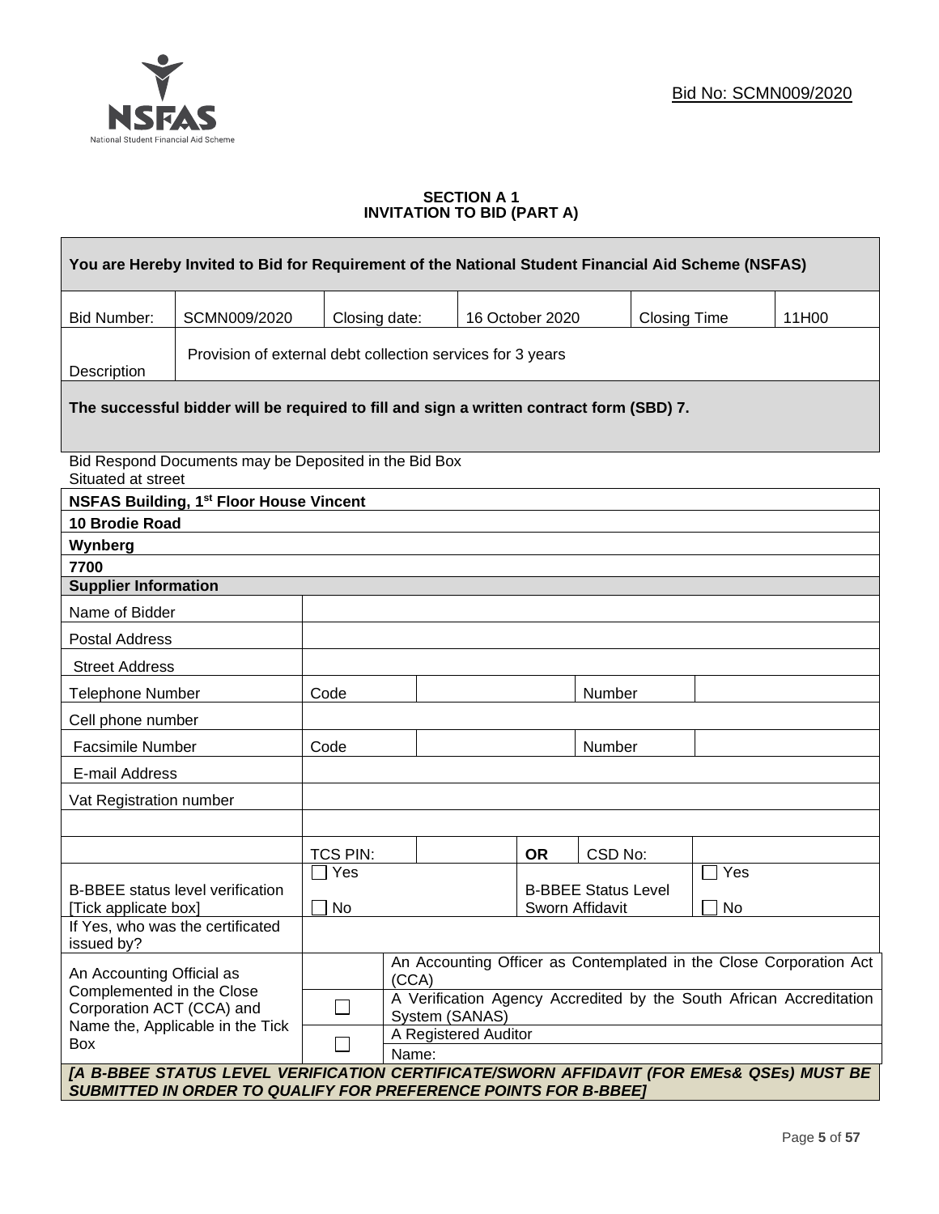Bid No: SCMN009/2020

**SECTION A 1**
**INVITATION TO BID (PART A)**

| **You are Hereby Invited to Bid for Requirement of the National Student Financial Aid Scheme (NSFAS)** | | | | | |
|---|---|---|---|---|---|
| Bid Number: | SCMN009/2020 | Closing date: | 16 October 2020 | Closing Time | 11H00 |
| Description | Provision of external debt collection services for 3 years | | | | |
| **The successful bidder will be required to fill and sign a written contract form (SBD) 7.** | | | | | |

Bid Respond Documents may be Deposited in the Bid Box
Situated at street

| |
|---|
| **NSFAS Building, 1st Floor House Vincent** |
| **10 Brodie Road** |
| **Wynberg** |
| **7700** |

| **Supplier Information** | | | | | |
|---|---|---|---|---|---|
| Name of Bidder | | | | | |
| Postal Address | | | | | |
| Street Address | | | | | |
| Telephone Number | Code | | | Number | |
| Cell phone number | | | | | |
| Facsimile Number | Code | | | Number | |
| E-mail Address | | | | | |
| Vat Registration number | | | | | |
| | | | | | |
| | TCS PIN: | | **OR** | CSD No: | |
| B-BBEE status level verification [Tick applicate box] | ☐ Yes ☐ No | | B-BBEE Status Level Sworn Affidavit | | ☐ Yes ☐ No |
| If Yes, who was the certificated issued by? | | | | | |

| An Accounting Official as Complemented in the Close Corporation ACT (CCA) and Name the, Applicable in the Tick Box | | An Accounting Officer as Contemplated in the Close Corporation Act (CCA) |
|---|---|---|
| | ☐ | A Verification Agency Accredited by the South African Accreditation System (SANAS) |
| | ☐ | A Registered Auditor |
| | | Name: |

***[A B-BBEE STATUS LEVEL VERIFICATION CERTIFICATE/SWORN AFFIDAVIT (FOR EMEs& QSEs) MUST BE SUBMITTED IN ORDER TO QUALIFY FOR PREFERENCE POINTS FOR B-BBEE]***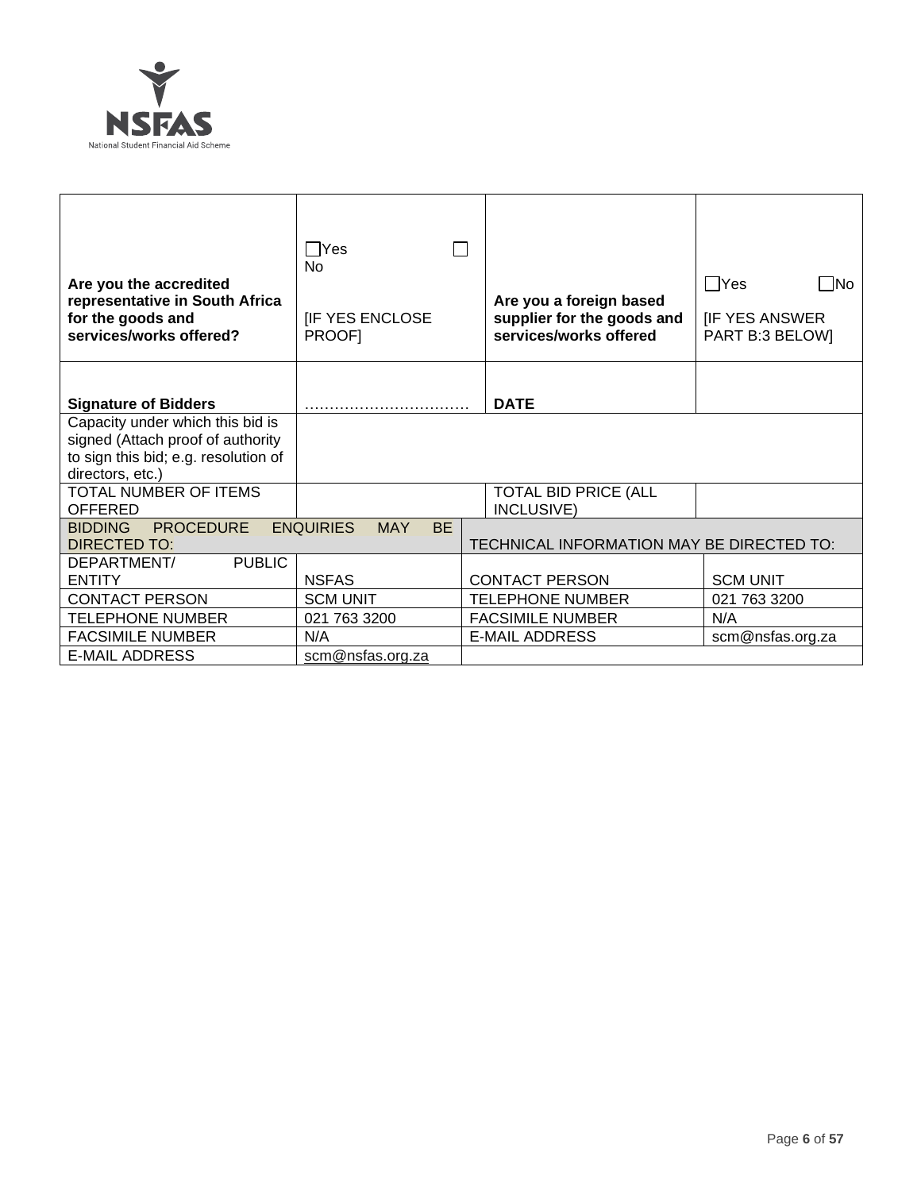| | | | |
|---|---|---|---|
| **Are you the accredited representative in South Africa for the goods and services/works offered?** | ☐Yes ☐ No<br><br>[IF YES ENCLOSE PROOF] | **Are you a foreign based supplier for the goods and services/works offered** | ☐Yes ☐No<br><br>[IF YES ANSWER PART B:3 BELOW] |
| **Signature of Bidders** | …………………………… | **DATE** | |
| Capacity under which this bid is signed (Attach proof of authority to sign this bid; e.g. resolution of directors, etc.) | | | |
| TOTAL NUMBER OF ITEMS OFFERED | | TOTAL BID PRICE (ALL INCLUSIVE) | |

| BIDDING PROCEDURE ENQUIRIES MAY BE DIRECTED TO: | | TECHNICAL INFORMATION MAY BE DIRECTED TO: | |
|---|---|---|---|
| DEPARTMENT/ PUBLIC ENTITY | NSFAS | CONTACT PERSON | SCM UNIT |
| CONTACT PERSON | SCM UNIT | TELEPHONE NUMBER | 021 763 3200 |
| TELEPHONE NUMBER | 021 763 3200 | FACSIMILE NUMBER | N/A |
| FACSIMILE NUMBER | N/A | E-MAIL ADDRESS | scm@nsfas.org.za |
| E-MAIL ADDRESS | scm@nsfas.org.za | | |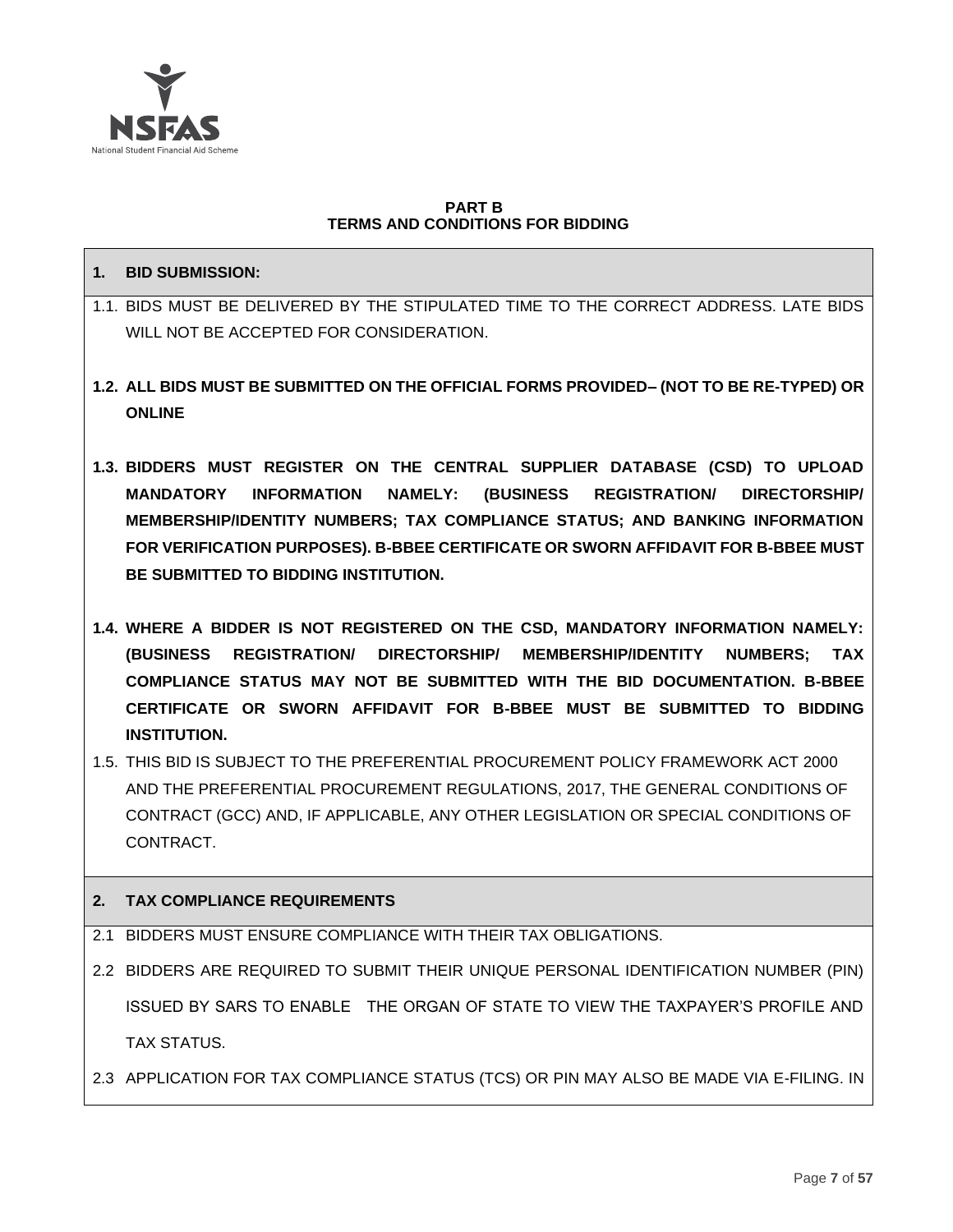## PART B
## TERMS AND CONDITIONS FOR BIDDING

### 1. BID SUBMISSION:

1.1. BIDS MUST BE DELIVERED BY THE STIPULATED TIME TO THE CORRECT ADDRESS. LATE BIDS WILL NOT BE ACCEPTED FOR CONSIDERATION.

**1.2. ALL BIDS MUST BE SUBMITTED ON THE OFFICIAL FORMS PROVIDED– (NOT TO BE RE-TYPED) OR ONLINE**

**1.3. BIDDERS MUST REGISTER ON THE CENTRAL SUPPLIER DATABASE (CSD) TO UPLOAD MANDATORY INFORMATION NAMELY: (BUSINESS REGISTRATION/ DIRECTORSHIP/ MEMBERSHIP/IDENTITY NUMBERS; TAX COMPLIANCE STATUS; AND BANKING INFORMATION FOR VERIFICATION PURPOSES). B-BBEE CERTIFICATE OR SWORN AFFIDAVIT FOR B-BBEE MUST BE SUBMITTED TO BIDDING INSTITUTION.**

**1.4. WHERE A BIDDER IS NOT REGISTERED ON THE CSD, MANDATORY INFORMATION NAMELY: (BUSINESS REGISTRATION/ DIRECTORSHIP/ MEMBERSHIP/IDENTITY NUMBERS; TAX COMPLIANCE STATUS MAY NOT BE SUBMITTED WITH THE BID DOCUMENTATION. B-BBEE CERTIFICATE OR SWORN AFFIDAVIT FOR B-BBEE MUST BE SUBMITTED TO BIDDING INSTITUTION.**

1.5. THIS BID IS SUBJECT TO THE PREFERENTIAL PROCUREMENT POLICY FRAMEWORK ACT 2000 AND THE PREFERENTIAL PROCUREMENT REGULATIONS, 2017, THE GENERAL CONDITIONS OF CONTRACT (GCC) AND, IF APPLICABLE, ANY OTHER LEGISLATION OR SPECIAL CONDITIONS OF CONTRACT.

### 2. TAX COMPLIANCE REQUIREMENTS

2.1 BIDDERS MUST ENSURE COMPLIANCE WITH THEIR TAX OBLIGATIONS.

2.2 BIDDERS ARE REQUIRED TO SUBMIT THEIR UNIQUE PERSONAL IDENTIFICATION NUMBER (PIN) ISSUED BY SARS TO ENABLE THE ORGAN OF STATE TO VIEW THE TAXPAYER'S PROFILE AND TAX STATUS.

2.3 APPLICATION FOR TAX COMPLIANCE STATUS (TCS) OR PIN MAY ALSO BE MADE VIA E-FILING. IN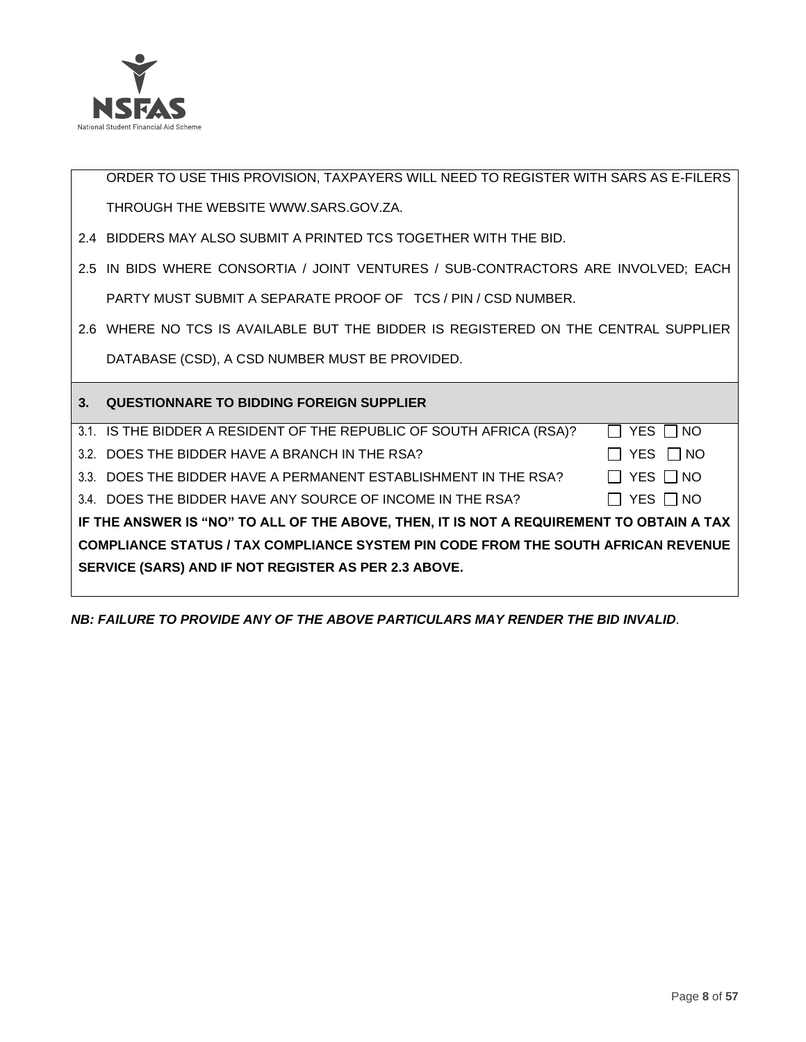ORDER TO USE THIS PROVISION, TAXPAYERS WILL NEED TO REGISTER WITH SARS AS E-FILERS THROUGH THE WEBSITE WWW.SARS.GOV.ZA.

2.4 BIDDERS MAY ALSO SUBMIT A PRINTED TCS TOGETHER WITH THE BID.

2.5 IN BIDS WHERE CONSORTIA / JOINT VENTURES / SUB-CONTRACTORS ARE INVOLVED; EACH PARTY MUST SUBMIT A SEPARATE PROOF OF TCS / PIN / CSD NUMBER.

2.6 WHERE NO TCS IS AVAILABLE BUT THE BIDDER IS REGISTERED ON THE CENTRAL SUPPLIER DATABASE (CSD), A CSD NUMBER MUST BE PROVIDED.

## 3. QUESTIONNARE TO BIDDING FOREIGN SUPPLIER

| | |
|---|---|
| 3.1. IS THE BIDDER A RESIDENT OF THE REPUBLIC OF SOUTH AFRICA (RSA)? | ☐ YES ☐ NO |
| 3.2. DOES THE BIDDER HAVE A BRANCH IN THE RSA? | ☐ YES ☐ NO |
| 3.3. DOES THE BIDDER HAVE A PERMANENT ESTABLISHMENT IN THE RSA? | ☐ YES ☐ NO |
| 3.4. DOES THE BIDDER HAVE ANY SOURCE OF INCOME IN THE RSA? | ☐ YES ☐ NO |

**IF THE ANSWER IS "NO" TO ALL OF THE ABOVE, THEN, IT IS NOT A REQUIREMENT TO OBTAIN A TAX COMPLIANCE STATUS / TAX COMPLIANCE SYSTEM PIN CODE FROM THE SOUTH AFRICAN REVENUE SERVICE (SARS) AND IF NOT REGISTER AS PER 2.3 ABOVE.**

***NB: FAILURE TO PROVIDE ANY OF THE ABOVE PARTICULARS MAY RENDER THE BID INVALID*.**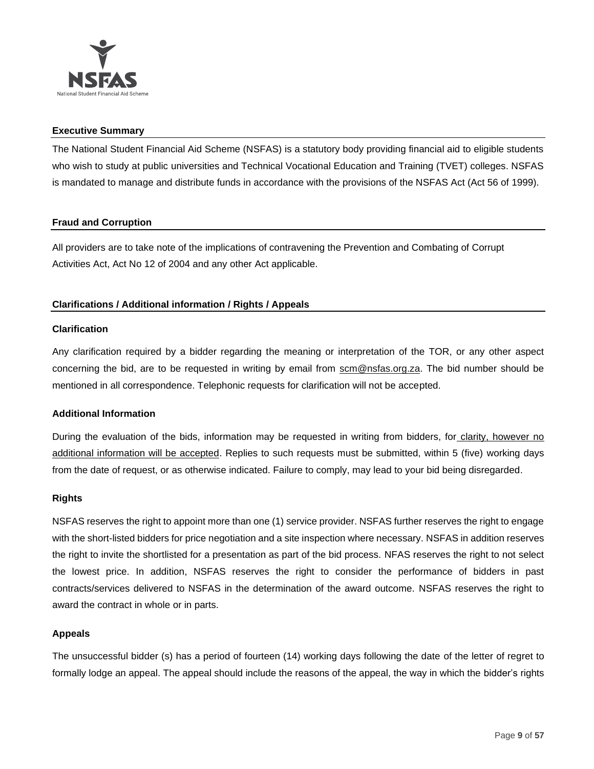## Executive Summary

The National Student Financial Aid Scheme (NSFAS) is a statutory body providing financial aid to eligible students who wish to study at public universities and Technical Vocational Education and Training (TVET) colleges. NSFAS is mandated to manage and distribute funds in accordance with the provisions of the NSFAS Act (Act 56 of 1999).

## Fraud and Corruption

All providers are to take note of the implications of contravening the Prevention and Combating of Corrupt Activities Act, Act No 12 of 2004 and any other Act applicable.

## Clarifications / Additional information / Rights / Appeals

### Clarification

Any clarification required by a bidder regarding the meaning or interpretation of the TOR, or any other aspect concerning the bid, are to be requested in writing by email from scm@nsfas.org.za. The bid number should be mentioned in all correspondence. Telephonic requests for clarification will not be accepted.

### Additional Information

During the evaluation of the bids, information may be requested in writing from bidders, for clarity, however no additional information will be accepted. Replies to such requests must be submitted, within 5 (five) working days from the date of request, or as otherwise indicated. Failure to comply, may lead to your bid being disregarded.

### Rights

NSFAS reserves the right to appoint more than one (1) service provider. NSFAS further reserves the right to engage with the short-listed bidders for price negotiation and a site inspection where necessary. NSFAS in addition reserves the right to invite the shortlisted for a presentation as part of the bid process. NFAS reserves the right to not select the lowest price. In addition, NSFAS reserves the right to consider the performance of bidders in past contracts/services delivered to NSFAS in the determination of the award outcome. NSFAS reserves the right to award the contract in whole or in parts.

### Appeals

The unsuccessful bidder (s) has a period of fourteen (14) working days following the date of the letter of regret to formally lodge an appeal. The appeal should include the reasons of the appeal, the way in which the bidder's rights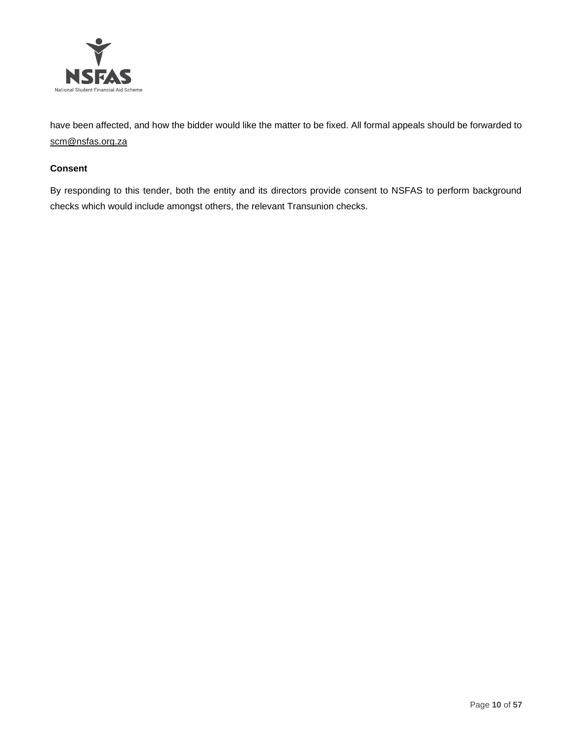have been affected, and how the bidder would like the matter to be fixed. All formal appeals should be forwarded to scm@nsfas.org.za

**Consent**

By responding to this tender, both the entity and its directors provide consent to NSFAS to perform background checks which would include amongst others, the relevant Transunion checks.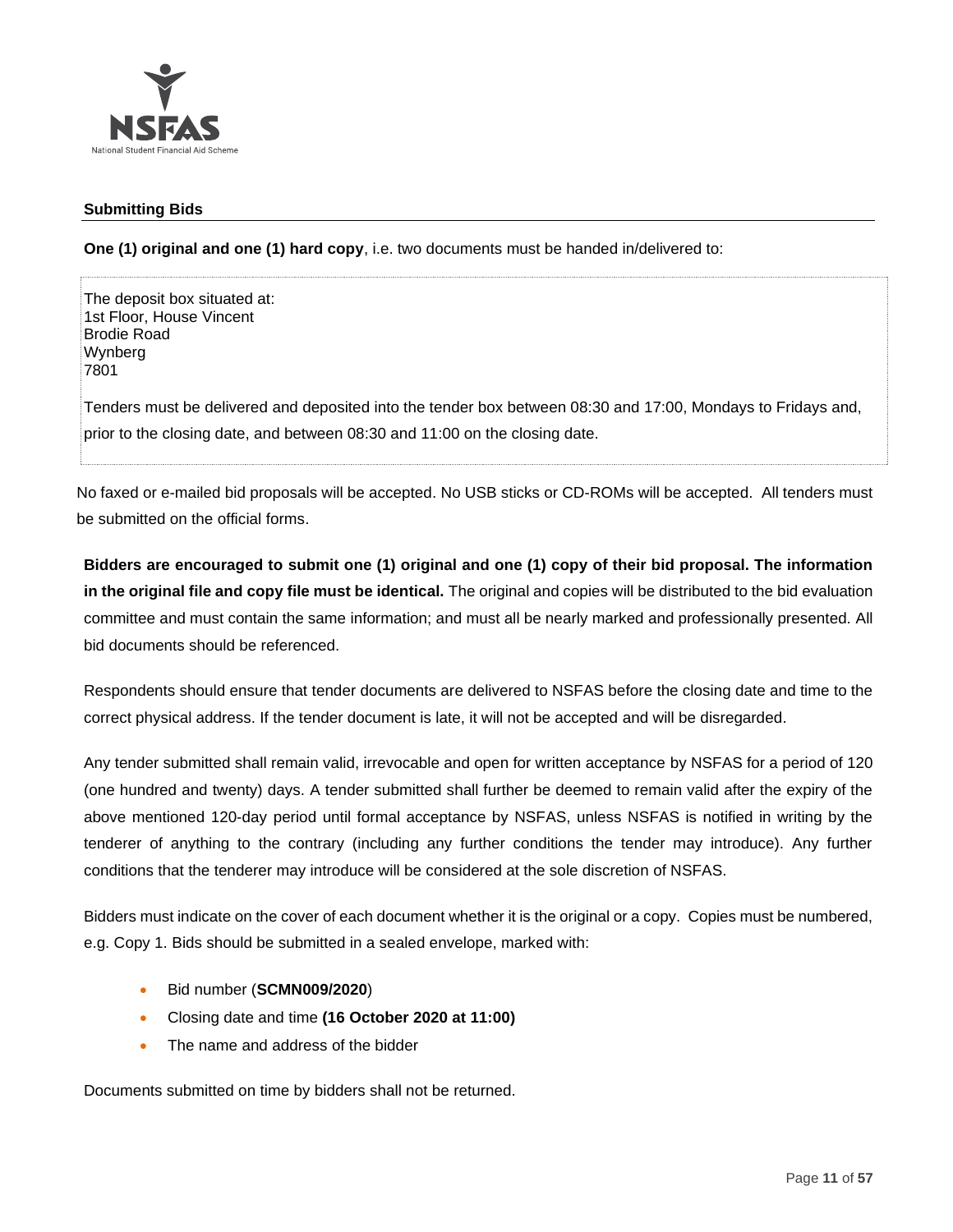## Submitting Bids

**One (1) original and one (1) hard copy**, i.e. two documents must be handed in/delivered to:

The deposit box situated at:
1st Floor, House Vincent
Brodie Road
Wynberg
7801

Tenders must be delivered and deposited into the tender box between 08:30 and 17:00, Mondays to Fridays and, prior to the closing date, and between 08:30 and 11:00 on the closing date.

No faxed or e-mailed bid proposals will be accepted. No USB sticks or CD-ROMs will be accepted. All tenders must be submitted on the official forms.

**Bidders are encouraged to submit one (1) original and one (1) copy of their bid proposal. The information in the original file and copy file must be identical.** The original and copies will be distributed to the bid evaluation committee and must contain the same information; and must all be nearly marked and professionally presented. All bid documents should be referenced.

Respondents should ensure that tender documents are delivered to NSFAS before the closing date and time to the correct physical address. If the tender document is late, it will not be accepted and will be disregarded.

Any tender submitted shall remain valid, irrevocable and open for written acceptance by NSFAS for a period of 120 (one hundred and twenty) days. A tender submitted shall further be deemed to remain valid after the expiry of the above mentioned 120-day period until formal acceptance by NSFAS, unless NSFAS is notified in writing by the tenderer of anything to the contrary (including any further conditions the tender may introduce). Any further conditions that the tenderer may introduce will be considered at the sole discretion of NSFAS.

Bidders must indicate on the cover of each document whether it is the original or a copy. Copies must be numbered, e.g. Copy 1. Bids should be submitted in a sealed envelope, marked with:

- Bid number (**SCMN009/2020**)
- Closing date and time **(16 October 2020 at 11:00)**
- The name and address of the bidder

Documents submitted on time by bidders shall not be returned.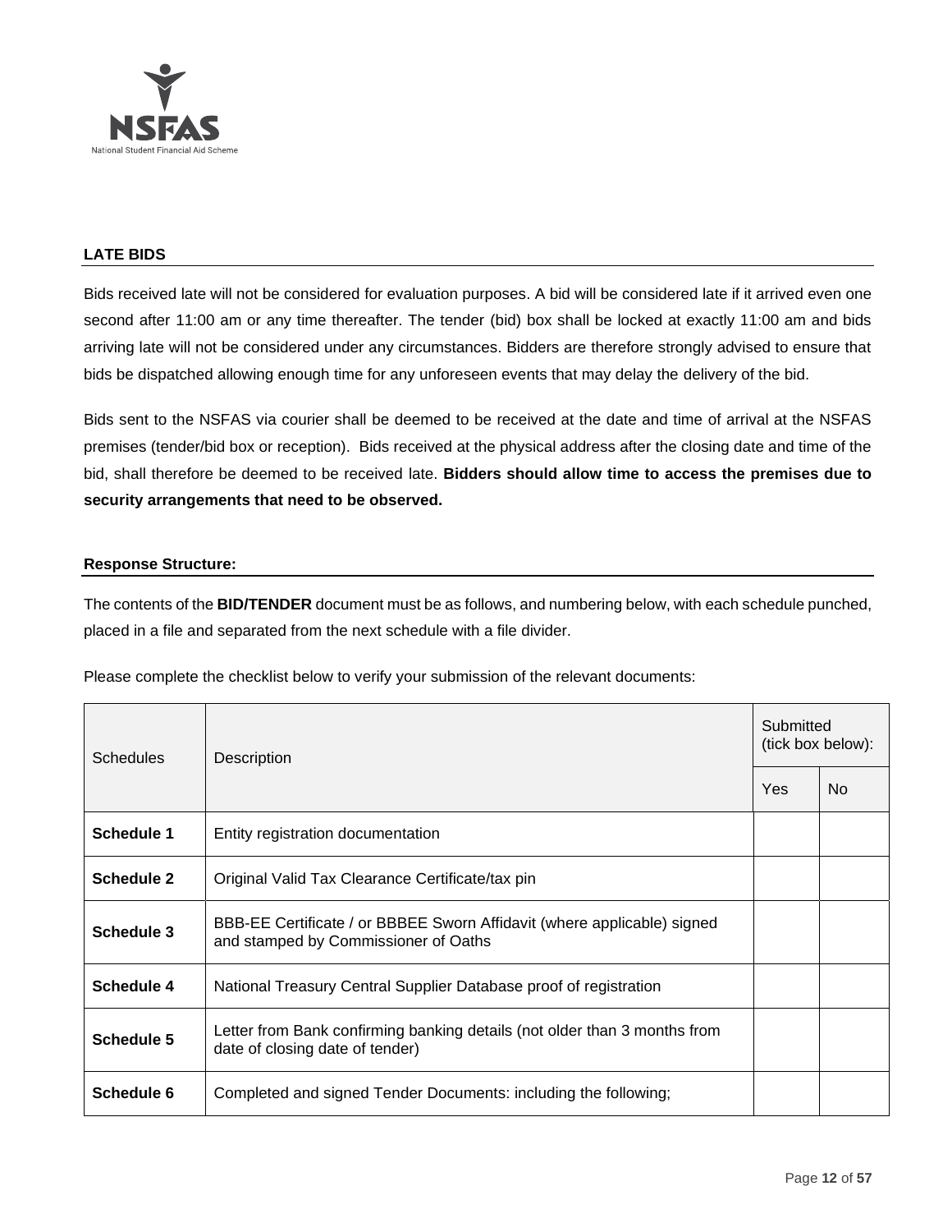## LATE BIDS

Bids received late will not be considered for evaluation purposes. A bid will be considered late if it arrived even one second after 11:00 am or any time thereafter. The tender (bid) box shall be locked at exactly 11:00 am and bids arriving late will not be considered under any circumstances. Bidders are therefore strongly advised to ensure that bids be dispatched allowing enough time for any unforeseen events that may delay the delivery of the bid.

Bids sent to the NSFAS via courier shall be deemed to be received at the date and time of arrival at the NSFAS premises (tender/bid box or reception). Bids received at the physical address after the closing date and time of the bid, shall therefore be deemed to be received late. **Bidders should allow time to access the premises due to security arrangements that need to be observed.**

## Response Structure:

The contents of the **BID/TENDER** document must be as follows, and numbering below, with each schedule punched, placed in a file and separated from the next schedule with a file divider.

Please complete the checklist below to verify your submission of the relevant documents:

| Schedules | Description | Submitted (tick box below): | |
|---|---|---|---|
| | | Yes | No |
| **Schedule 1** | Entity registration documentation | | |
| **Schedule 2** | Original Valid Tax Clearance Certificate/tax pin | | |
| **Schedule 3** | BBB-EE Certificate / or BBBEE Sworn Affidavit (where applicable) signed and stamped by Commissioner of Oaths | | |
| **Schedule 4** | National Treasury Central Supplier Database proof of registration | | |
| **Schedule 5** | Letter from Bank confirming banking details (not older than 3 months from date of closing date of tender) | | |
| **Schedule 6** | Completed and signed Tender Documents: including the following; | | |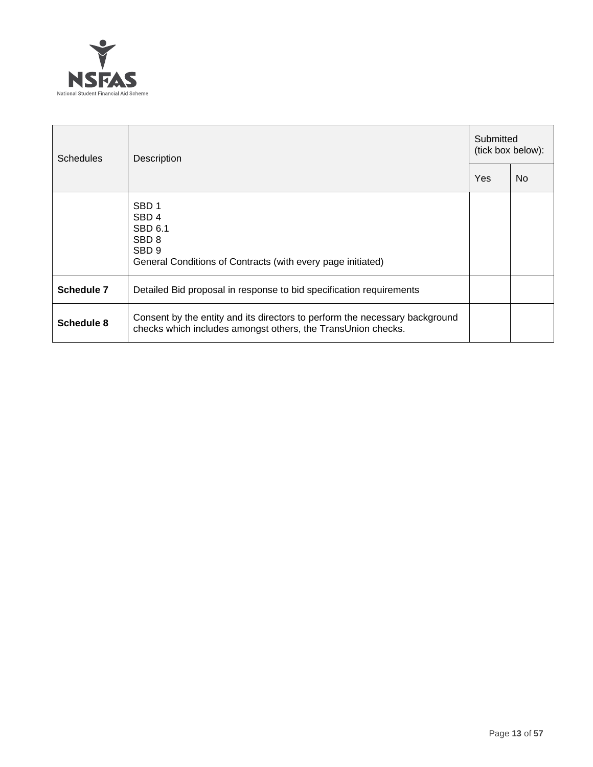| Schedules | Description | Submitted (tick box below): | |
|---|---|---|---|
| | | Yes | No |
| | SBD 1<br>SBD 4<br>SBD 6.1<br>SBD 8<br>SBD 9<br>General Conditions of Contracts (with every page initiated) | | |
| **Schedule 7** | Detailed Bid proposal in response to bid specification requirements | | |
| **Schedule 8** | Consent by the entity and its directors to perform the necessary background checks which includes amongst others, the TransUnion checks. | | |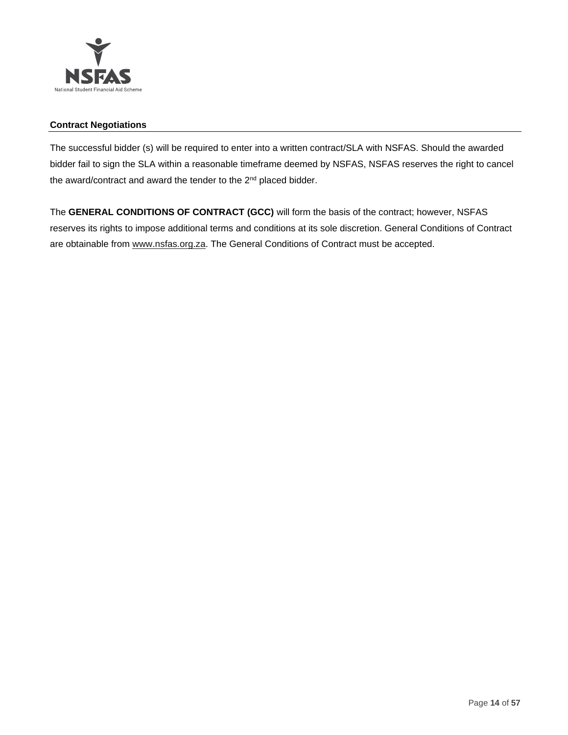## Contract Negotiations

The successful bidder (s) will be required to enter into a written contract/SLA with NSFAS. Should the awarded bidder fail to sign the SLA within a reasonable timeframe deemed by NSFAS, NSFAS reserves the right to cancel the award/contract and award the tender to the 2nd placed bidder.

The **GENERAL CONDITIONS OF CONTRACT (GCC)** will form the basis of the contract; however, NSFAS reserves its rights to impose additional terms and conditions at its sole discretion. General Conditions of Contract are obtainable from www.nsfas.org.za. The General Conditions of Contract must be accepted.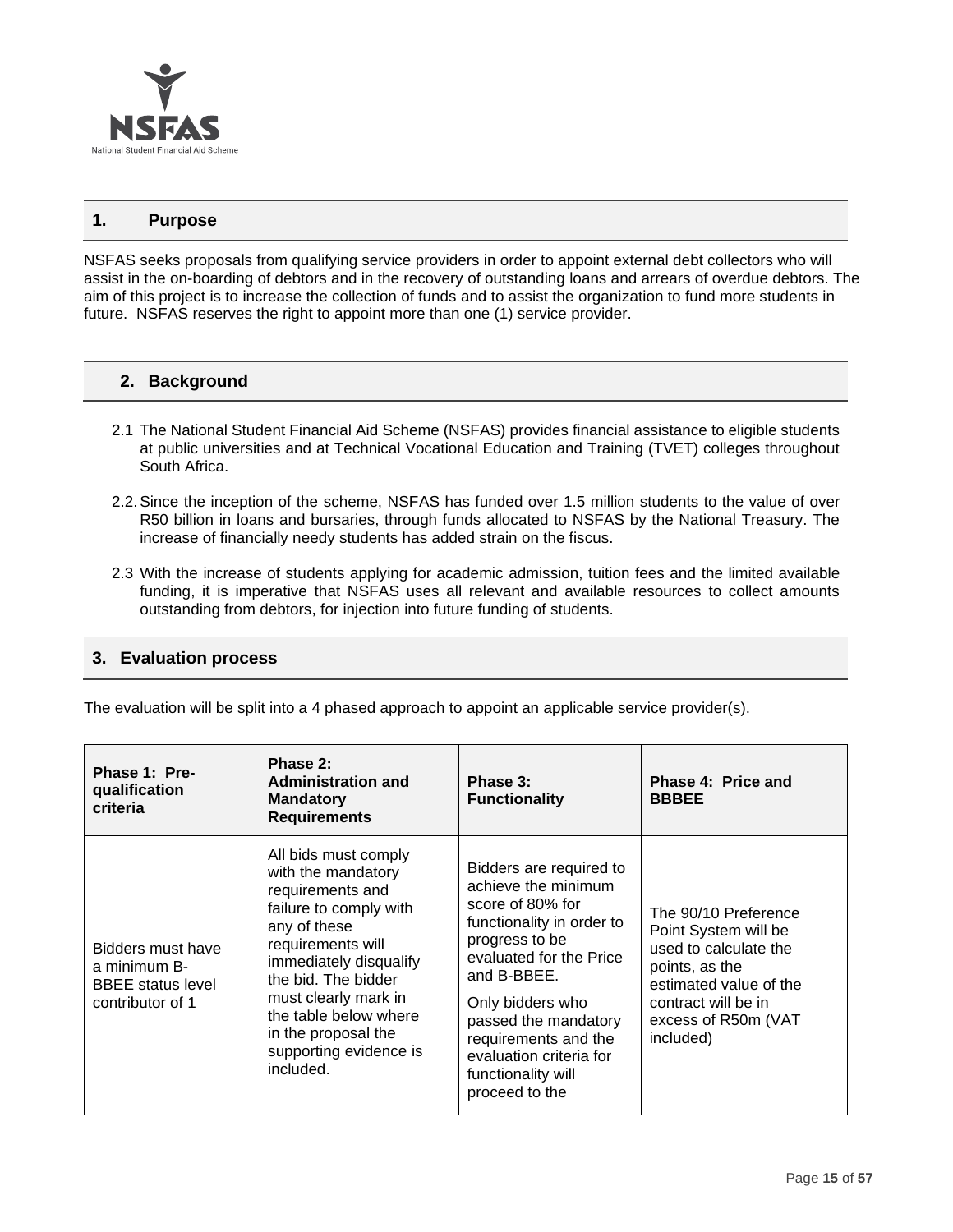## 1. Purpose

NSFAS seeks proposals from qualifying service providers in order to appoint external debt collectors who will assist in the on-boarding of debtors and in the recovery of outstanding loans and arrears of overdue debtors. The aim of this project is to increase the collection of funds and to assist the organization to fund more students in future. NSFAS reserves the right to appoint more than one (1) service provider.

## 2. Background

2.1 The National Student Financial Aid Scheme (NSFAS) provides financial assistance to eligible students at public universities and at Technical Vocational Education and Training (TVET) colleges throughout South Africa.

2.2. Since the inception of the scheme, NSFAS has funded over 1.5 million students to the value of over R50 billion in loans and bursaries, through funds allocated to NSFAS by the National Treasury. The increase of financially needy students has added strain on the fiscus.

2.3 With the increase of students applying for academic admission, tuition fees and the limited available funding, it is imperative that NSFAS uses all relevant and available resources to collect amounts outstanding from debtors, for injection into future funding of students.

## 3. Evaluation process

The evaluation will be split into a 4 phased approach to appoint an applicable service provider(s).

| **Phase 1: Pre-qualification criteria** | **Phase 2: Administration and Mandatory Requirements** | **Phase 3: Functionality** | **Phase 4: Price and BBBEE** |
|---|---|---|---|
| Bidders must have a minimum B-BBEE status level contributor of 1 | All bids must comply with the mandatory requirements and failure to comply with any of these requirements will immediately disqualify the bid. The bidder must clearly mark in the table below where in the proposal the supporting evidence is included. | Bidders are required to achieve the minimum score of 80% for functionality in order to progress to be evaluated for the Price and B-BBEE.<br><br>Only bidders who passed the mandatory requirements and the evaluation criteria for functionality will proceed to the | The 90/10 Preference Point System will be used to calculate the points, as the estimated value of the contract will be in excess of R50m (VAT included) |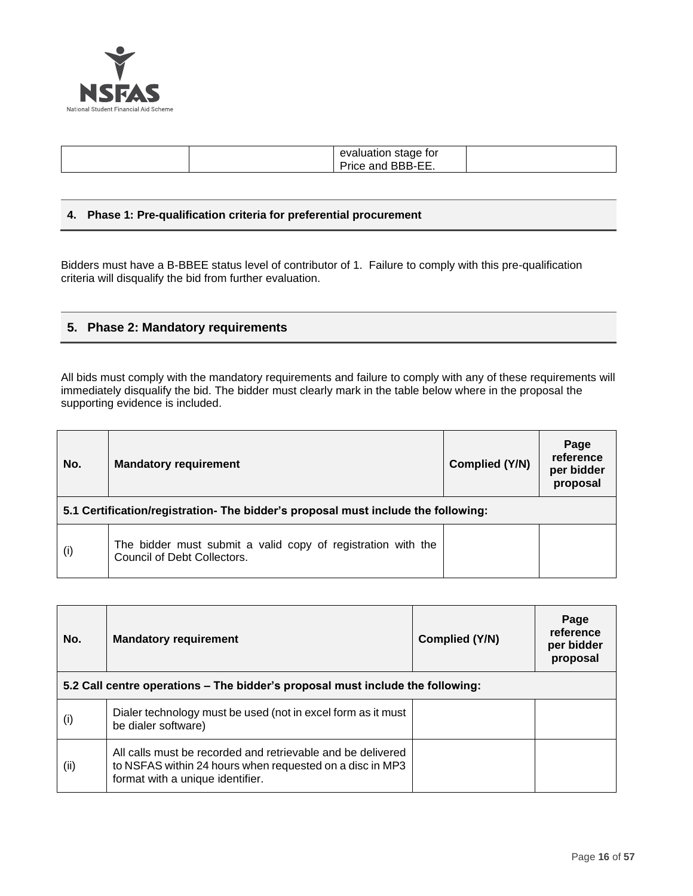| | | evaluation stage for Price and BBB-EE. | |
|---|---|---|---|

## 4. Phase 1: Pre-qualification criteria for preferential procurement

Bidders must have a B-BBEE status level of contributor of 1. Failure to comply with this pre-qualification criteria will disqualify the bid from further evaluation.

## 5. Phase 2: Mandatory requirements

All bids must comply with the mandatory requirements and failure to comply with any of these requirements will immediately disqualify the bid. The bidder must clearly mark in the table below where in the proposal the supporting evidence is included.

| No. | Mandatory requirement | Complied (Y/N) | Page reference per bidder proposal |
|---|---|---|---|
| **5.1 Certification/registration- The bidder's proposal must include the following:** | | | |
| (i) | The bidder must submit a valid copy of registration with the Council of Debt Collectors. | | |

| No. | Mandatory requirement | Complied (Y/N) | Page reference per bidder proposal |
|---|---|---|---|
| **5.2 Call centre operations – The bidder's proposal must include the following:** | | | |
| (i) | Dialer technology must be used (not in excel form as it must be dialer software) | | |
| (ii) | All calls must be recorded and retrievable and be delivered to NSFAS within 24 hours when requested on a disc in MP3 format with a unique identifier. | | |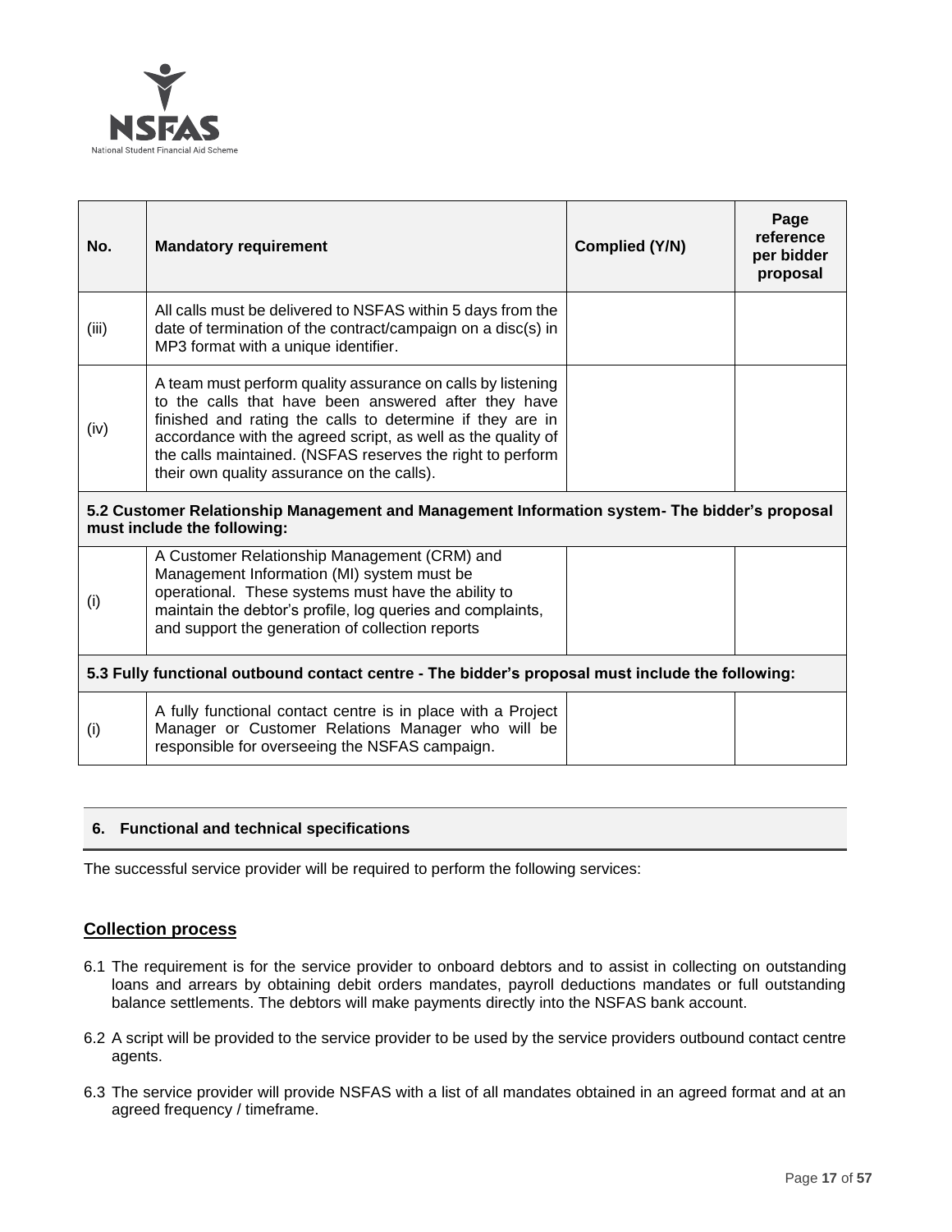| No. | Mandatory requirement | Complied (Y/N) | Page reference per bidder proposal |
|---|---|---|---|
| (iii) | All calls must be delivered to NSFAS within 5 days from the date of termination of the contract/campaign on a disc(s) in MP3 format with a unique identifier. | | |
| (iv) | A team must perform quality assurance on calls by listening to the calls that have been answered after they have finished and rating the calls to determine if they are in accordance with the agreed script, as well as the quality of the calls maintained. (NSFAS reserves the right to perform their own quality assurance on the calls). | | |
| **5.2 Customer Relationship Management and Management Information system- The bidder's proposal must include the following:** | | | |
| (i) | A Customer Relationship Management (CRM) and Management Information (MI) system must be operational. These systems must have the ability to maintain the debtor's profile, log queries and complaints, and support the generation of collection reports | | |
| **5.3 Fully functional outbound contact centre - The bidder's proposal must include the following:** | | | |
| (i) | A fully functional contact centre is in place with a Project Manager or Customer Relations Manager who will be responsible for overseeing the NSFAS campaign. | | |

## 6. Functional and technical specifications

The successful service provider will be required to perform the following services:

### Collection process

6.1 The requirement is for the service provider to onboard debtors and to assist in collecting on outstanding loans and arrears by obtaining debit orders mandates, payroll deductions mandates or full outstanding balance settlements. The debtors will make payments directly into the NSFAS bank account.

6.2 A script will be provided to the service provider to be used by the service providers outbound contact centre agents.

6.3 The service provider will provide NSFAS with a list of all mandates obtained in an agreed format and at an agreed frequency / timeframe.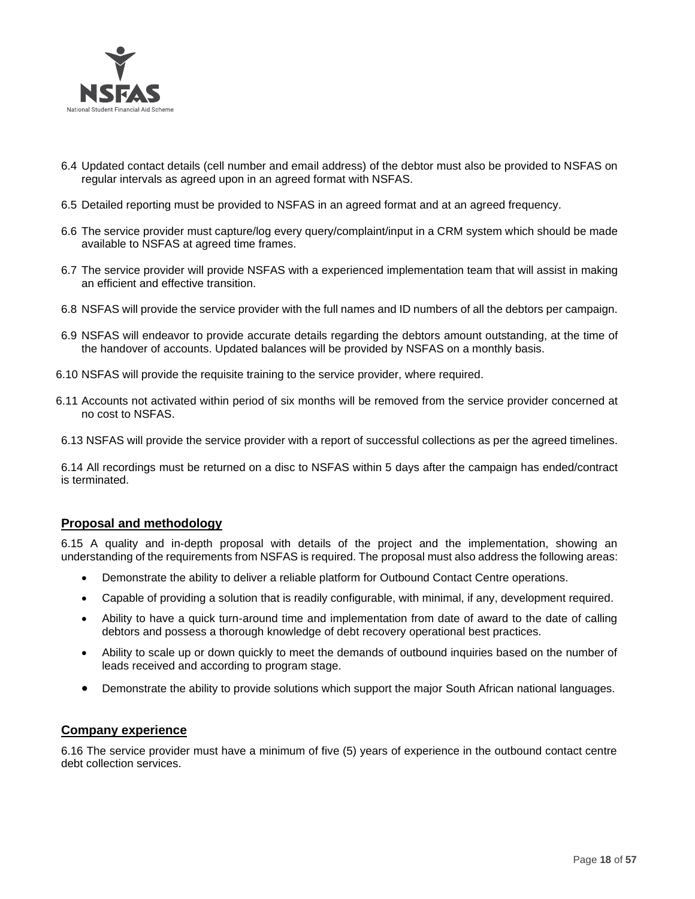6.4 Updated contact details (cell number and email address) of the debtor must also be provided to NSFAS on regular intervals as agreed upon in an agreed format with NSFAS.

6.5 Detailed reporting must be provided to NSFAS in an agreed format and at an agreed frequency.

6.6 The service provider must capture/log every query/complaint/input in a CRM system which should be made available to NSFAS at agreed time frames.

6.7 The service provider will provide NSFAS with a experienced implementation team that will assist in making an efficient and effective transition.

6.8 NSFAS will provide the service provider with the full names and ID numbers of all the debtors per campaign.

6.9 NSFAS will endeavor to provide accurate details regarding the debtors amount outstanding, at the time of the handover of accounts. Updated balances will be provided by NSFAS on a monthly basis.

6.10 NSFAS will provide the requisite training to the service provider, where required.

6.11 Accounts not activated within period of six months will be removed from the service provider concerned at no cost to NSFAS.

6.13 NSFAS will provide the service provider with a report of successful collections as per the agreed timelines.

6.14 All recordings must be returned on a disc to NSFAS within 5 days after the campaign has ended/contract is terminated.

## Proposal and methodology

6.15 A quality and in-depth proposal with details of the project and the implementation, showing an understanding of the requirements from NSFAS is required. The proposal must also address the following areas:

- Demonstrate the ability to deliver a reliable platform for Outbound Contact Centre operations.
- Capable of providing a solution that is readily configurable, with minimal, if any, development required.
- Ability to have a quick turn-around time and implementation from date of award to the date of calling debtors and possess a thorough knowledge of debt recovery operational best practices.
- Ability to scale up or down quickly to meet the demands of outbound inquiries based on the number of leads received and according to program stage.
- Demonstrate the ability to provide solutions which support the major South African national languages.

## Company experience

6.16 The service provider must have a minimum of five (5) years of experience in the outbound contact centre debt collection services.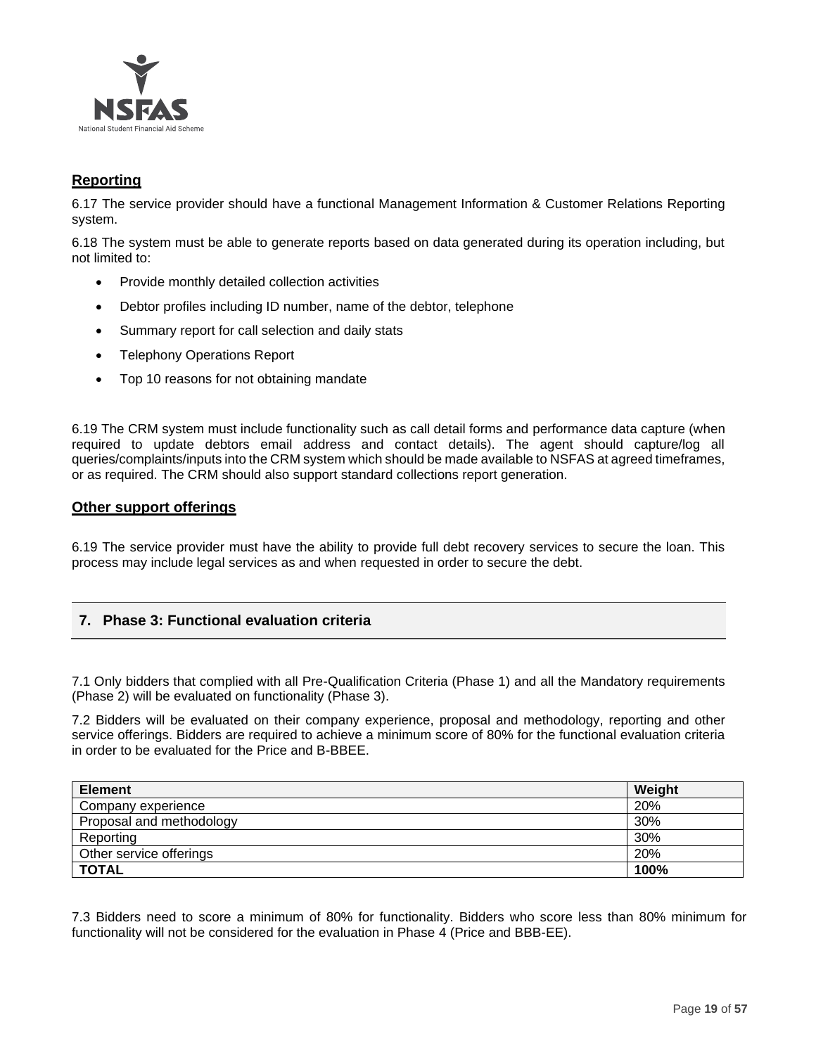**Reporting**

6.17 The service provider should have a functional Management Information & Customer Relations Reporting system.

6.18 The system must be able to generate reports based on data generated during its operation including, but not limited to:

- Provide monthly detailed collection activities
- Debtor profiles including ID number, name of the debtor, telephone
- Summary report for call selection and daily stats
- Telephony Operations Report
- Top 10 reasons for not obtaining mandate

6.19 The CRM system must include functionality such as call detail forms and performance data capture (when required to update debtors email address and contact details). The agent should capture/log all queries/complaints/inputs into the CRM system which should be made available to NSFAS at agreed timeframes, or as required. The CRM should also support standard collections report generation.

**Other support offerings**

6.19 The service provider must have the ability to provide full debt recovery services to secure the loan. This process may include legal services as and when requested in order to secure the debt.

## 7. Phase 3: Functional evaluation criteria

7.1 Only bidders that complied with all Pre-Qualification Criteria (Phase 1) and all the Mandatory requirements (Phase 2) will be evaluated on functionality (Phase 3).

7.2 Bidders will be evaluated on their company experience, proposal and methodology, reporting and other service offerings. Bidders are required to achieve a minimum score of 80% for the functional evaluation criteria in order to be evaluated for the Price and B-BBEE.

| Element | Weight |
|---|---|
| Company experience | 20% |
| Proposal and methodology | 30% |
| Reporting | 30% |
| Other service offerings | 20% |
| **TOTAL** | **100%** |

7.3 Bidders need to score a minimum of 80% for functionality. Bidders who score less than 80% minimum for functionality will not be considered for the evaluation in Phase 4 (Price and BBB-EE).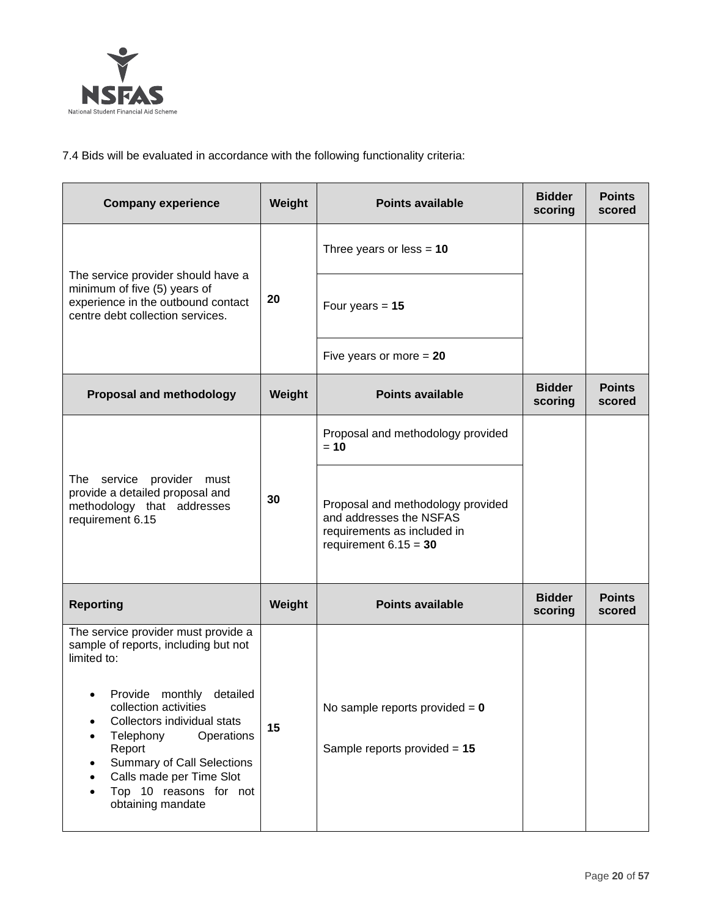7.4 Bids will be evaluated in accordance with the following functionality criteria:

| Company experience | Weight | Points available | Bidder scoring | Points scored |
|---|---|---|---|---|
| The service provider should have a minimum of five (5) years of experience in the outbound contact centre debt collection services. | **20** | Three years or less = **10** | | |
| | | Four years = **15** | | |
| | | Five years or more = **20** | | |
| **Proposal and methodology** | **Weight** | **Points available** | **Bidder scoring** | **Points scored** |
| The service provider must provide a detailed proposal and methodology that addresses requirement 6.15 | **30** | Proposal and methodology provided = **10** | | |
| | | Proposal and methodology provided and addresses the NSFAS requirements as included in requirement 6.15 = **30** | | |
| **Reporting** | **Weight** | **Points available** | **Bidder scoring** | **Points scored** |
| The service provider must provide a sample of reports, including but not limited to:<br>• Provide monthly detailed collection activities<br>• Collectors individual stats<br>• Telephony Operations Report<br>• Summary of Call Selections<br>• Calls made per Time Slot<br>• Top 10 reasons for not obtaining mandate | **15** | No sample reports provided = **0**<br><br>Sample reports provided = **15** | | |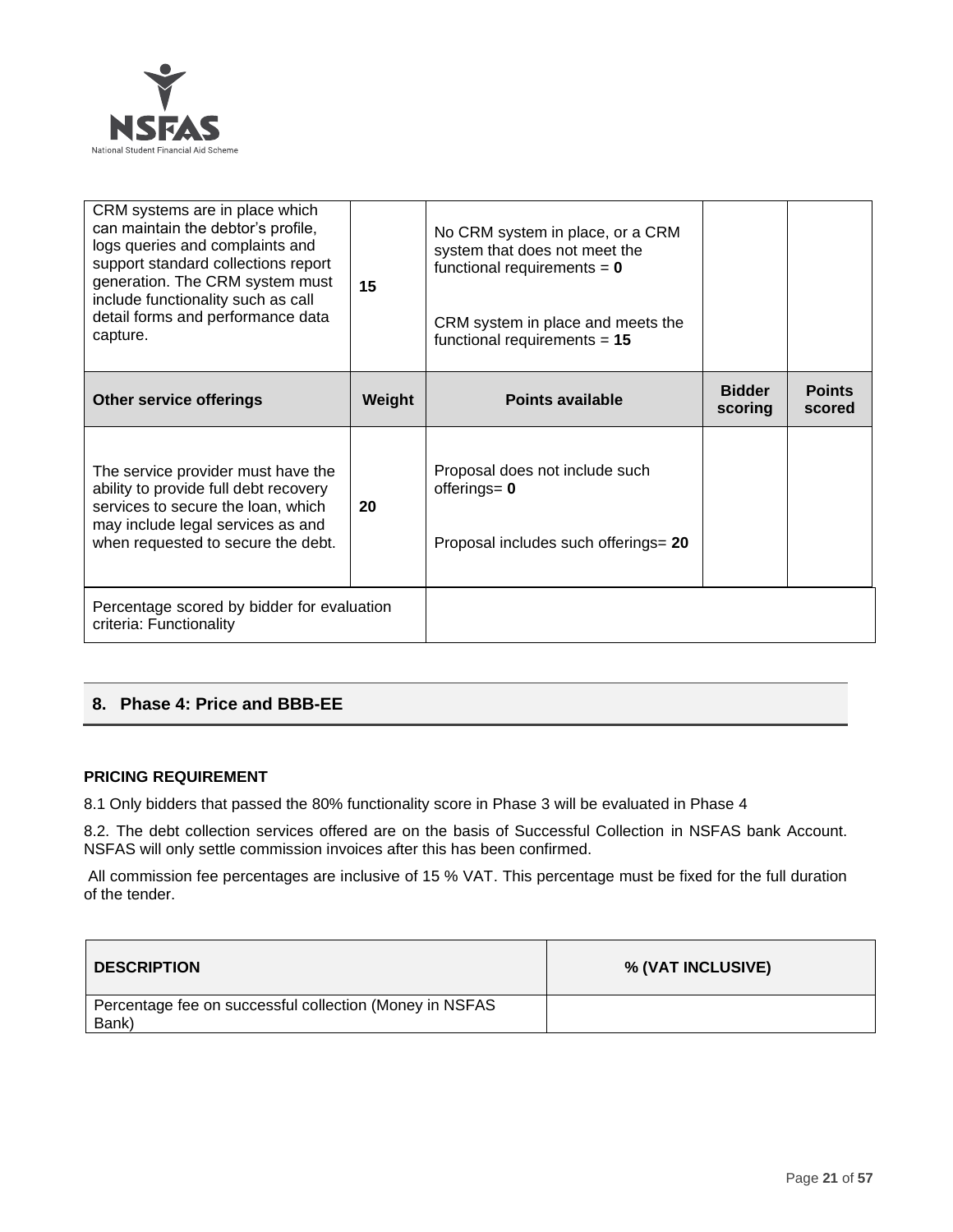| CRM systems are in place which can maintain the debtor's profile, logs queries and complaints and support standard collections report generation. The CRM system must include functionality such as call detail forms and performance data capture. | 15 | No CRM system in place, or a CRM system that does not meet the functional requirements = **0**<br><br>CRM system in place and meets the functional requirements = **15** | | |
|---|---|---|---|---|
| **Other service offerings** | **Weight** | **Points available** | **Bidder scoring** | **Points scored** |
| The service provider must have the ability to provide full debt recovery services to secure the loan, which may include legal services as and when requested to secure the debt. | 20 | Proposal does not include such offerings= **0**<br><br>Proposal includes such offerings= **20** | | |
| Percentage scored by bidder for evaluation criteria: Functionality | | | | |

## 8. Phase 4: Price and BBB-EE

**PRICING REQUIREMENT**

8.1 Only bidders that passed the 80% functionality score in Phase 3 will be evaluated in Phase 4

8.2. The debt collection services offered are on the basis of Successful Collection in NSFAS bank Account. NSFAS will only settle commission invoices after this has been confirmed.

All commission fee percentages are inclusive of 15 % VAT. This percentage must be fixed for the full duration of the tender.

| DESCRIPTION | % (VAT INCLUSIVE) |
|---|---|
| Percentage fee on successful collection (Money in NSFAS Bank) | |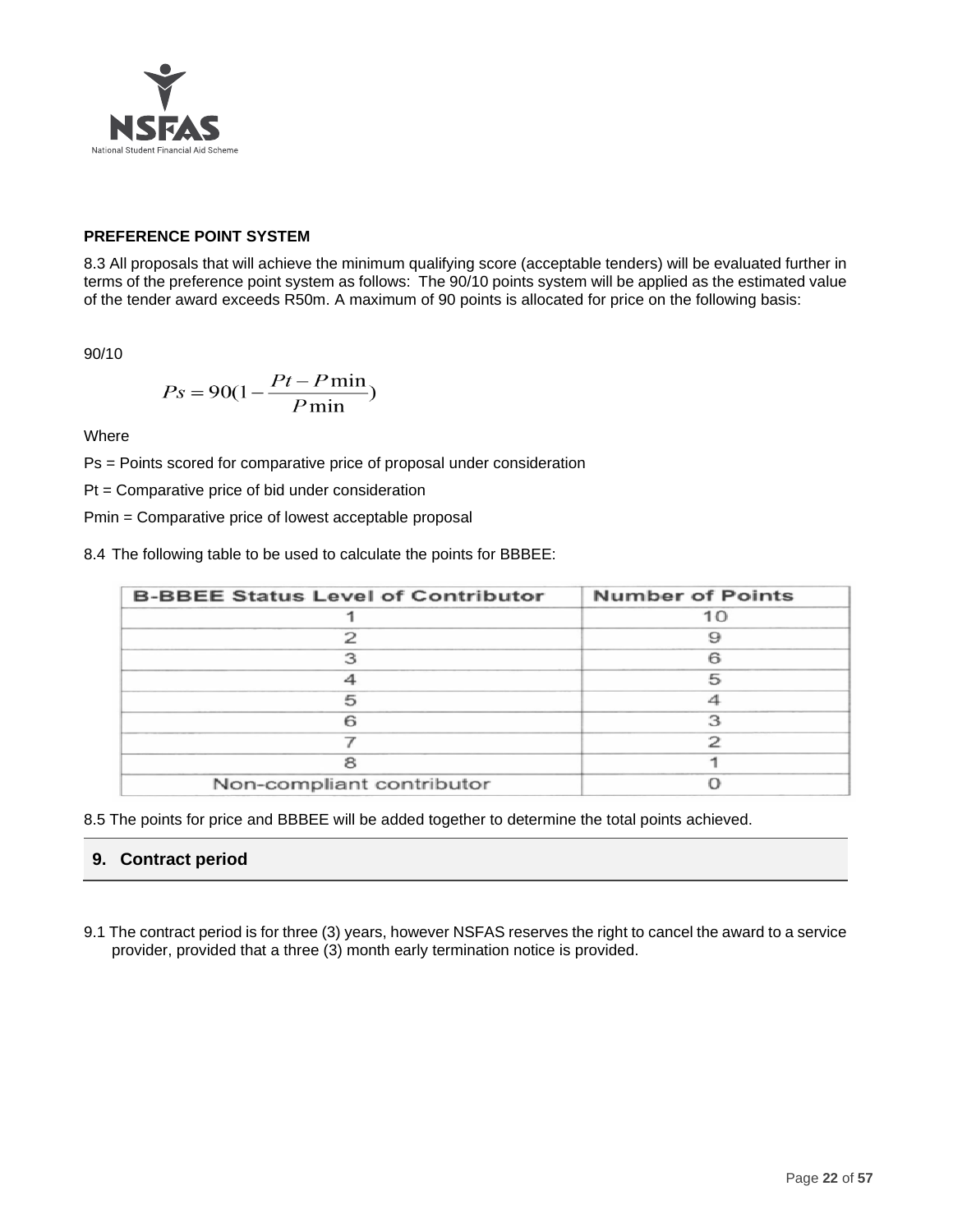**PREFERENCE POINT SYSTEM**

8.3 All proposals that will achieve the minimum qualifying score (acceptable tenders) will be evaluated further in terms of the preference point system as follows: The 90/10 points system will be applied as the estimated value of the tender award exceeds R50m. A maximum of 90 points is allocated for price on the following basis:

90/10

$$Ps = 90(1 - \frac{Pt - P\min}{P\min})$$

Where

Ps = Points scored for comparative price of proposal under consideration

Pt = Comparative price of bid under consideration

Pmin = Comparative price of lowest acceptable proposal

8.4 The following table to be used to calculate the points for BBBEE:

| B-BBEE Status Level of Contributor | Number of Points |
|---|---|
| 1 | 10 |
| 2 | 9 |
| 3 | 6 |
| 4 | 5 |
| 5 | 4 |
| 6 | 3 |
| 7 | 2 |
| 8 | 1 |
| Non-compliant contributor | 0 |

8.5 The points for price and BBBEE will be added together to determine the total points achieved.

## 9. Contract period

9.1 The contract period is for three (3) years, however NSFAS reserves the right to cancel the award to a service provider, provided that a three (3) month early termination notice is provided.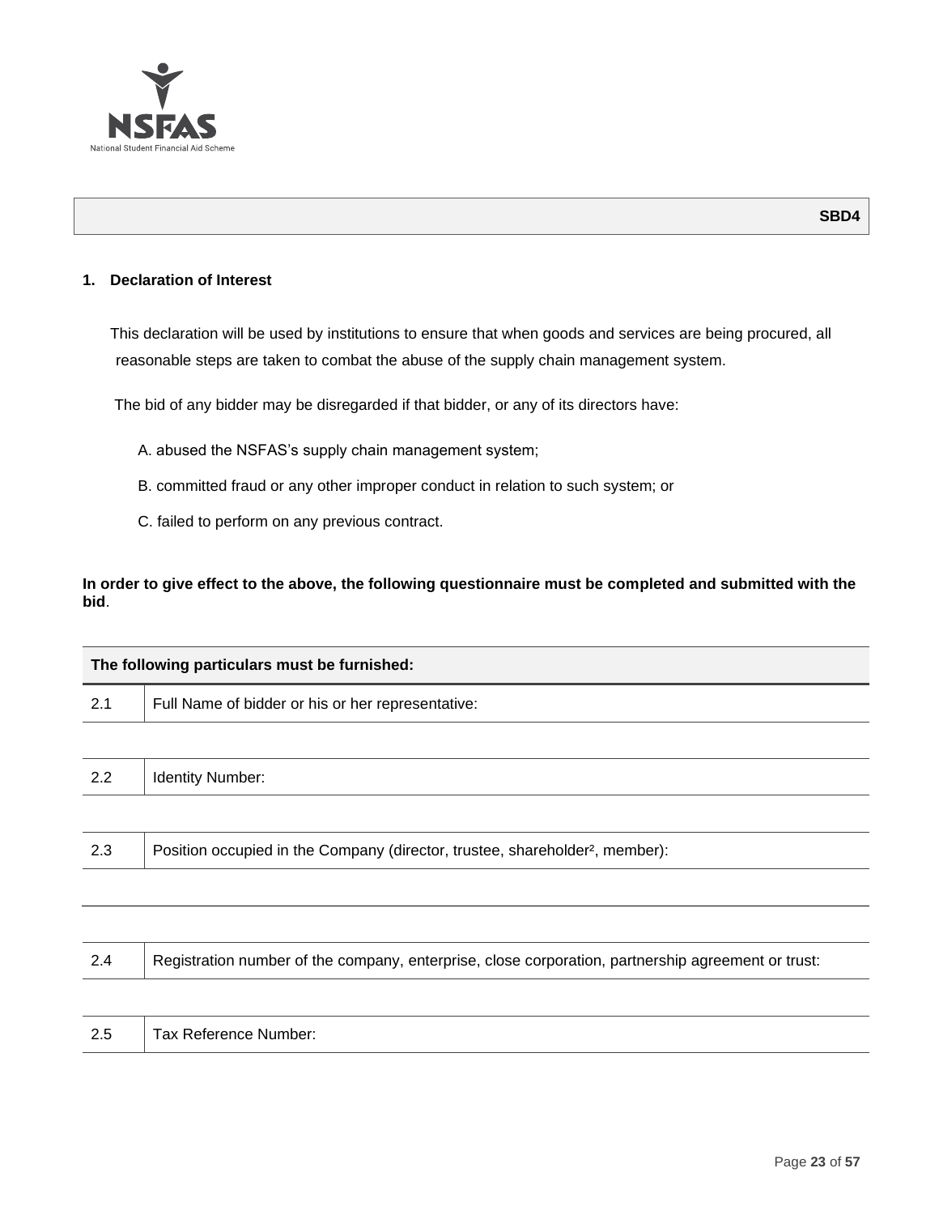**SBD4**

## 1. Declaration of Interest

This declaration will be used by institutions to ensure that when goods and services are being procured, all reasonable steps are taken to combat the abuse of the supply chain management system.

The bid of any bidder may be disregarded if that bidder, or any of its directors have:

A. abused the NSFAS's supply chain management system;

B. committed fraud or any other improper conduct in relation to such system; or

C. failed to perform on any previous contract.

**In order to give effect to the above, the following questionnaire must be completed and submitted with the bid**.

| **The following particulars must be furnished:** | |
|---|---|
| 2.1 | Full Name of bidder or his or her representative: |
| | |
| 2.2 | Identity Number: |
| | |
| 2.3 | Position occupied in the Company (director, trustee, shareholder[2], member): |
| | |
| 2.4 | Registration number of the company, enterprise, close corporation, partnership agreement or trust: |
| | |
| 2.5 | Tax Reference Number: |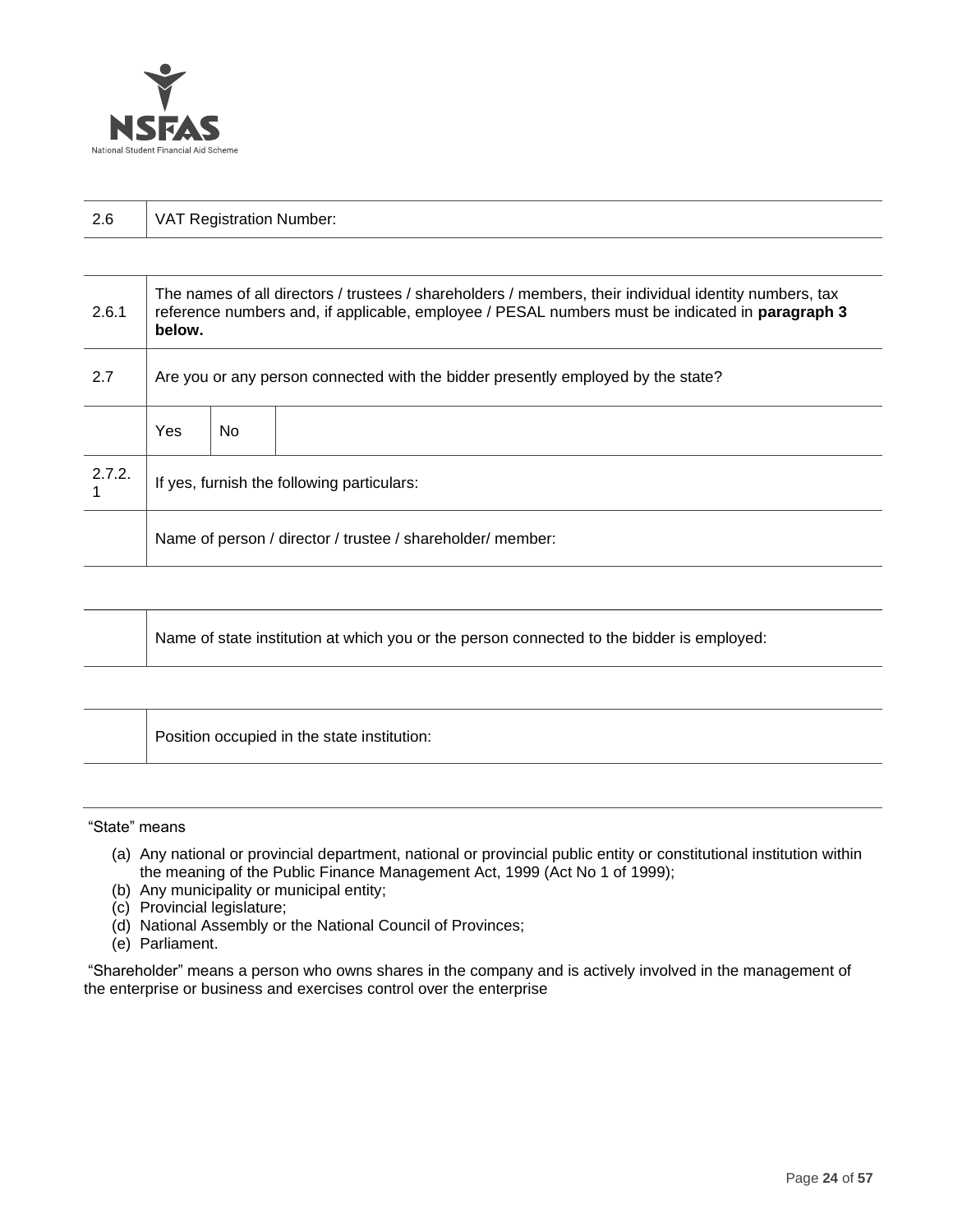| 2.6 | VAT Registration Number: |
|---|---|

| 2.6.1 | The names of all directors / trustees / shareholders / members, their individual identity numbers, tax reference numbers and, if applicable, employee / PESAL numbers must be indicated in **paragraph 3 below.** | | |
|---|---|---|---|
| 2.7 | Are you or any person connected with the bidder presently employed by the state? | | |
| | Yes | No | |
| 2.7.2.1 | If yes, furnish the following particulars: | | |
| | Name of person / director / trustee / shareholder/ member: | | |

| | Name of state institution at which you or the person connected to the bidder is employed: |
|---|---|

| | Position occupied in the state institution: |
|---|---|

"State" means

(a) Any national or provincial department, national or provincial public entity or constitutional institution within the meaning of the Public Finance Management Act, 1999 (Act No 1 of 1999);
(b) Any municipality or municipal entity;
(c) Provincial legislature;
(d) National Assembly or the National Council of Provinces;
(e) Parliament.

"Shareholder" means a person who owns shares in the company and is actively involved in the management of the enterprise or business and exercises control over the enterprise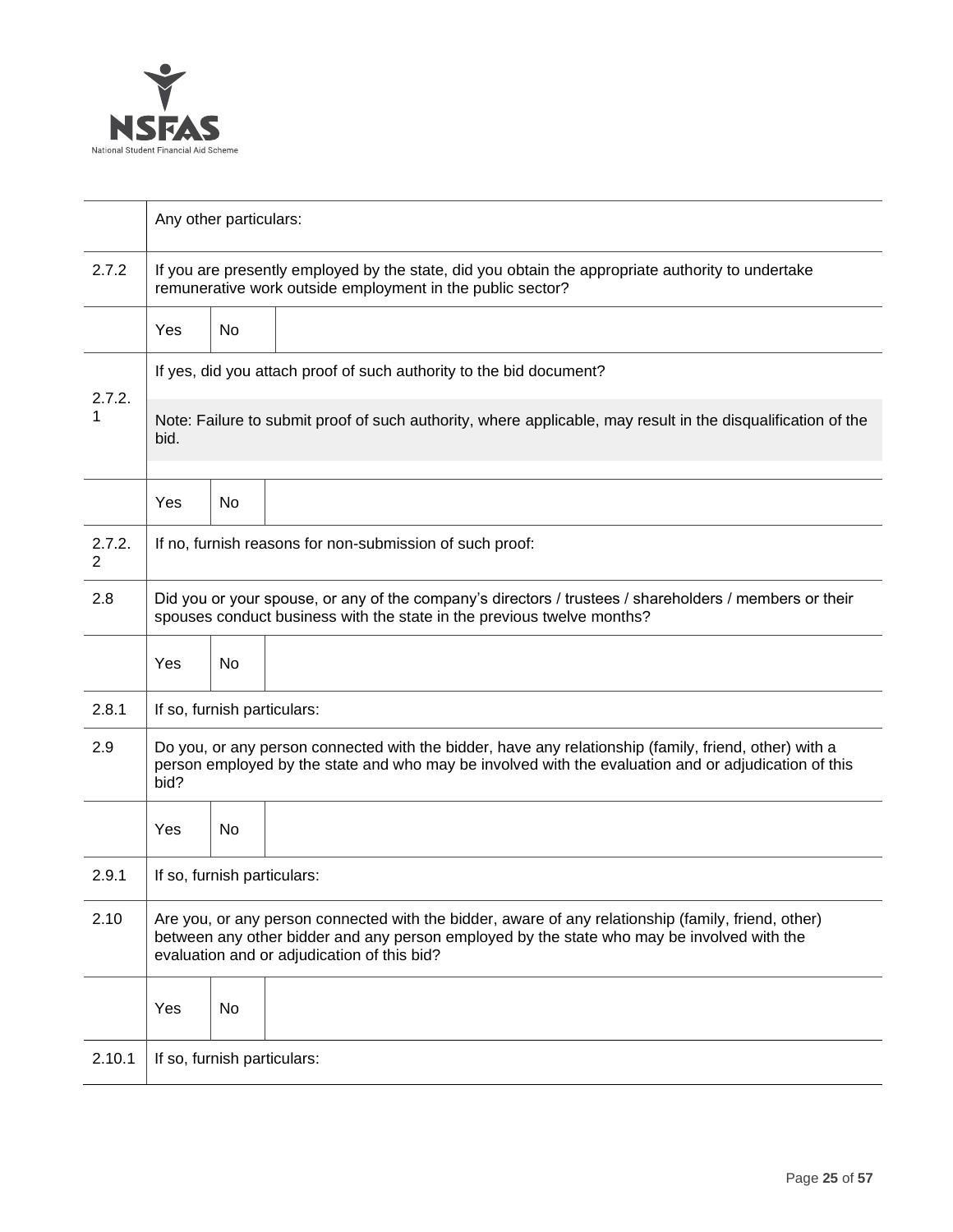| | | | |
|---|---|---|---|
| | Any other particulars: | | |
| 2.7.2 | If you are presently employed by the state, did you obtain the appropriate authority to undertake remunerative work outside employment in the public sector? | | |
| | Yes | No | |
| 2.7.2.1 | If yes, did you attach proof of such authority to the bid document?<br><br>Note: Failure to submit proof of such authority, where applicable, may result in the disqualification of the bid. | | |
| | Yes | No | |
| 2.7.2.2 | If no, furnish reasons for non-submission of such proof: | | |
| 2.8 | Did you or your spouse, or any of the company's directors / trustees / shareholders / members or their spouses conduct business with the state in the previous twelve months? | | |
| | Yes | No | |
| 2.8.1 | If so, furnish particulars: | | |
| 2.9 | Do you, or any person connected with the bidder, have any relationship (family, friend, other) with a person employed by the state and who may be involved with the evaluation and or adjudication of this bid? | | |
| | Yes | No | |
| 2.9.1 | If so, furnish particulars: | | |
| 2.10 | Are you, or any person connected with the bidder, aware of any relationship (family, friend, other) between any other bidder and any person employed by the state who may be involved with the evaluation and or adjudication of this bid? | | |
| | Yes | No | |
| 2.10.1 | If so, furnish particulars: | | |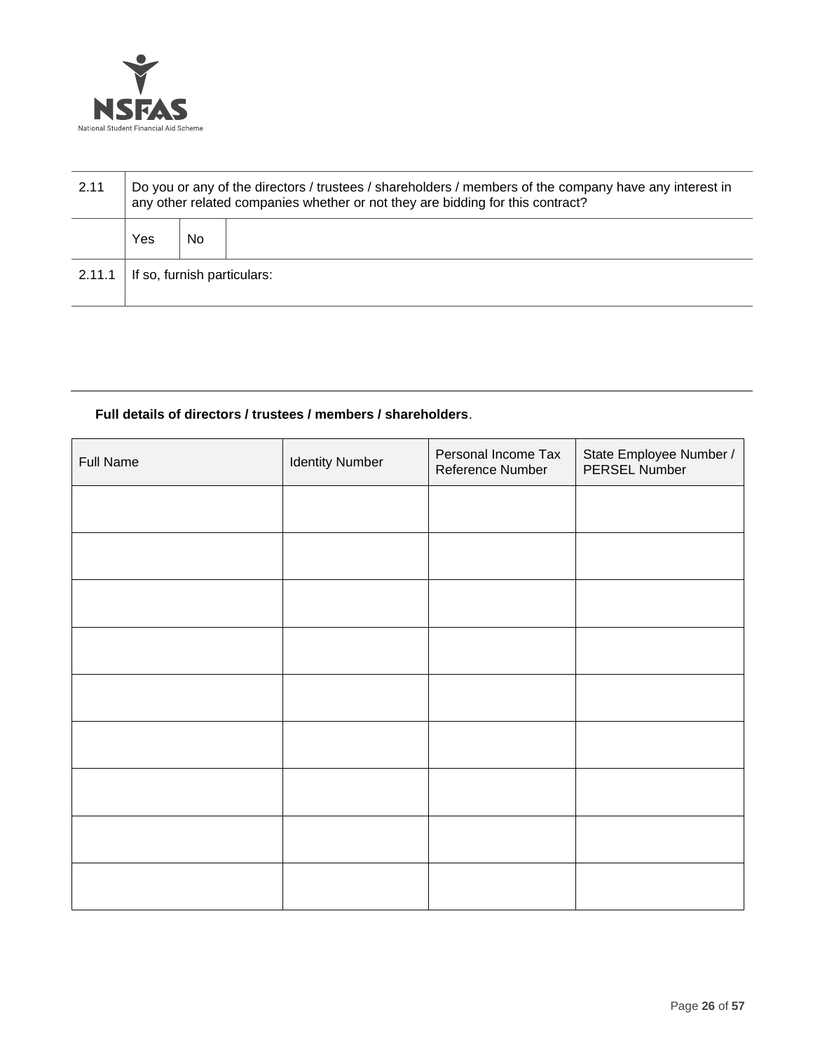| 2.11 | Do you or any of the directors / trustees / shareholders / members of the company have any interest in any other related companies whether or not they are bidding for this contract? | | |
|---|---|---|---|
| | Yes | No | |
| 2.11.1 | If so, furnish particulars: | | |

**Full details of directors / trustees / members / shareholders**.

| Full Name | Identity Number | Personal Income Tax Reference Number | State Employee Number / PERSEL Number |
|---|---|---|---|
| | | | |
| | | | |
| | | | |
| | | | |
| | | | |
| | | | |
| | | | |
| | | | |
| | | | |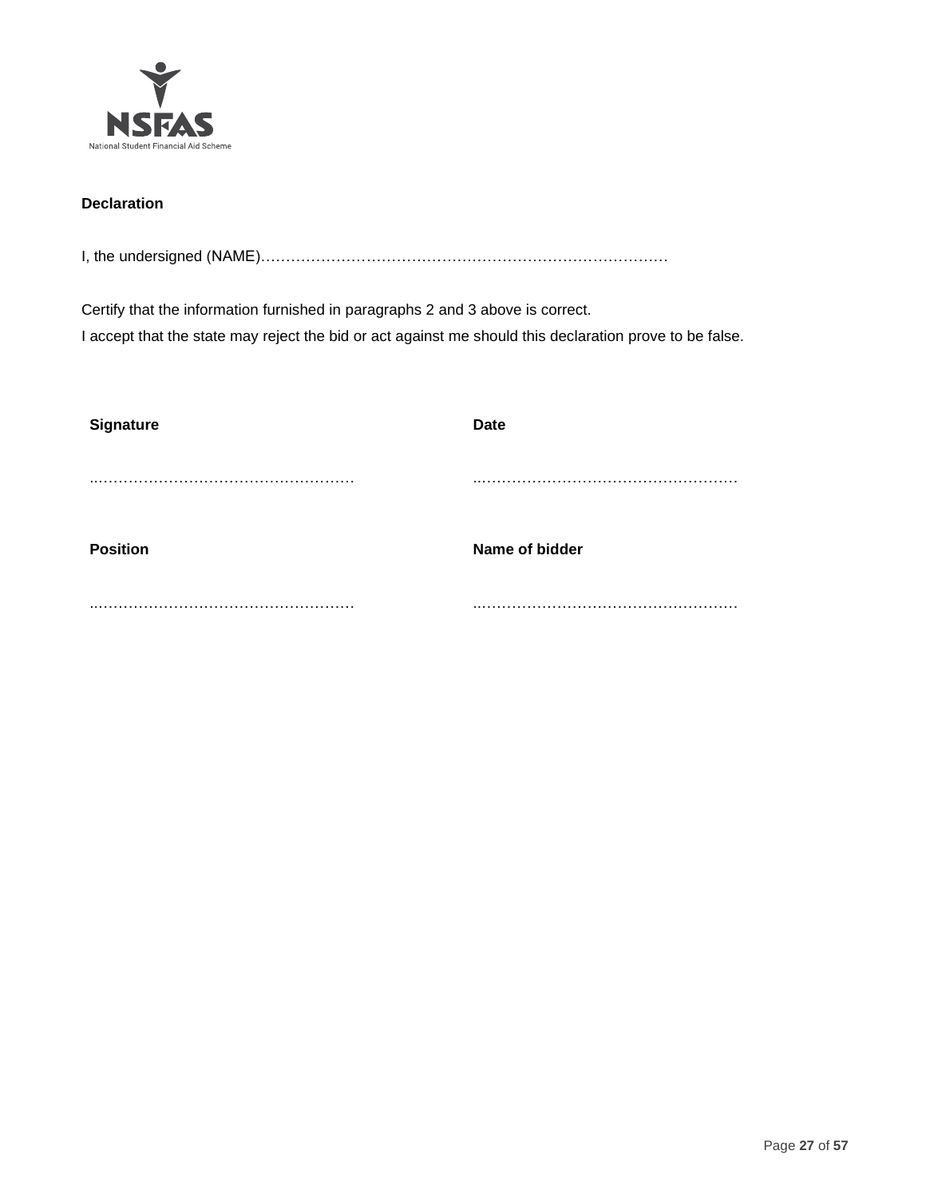**Declaration**

I, the undersigned (NAME)………………………………………………………………………

Certify that the information furnished in paragraphs 2 and 3 above is correct.
I accept that the state may reject the bid or act against me should this declaration prove to be false.

| **Signature** | **Date** |
| --- | --- |
| ……………………………………………… | ……………………………………………… |
| **Position** | **Name of bidder** |
| ……………………………………………… | ……………………………………………… |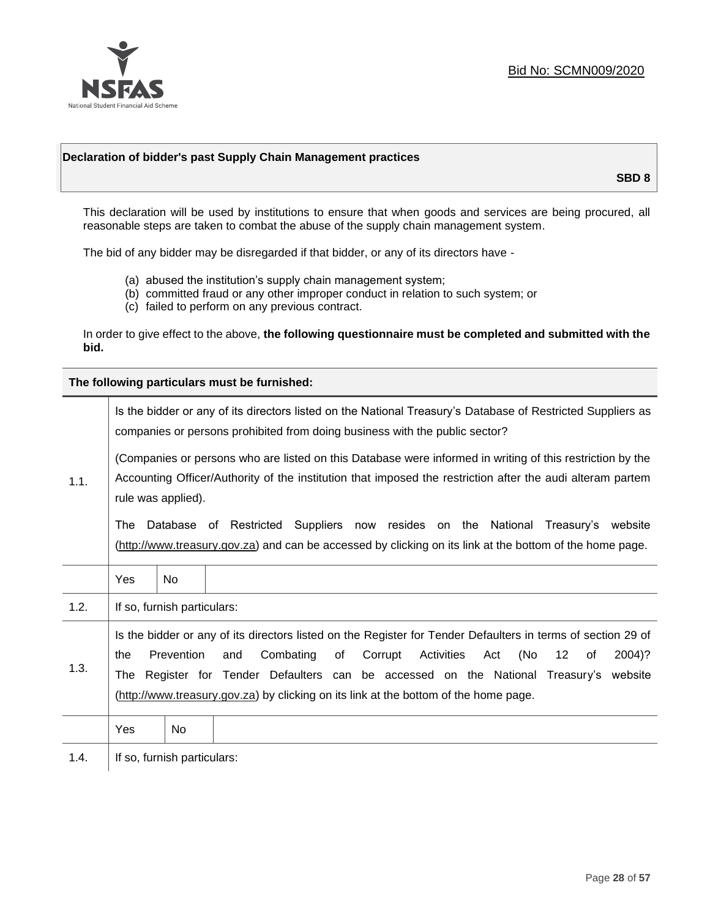Bid No: SCMN009/2020

## Declaration of bidder's past Supply Chain Management practices

**SBD 8**

This declaration will be used by institutions to ensure that when goods and services are being procured, all reasonable steps are taken to combat the abuse of the supply chain management system.

The bid of any bidder may be disregarded if that bidder, or any of its directors have -

(a) abused the institution's supply chain management system;
(b) committed fraud or any other improper conduct in relation to such system; or
(c) failed to perform on any previous contract.

In order to give effect to the above, **the following questionnaire must be completed and submitted with the bid.**

**The following particulars must be furnished:**

| | | | |
|---|---|---|---|
| 1.1. | Is the bidder or any of its directors listed on the National Treasury's Database of Restricted Suppliers as companies or persons prohibited from doing business with the public sector?<br><br>(Companies or persons who are listed on this Database were informed in writing of this restriction by the Accounting Officer/Authority of the institution that imposed the restriction after the audi alteram partem rule was applied).<br><br>The Database of Restricted Suppliers now resides on the National Treasury's website (http://www.treasury.gov.za) and can be accessed by clicking on its link at the bottom of the home page. | | |
| | Yes | No | |
| 1.2. | If so, furnish particulars: | | |
| 1.3. | Is the bidder or any of its directors listed on the Register for Tender Defaulters in terms of section 29 of the Prevention and Combating of Corrupt Activities Act (No 12 of 2004)? The Register for Tender Defaulters can be accessed on the National Treasury's website (http://www.treasury.gov.za) by clicking on its link at the bottom of the home page. | | |
| | Yes | No | |
| 1.4. | If so, furnish particulars: | | |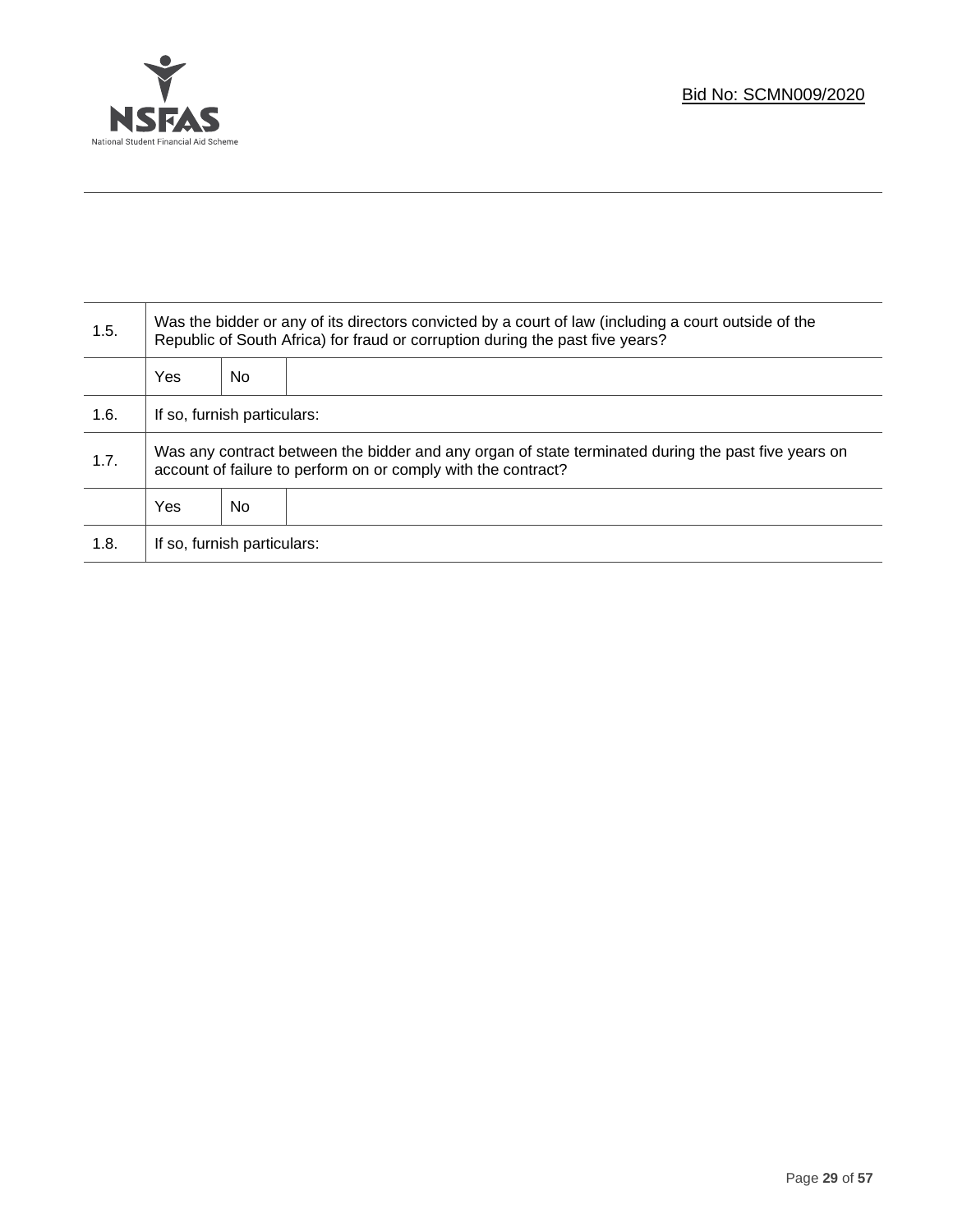| 1.5. | Was the bidder or any of its directors convicted by a court of law (including a court outside of the Republic of South Africa) for fraud or corruption during the past five years? | | |
|---|---|---|---|
| | Yes | No | |
| 1.6. | If so, furnish particulars: | | |
| 1.7. | Was any contract between the bidder and any organ of state terminated during the past five years on account of failure to perform on or comply with the contract? | | |
| | Yes | No | |
| 1.8. | If so, furnish particulars: | | |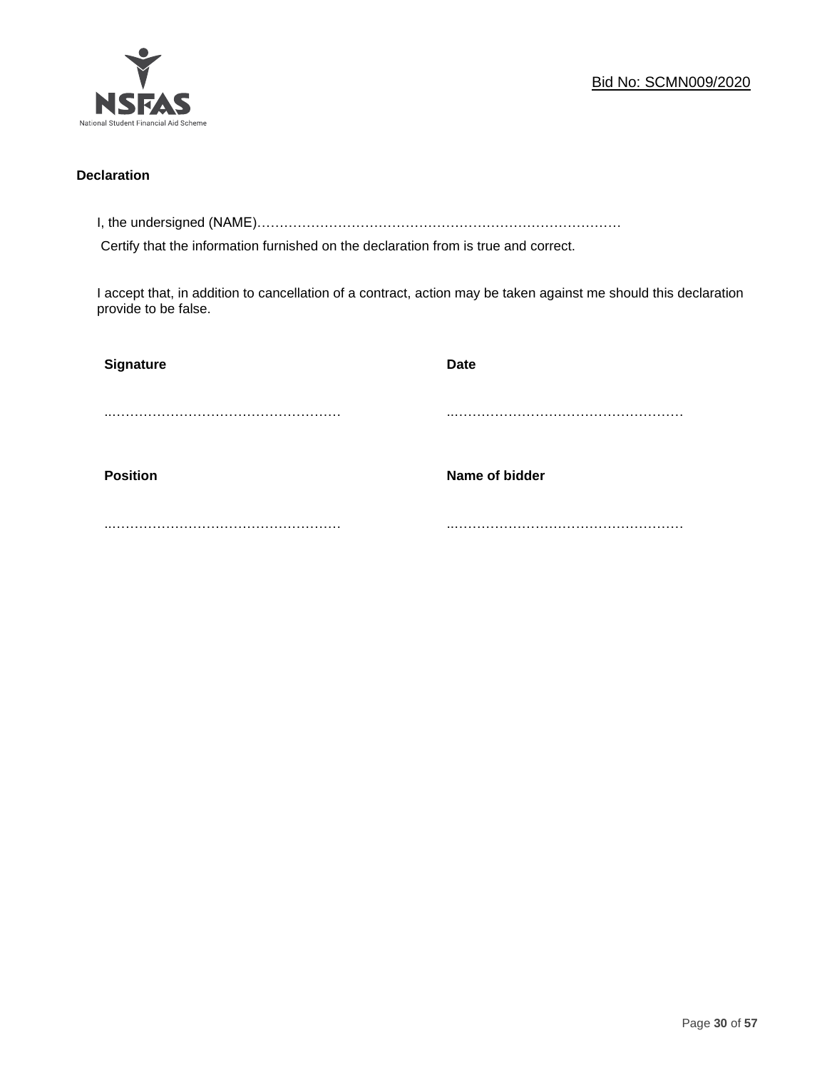Bid No: SCMN009/2020

**Declaration**

I, the undersigned (NAME)……………………………………………………………………… Certify that the information furnished on the declaration from is true and correct.

I accept that, in addition to cancellation of a contract, action may be taken against me should this declaration provide to be false.

| **Signature** | **Date** |
|---|---|
| ……………………………………………… | ……………………………………………… |
| **Position** | **Name of bidder** |
| ……………………………………………… | ……………………………………………… |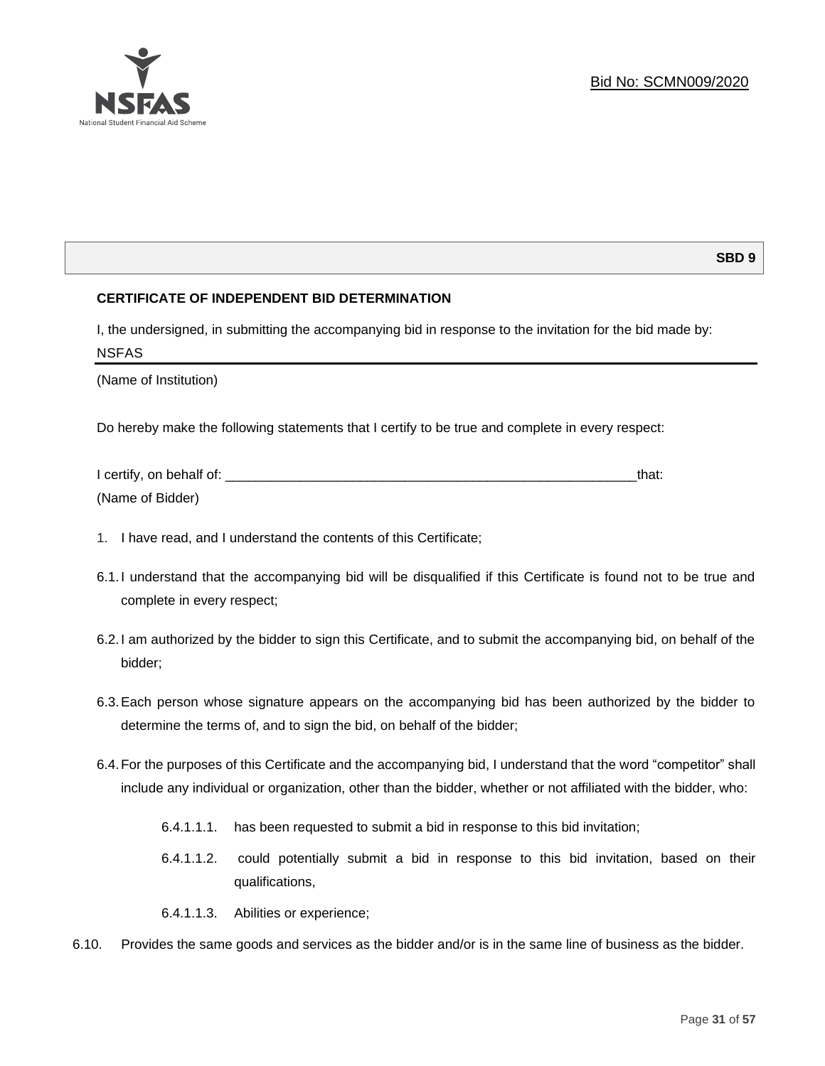Bid No: SCMN009/2020

**SBD 9**

**CERTIFICATE OF INDEPENDENT BID DETERMINATION**

I, the undersigned, in submitting the accompanying bid in response to the invitation for the bid made by:

NSFAS

(Name of Institution)

Do hereby make the following statements that I certify to be true and complete in every respect:

I certify, on behalf of: ___________________________________________________________that:

(Name of Bidder)

1. I have read, and I understand the contents of this Certificate;

6.1. I understand that the accompanying bid will be disqualified if this Certificate is found not to be true and complete in every respect;

6.2. I am authorized by the bidder to sign this Certificate, and to submit the accompanying bid, on behalf of the bidder;

6.3. Each person whose signature appears on the accompanying bid has been authorized by the bidder to determine the terms of, and to sign the bid, on behalf of the bidder;

6.4. For the purposes of this Certificate and the accompanying bid, I understand that the word "competitor" shall include any individual or organization, other than the bidder, whether or not affiliated with the bidder, who:

6.4.1.1.1. has been requested to submit a bid in response to this bid invitation;

6.4.1.1.2. could potentially submit a bid in response to this bid invitation, based on their qualifications,

6.4.1.1.3. Abilities or experience;

6.10. Provides the same goods and services as the bidder and/or is in the same line of business as the bidder.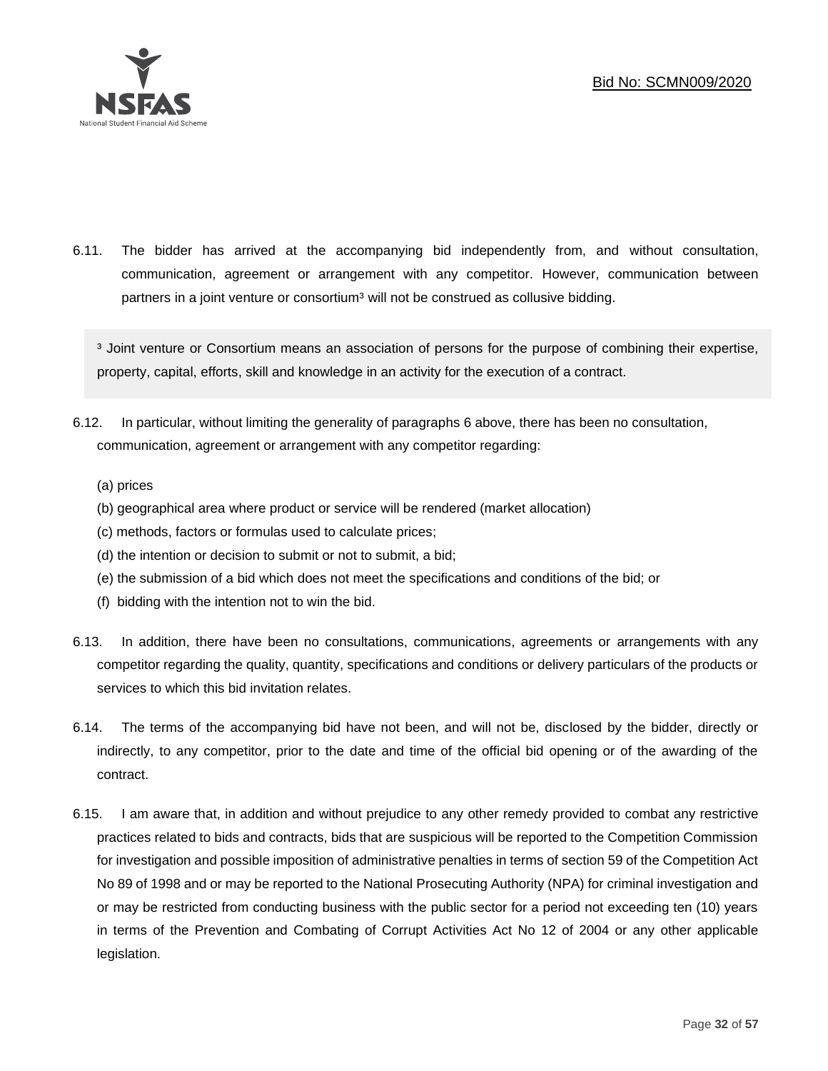6.11. The bidder has arrived at the accompanying bid independently from, and without consultation, communication, agreement or arrangement with any competitor. However, communication between partners in a joint venture or consortium[3] will not be construed as collusive bidding.

> [3] Joint venture or Consortium means an association of persons for the purpose of combining their expertise, property, capital, efforts, skill and knowledge in an activity for the execution of a contract.

6.12. In particular, without limiting the generality of paragraphs 6 above, there has been no consultation, communication, agreement or arrangement with any competitor regarding:

(a) prices
(b) geographical area where product or service will be rendered (market allocation)
(c) methods, factors or formulas used to calculate prices;
(d) the intention or decision to submit or not to submit, a bid;
(e) the submission of a bid which does not meet the specifications and conditions of the bid; or
(f) bidding with the intention not to win the bid.

6.13. In addition, there have been no consultations, communications, agreements or arrangements with any competitor regarding the quality, quantity, specifications and conditions or delivery particulars of the products or services to which this bid invitation relates.

6.14. The terms of the accompanying bid have not been, and will not be, disclosed by the bidder, directly or indirectly, to any competitor, prior to the date and time of the official bid opening or of the awarding of the contract.

6.15. I am aware that, in addition and without prejudice to any other remedy provided to combat any restrictive practices related to bids and contracts, bids that are suspicious will be reported to the Competition Commission for investigation and possible imposition of administrative penalties in terms of section 59 of the Competition Act No 89 of 1998 and or may be reported to the National Prosecuting Authority (NPA) for criminal investigation and or may be restricted from conducting business with the public sector for a period not exceeding ten (10) years in terms of the Prevention and Combating of Corrupt Activities Act No 12 of 2004 or any other applicable legislation.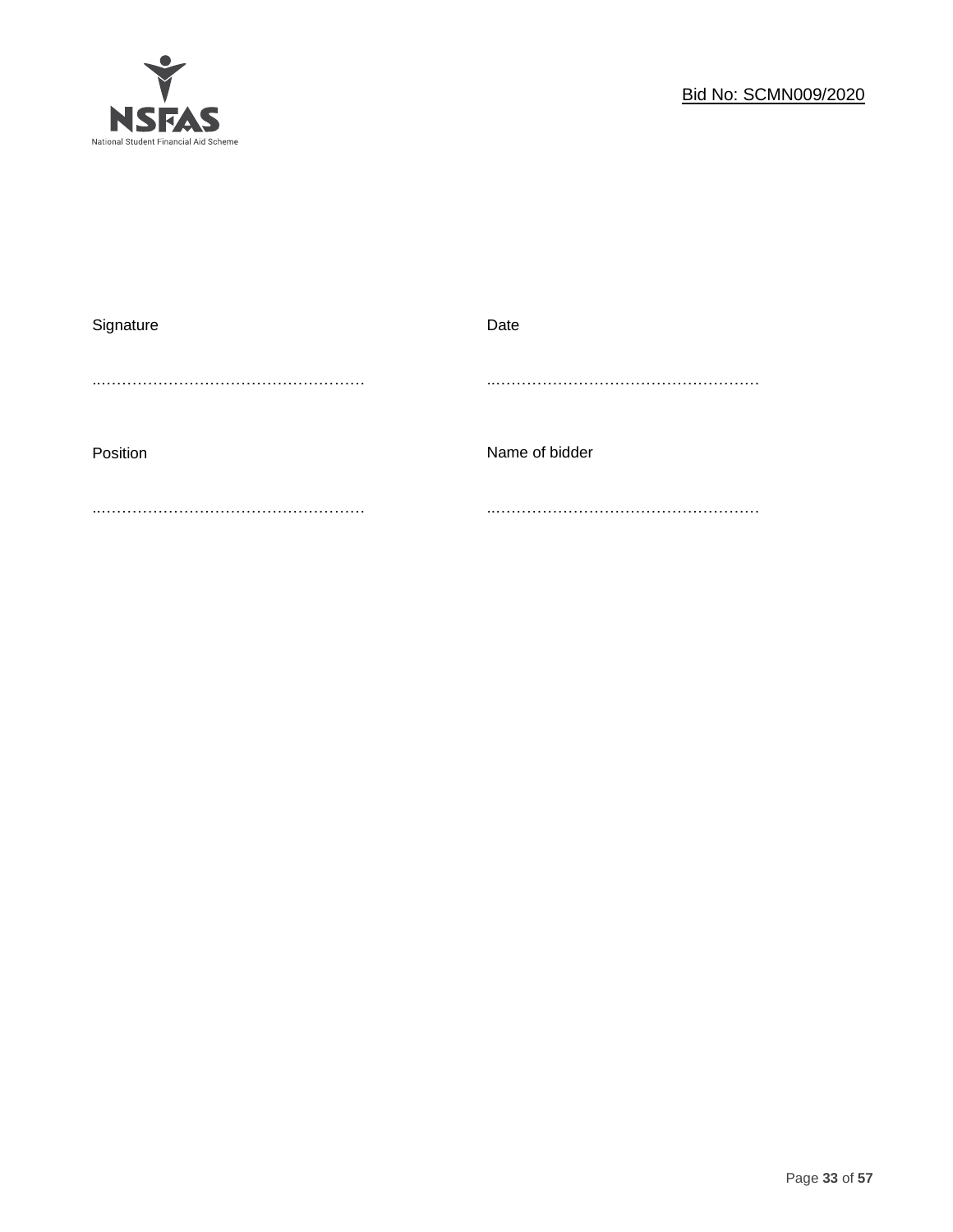| Signature | Date |
| --- | --- |
| …………………………………………… | …………………………………………… |
| Position | Name of bidder |
| …………………………………………… | …………………………………………… |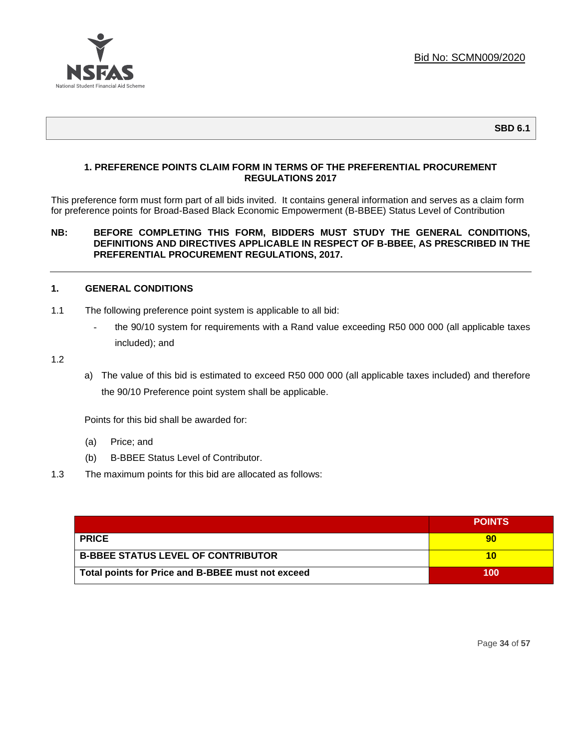Bid No: SCMN009/2020

**SBD 6.1**

### 1. PREFERENCE POINTS CLAIM FORM IN TERMS OF THE PREFERENTIAL PROCUREMENT REGULATIONS 2017

This preference form must form part of all bids invited. It contains general information and serves as a claim form for preference points for Broad-Based Black Economic Empowerment (B-BBEE) Status Level of Contribution

**NB: BEFORE COMPLETING THIS FORM, BIDDERS MUST STUDY THE GENERAL CONDITIONS, DEFINITIONS AND DIRECTIVES APPLICABLE IN RESPECT OF B-BBEE, AS PRESCRIBED IN THE PREFERENTIAL PROCUREMENT REGULATIONS, 2017.**

---

### 1. GENERAL CONDITIONS

1.1 The following preference point system is applicable to all bid:

- the 90/10 system for requirements with a Rand value exceeding R50 000 000 (all applicable taxes included); and

1.2

a) The value of this bid is estimated to exceed R50 000 000 (all applicable taxes included) and therefore the 90/10 Preference point system shall be applicable.

Points for this bid shall be awarded for:

(a) Price; and

(b) B-BBEE Status Level of Contributor.

1.3 The maximum points for this bid are allocated as follows:

| | POINTS |
|---|---|
| **PRICE** | **90** |
| **B-BBEE STATUS LEVEL OF CONTRIBUTOR** | **10** |
| **Total points for Price and B-BBEE must not exceed** | **100** |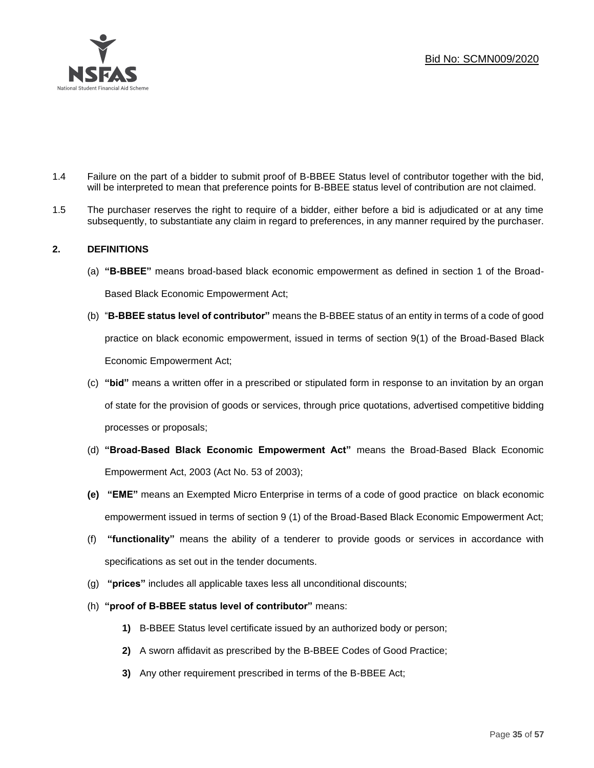1.4 Failure on the part of a bidder to submit proof of B-BBEE Status level of contributor together with the bid, will be interpreted to mean that preference points for B-BBEE status level of contribution are not claimed.

1.5 The purchaser reserves the right to require of a bidder, either before a bid is adjudicated or at any time subsequently, to substantiate any claim in regard to preferences, in any manner required by the purchaser.

## 2. DEFINITIONS

(a) **"B-BBEE"** means broad-based black economic empowerment as defined in section 1 of the Broad-Based Black Economic Empowerment Act;

(b) "**B-BBEE status level of contributor"** means the B-BBEE status of an entity in terms of a code of good practice on black economic empowerment, issued in terms of section 9(1) of the Broad-Based Black Economic Empowerment Act;

(c) **"bid"** means a written offer in a prescribed or stipulated form in response to an invitation by an organ of state for the provision of goods or services, through price quotations, advertised competitive bidding processes or proposals;

(d) **"Broad-Based Black Economic Empowerment Act"** means the Broad-Based Black Economic Empowerment Act, 2003 (Act No. 53 of 2003);

**(e)** **"EME"** means an Exempted Micro Enterprise in terms of a code of good practice on black economic empowerment issued in terms of section 9 (1) of the Broad-Based Black Economic Empowerment Act;

(f) **"functionality"** means the ability of a tenderer to provide goods or services in accordance with specifications as set out in the tender documents.

(g) **"prices"** includes all applicable taxes less all unconditional discounts;

(h) **"proof of B-BBEE status level of contributor"** means:

**1)** B-BBEE Status level certificate issued by an authorized body or person;

**2)** A sworn affidavit as prescribed by the B-BBEE Codes of Good Practice;

**3)** Any other requirement prescribed in terms of the B-BBEE Act;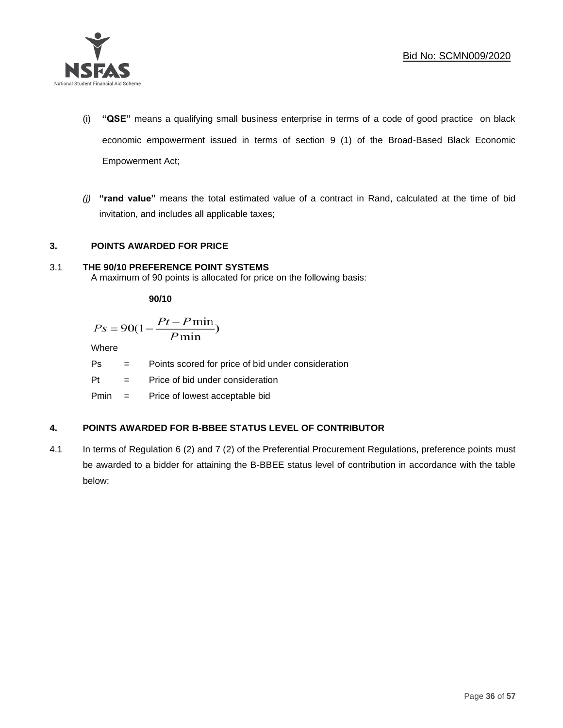(i) **"QSE"** means a qualifying small business enterprise in terms of a code of good practice on black economic empowerment issued in terms of section 9 (1) of the Broad-Based Black Economic Empowerment Act;

*(j)* **"rand value"** means the total estimated value of a contract in Rand, calculated at the time of bid invitation, and includes all applicable taxes;

## 3. POINTS AWARDED FOR PRICE

### 3.1 THE 90/10 PREFERENCE POINT SYSTEMS

A maximum of 90 points is allocated for price on the following basis:

**90/10**

$$Ps = 90\left(1 - \frac{Pt - P\min}{P\min}\right)$$

Where

Ps = Points scored for price of bid under consideration

Pt = Price of bid under consideration

Pmin = Price of lowest acceptable bid

## 4. POINTS AWARDED FOR B-BBEE STATUS LEVEL OF CONTRIBUTOR

4.1 In terms of Regulation 6 (2) and 7 (2) of the Preferential Procurement Regulations, preference points must be awarded to a bidder for attaining the B-BBEE status level of contribution in accordance with the table below: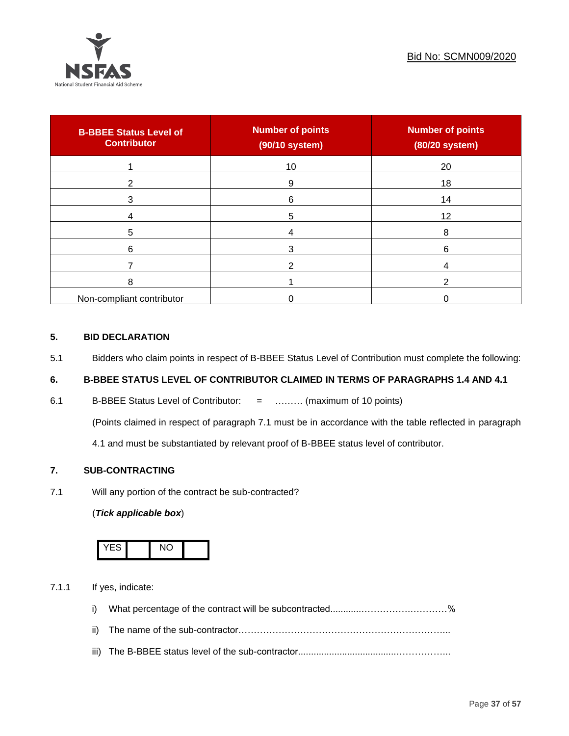| B-BBEE Status Level of Contributor | Number of points (90/10 system) | Number of points (80/20 system) |
|---|---|---|
| 1 | 10 | 20 |
| 2 | 9 | 18 |
| 3 | 6 | 14 |
| 4 | 5 | 12 |
| 5 | 4 | 8 |
| 6 | 3 | 6 |
| 7 | 2 | 4 |
| 8 | 1 | 2 |
| Non-compliant contributor | 0 | 0 |

## 5. BID DECLARATION

5.1 Bidders who claim points in respect of B-BBEE Status Level of Contribution must complete the following:

## 6. B-BBEE STATUS LEVEL OF CONTRIBUTOR CLAIMED IN TERMS OF PARAGRAPHS 1.4 AND 4.1

6.1 B-BBEE Status Level of Contributor: = ……… (maximum of 10 points)

(Points claimed in respect of paragraph 7.1 must be in accordance with the table reflected in paragraph 4.1 and must be substantiated by relevant proof of B-BBEE status level of contributor.

## 7. SUB-CONTRACTING

7.1 Will any portion of the contract be sub-contracted?

(***Tick applicable box***)

| YES | | NO | |
|---|---|---|---|

7.1.1 If yes, indicate:

i) What percentage of the contract will be subcontracted............……………….…………%

ii) The name of the sub-contractor…………………………………………………………...

iii) The B-BBEE status level of the sub-contractor......................................……………..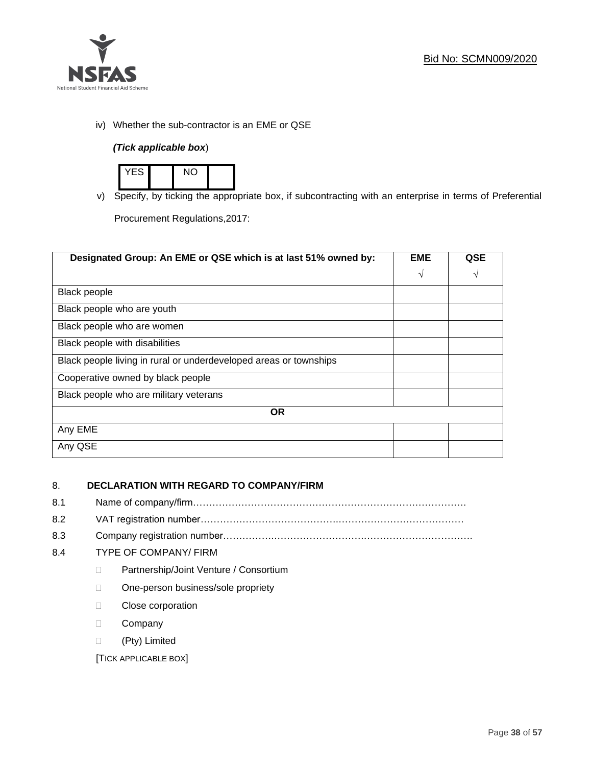iv) Whether the sub-contractor is an EME or QSE

*(Tick applicable box*)

| YES | | NO | |
|---|---|---|---|

v) Specify, by ticking the appropriate box, if subcontracting with an enterprise in terms of Preferential Procurement Regulations,2017:

| Designated Group: An EME or QSE which is at last 51% owned by: | EME √ | QSE √ |
|---|---|---|
| Black people | | |
| Black people who are youth | | |
| Black people who are women | | |
| Black people with disabilities | | |
| Black people living in rural or underdeveloped areas or townships | | |
| Cooperative owned by black people | | |
| Black people who are military veterans | | |
| **OR** | | |
| Any EME | | |
| Any QSE | | |

## 8. DECLARATION WITH REGARD TO COMPANY/FIRM

8.1 Name of company/firm…………………………………………………………………………

8.2 VAT registration number……………………………………..…………………………………

8.3 Company registration number…………….…………………….…………………………….

8.4 TYPE OF COMPANY/ FIRM

- ☐ Partnership/Joint Venture / Consortium
- ☐ One-person business/sole propriety
- ☐ Close corporation
- ☐ Company
- ☐ (Pty) Limited

[TICK APPLICABLE BOX]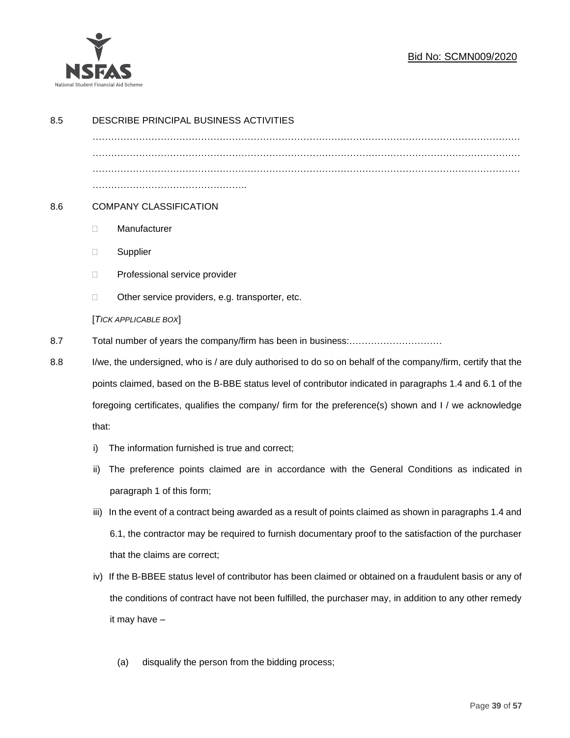8.5 DESCRIBE PRINCIPAL BUSINESS ACTIVITIES

…………………………………………………………………………………………………………………………
…………………………………………………………………………………………………………………………
…………………………………………………………………………………………………………………………
…………………………………………..

8.6 COMPANY CLASSIFICATION

- ☐ Manufacturer
- ☐ Supplier
- ☐ Professional service provider
- ☐ Other service providers, e.g. transporter, etc.

[*TICK APPLICABLE BOX*]

8.7 Total number of years the company/firm has been in business:…………………………

8.8 I/we, the undersigned, who is / are duly authorised to do so on behalf of the company/firm, certify that the points claimed, based on the B-BBE status level of contributor indicated in paragraphs 1.4 and 6.1 of the foregoing certificates, qualifies the company/ firm for the preference(s) shown and I / we acknowledge that:

i) The information furnished is true and correct;

ii) The preference points claimed are in accordance with the General Conditions as indicated in paragraph 1 of this form;

iii) In the event of a contract being awarded as a result of points claimed as shown in paragraphs 1.4 and 6.1, the contractor may be required to furnish documentary proof to the satisfaction of the purchaser that the claims are correct;

iv) If the B-BBEE status level of contributor has been claimed or obtained on a fraudulent basis or any of the conditions of contract have not been fulfilled, the purchaser may, in addition to any other remedy it may have –

(a) disqualify the person from the bidding process;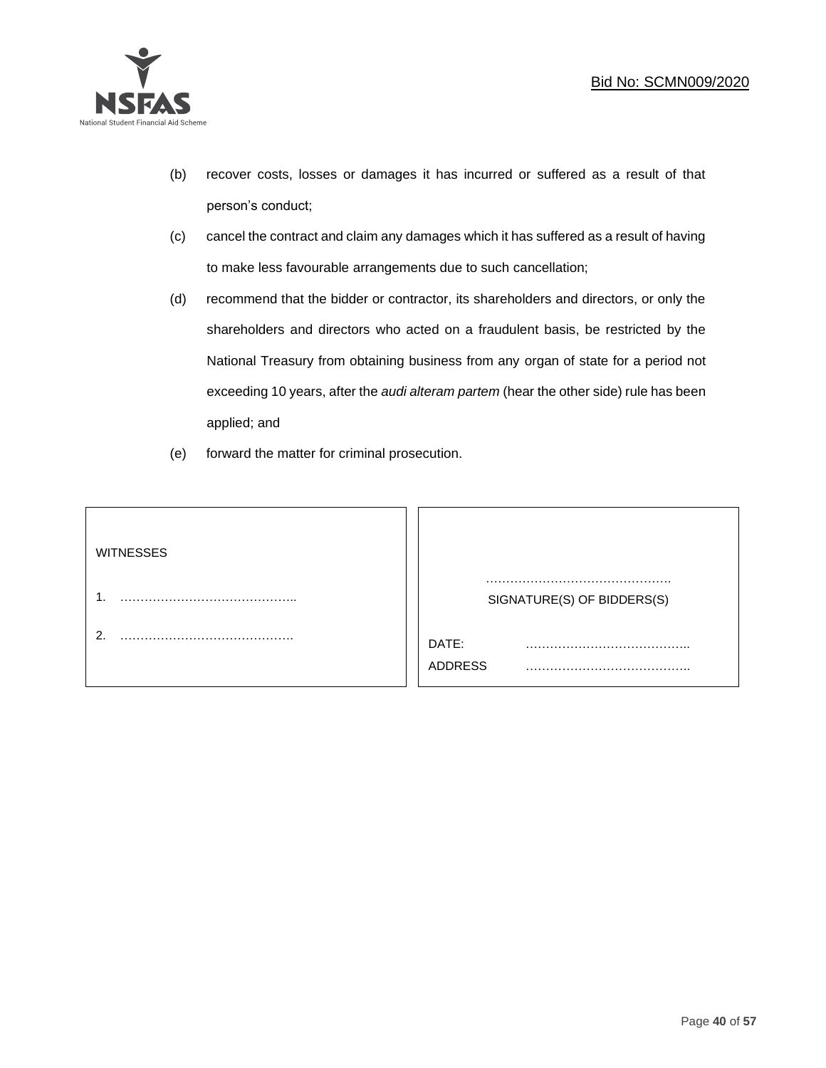(b) recover costs, losses or damages it has incurred or suffered as a result of that person's conduct;

(c) cancel the contract and claim any damages which it has suffered as a result of having to make less favourable arrangements due to such cancellation;

(d) recommend that the bidder or contractor, its shareholders and directors, or only the shareholders and directors who acted on a fraudulent basis, be restricted by the National Treasury from obtaining business from any organ of state for a period not exceeding 10 years, after the *audi alteram partem* (hear the other side) rule has been applied; and

(e) forward the matter for criminal prosecution.

| WITNESSES | |
|---|---|
| 1. …………………………………….. | ………………………………………<br>SIGNATURE(S) OF BIDDERS(S) |
| 2. ……………………………………. | DATE: …………………………………..<br>ADDRESS ………………………………….. |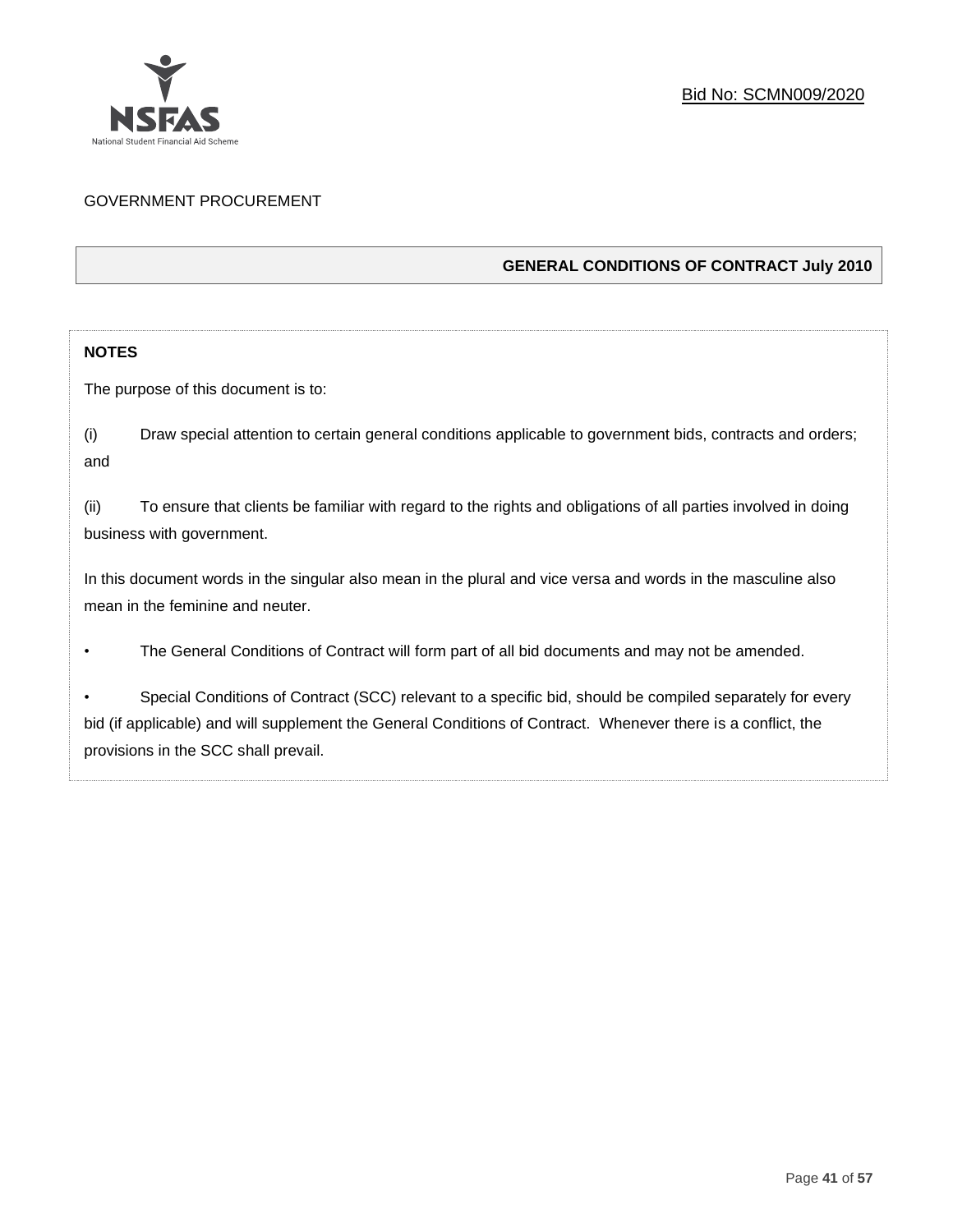GOVERNMENT PROCUREMENT

## GENERAL CONDITIONS OF CONTRACT July 2010

**NOTES**

The purpose of this document is to:

(i) Draw special attention to certain general conditions applicable to government bids, contracts and orders; and

(ii) To ensure that clients be familiar with regard to the rights and obligations of all parties involved in doing business with government.

In this document words in the singular also mean in the plural and vice versa and words in the masculine also mean in the feminine and neuter.

- The General Conditions of Contract will form part of all bid documents and may not be amended.
- Special Conditions of Contract (SCC) relevant to a specific bid, should be compiled separately for every bid (if applicable) and will supplement the General Conditions of Contract. Whenever there is a conflict, the provisions in the SCC shall prevail.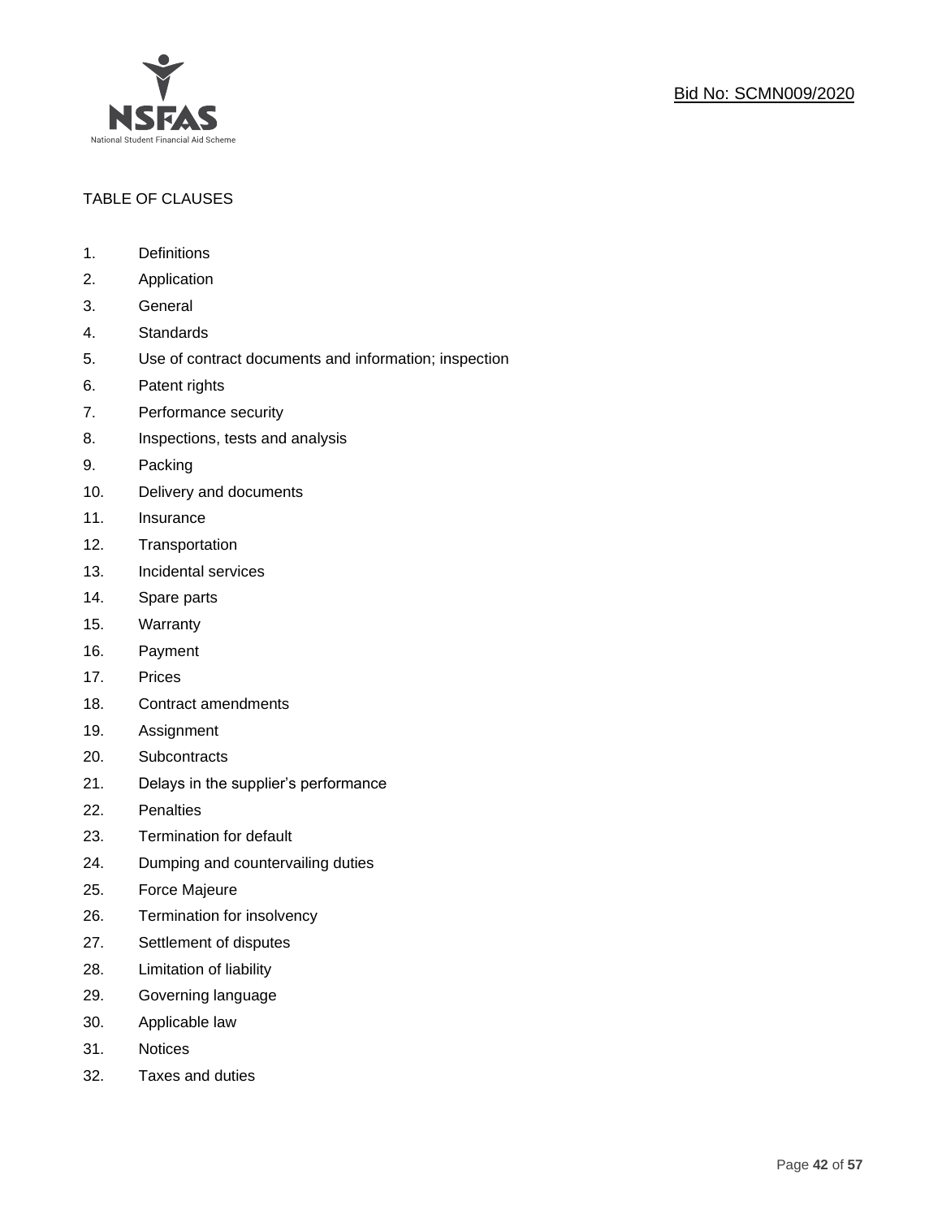TABLE OF CLAUSES

1. Definitions
2. Application
3. General
4. Standards
5. Use of contract documents and information; inspection
6. Patent rights
7. Performance security
8. Inspections, tests and analysis
9. Packing
10. Delivery and documents
11. Insurance
12. Transportation
13. Incidental services
14. Spare parts
15. Warranty
16. Payment
17. Prices
18. Contract amendments
19. Assignment
20. Subcontracts
21. Delays in the supplier's performance
22. Penalties
23. Termination for default
24. Dumping and countervailing duties
25. Force Majeure
26. Termination for insolvency
27. Settlement of disputes
28. Limitation of liability
29. Governing language
30. Applicable law
31. Notices
32. Taxes and duties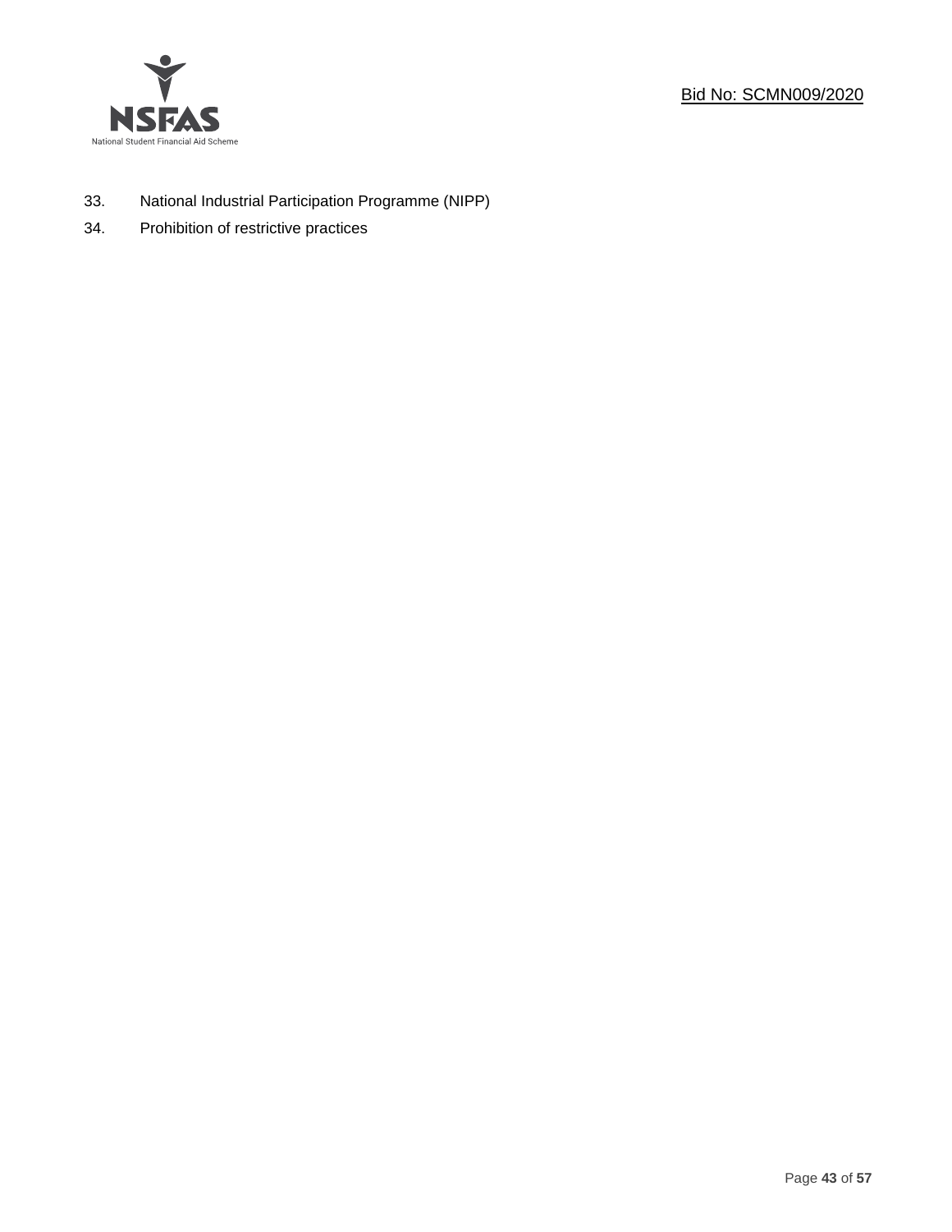33. National Industrial Participation Programme (NIPP)
34. Prohibition of restrictive practices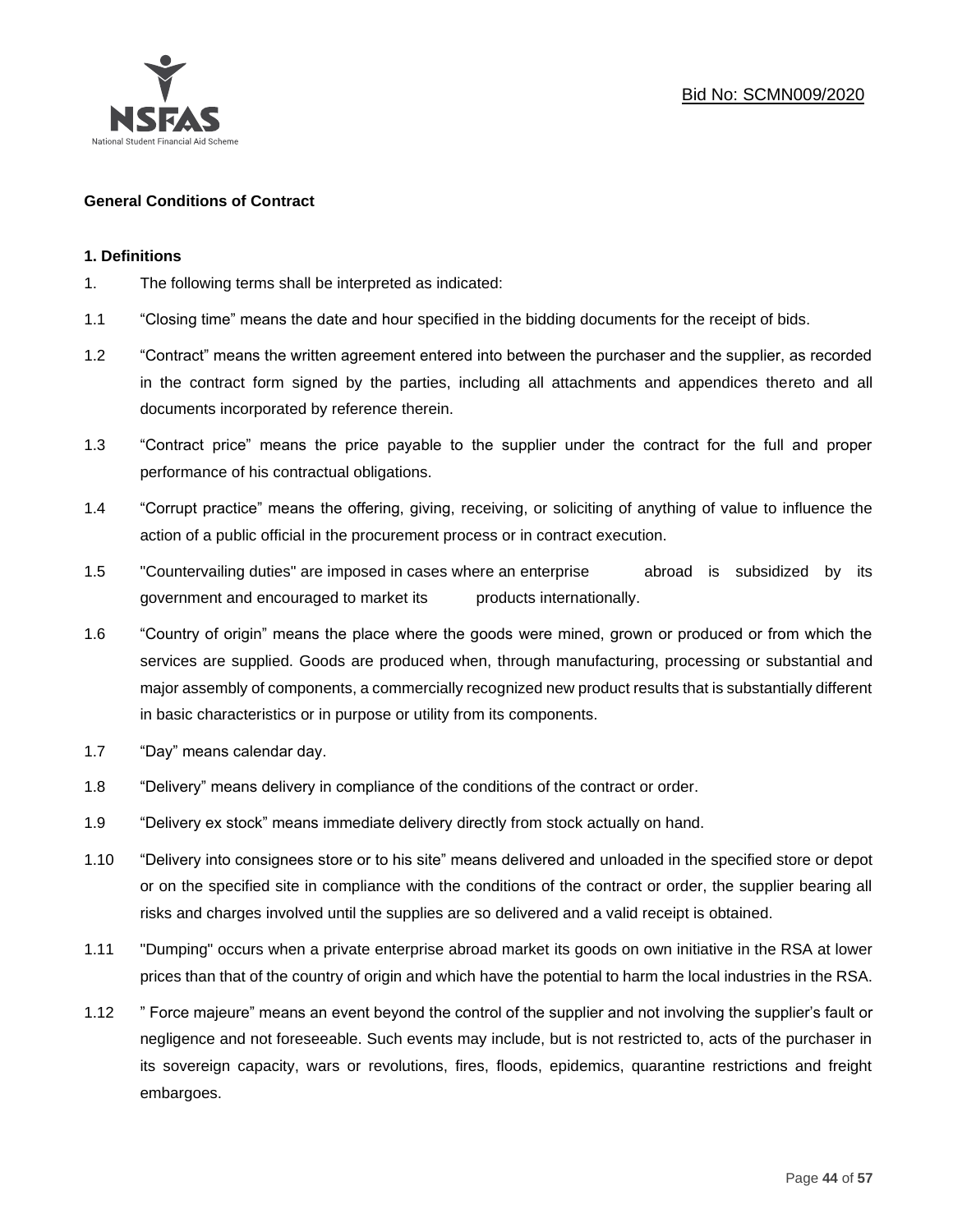**General Conditions of Contract**

**1. Definitions**

1. The following terms shall be interpreted as indicated:

1.1 "Closing time" means the date and hour specified in the bidding documents for the receipt of bids.

1.2 "Contract" means the written agreement entered into between the purchaser and the supplier, as recorded in the contract form signed by the parties, including all attachments and appendices thereto and all documents incorporated by reference therein.

1.3 "Contract price" means the price payable to the supplier under the contract for the full and proper performance of his contractual obligations.

1.4 "Corrupt practice" means the offering, giving, receiving, or soliciting of anything of value to influence the action of a public official in the procurement process or in contract execution.

1.5 "Countervailing duties" are imposed in cases where an enterprise abroad is subsidized by its government and encouraged to market its products internationally.

1.6 "Country of origin" means the place where the goods were mined, grown or produced or from which the services are supplied. Goods are produced when, through manufacturing, processing or substantial and major assembly of components, a commercially recognized new product results that is substantially different in basic characteristics or in purpose or utility from its components.

1.7 "Day" means calendar day.

1.8 "Delivery" means delivery in compliance of the conditions of the contract or order.

1.9 "Delivery ex stock" means immediate delivery directly from stock actually on hand.

1.10 "Delivery into consignees store or to his site" means delivered and unloaded in the specified store or depot or on the specified site in compliance with the conditions of the contract or order, the supplier bearing all risks and charges involved until the supplies are so delivered and a valid receipt is obtained.

1.11 "Dumping" occurs when a private enterprise abroad market its goods on own initiative in the RSA at lower prices than that of the country of origin and which have the potential to harm the local industries in the RSA.

1.12 " Force majeure" means an event beyond the control of the supplier and not involving the supplier's fault or negligence and not foreseeable. Such events may include, but is not restricted to, acts of the purchaser in its sovereign capacity, wars or revolutions, fires, floods, epidemics, quarantine restrictions and freight embargoes.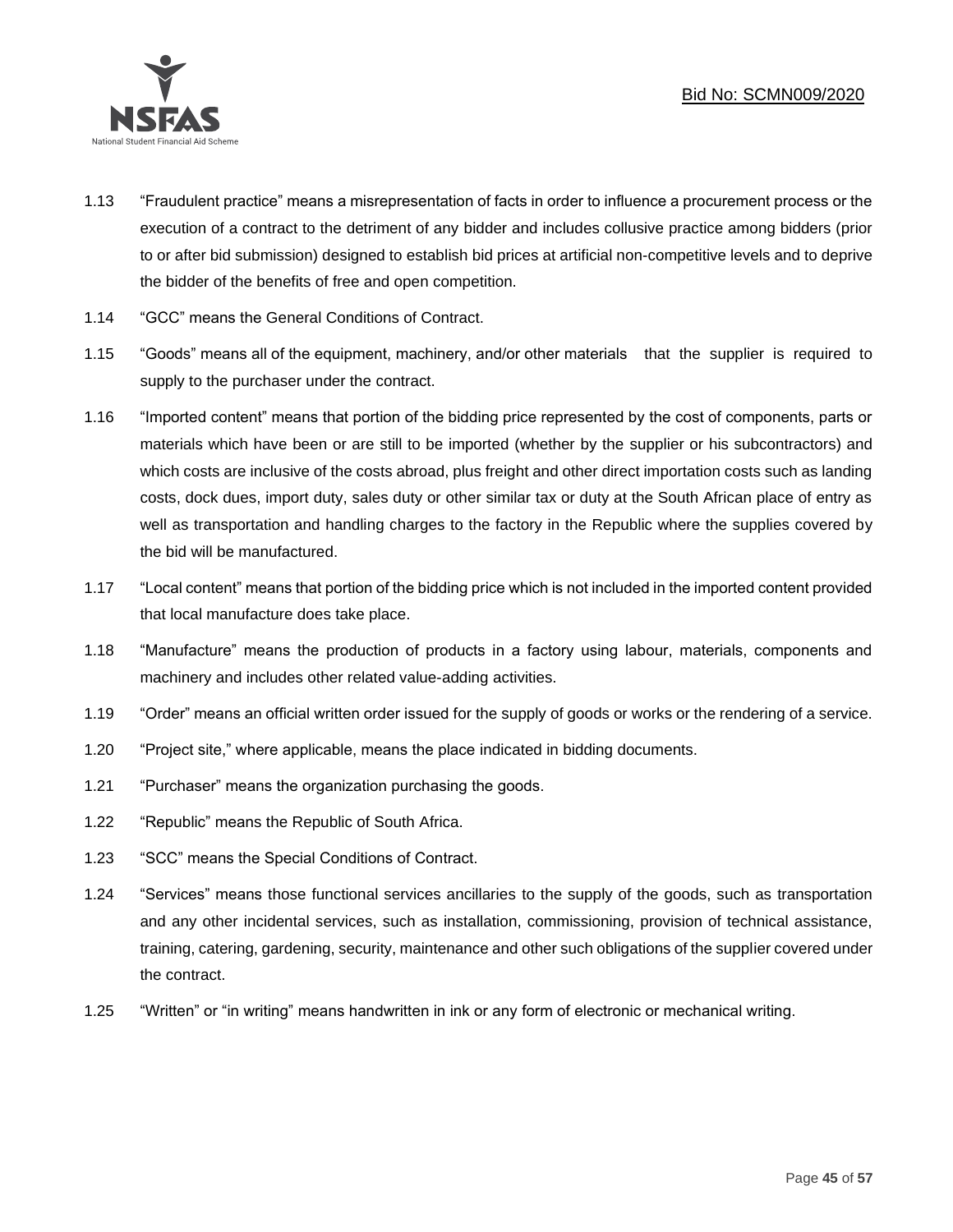1.13 "Fraudulent practice" means a misrepresentation of facts in order to influence a procurement process or the execution of a contract to the detriment of any bidder and includes collusive practice among bidders (prior to or after bid submission) designed to establish bid prices at artificial non-competitive levels and to deprive the bidder of the benefits of free and open competition.

1.14 "GCC" means the General Conditions of Contract.

1.15 "Goods" means all of the equipment, machinery, and/or other materials that the supplier is required to supply to the purchaser under the contract.

1.16 "Imported content" means that portion of the bidding price represented by the cost of components, parts or materials which have been or are still to be imported (whether by the supplier or his subcontractors) and which costs are inclusive of the costs abroad, plus freight and other direct importation costs such as landing costs, dock dues, import duty, sales duty or other similar tax or duty at the South African place of entry as well as transportation and handling charges to the factory in the Republic where the supplies covered by the bid will be manufactured.

1.17 "Local content" means that portion of the bidding price which is not included in the imported content provided that local manufacture does take place.

1.18 "Manufacture" means the production of products in a factory using labour, materials, components and machinery and includes other related value-adding activities.

1.19 "Order" means an official written order issued for the supply of goods or works or the rendering of a service.

1.20 "Project site," where applicable, means the place indicated in bidding documents.

1.21 "Purchaser" means the organization purchasing the goods.

1.22 "Republic" means the Republic of South Africa.

1.23 "SCC" means the Special Conditions of Contract.

1.24 "Services" means those functional services ancillaries to the supply of the goods, such as transportation and any other incidental services, such as installation, commissioning, provision of technical assistance, training, catering, gardening, security, maintenance and other such obligations of the supplier covered under the contract.

1.25 "Written" or "in writing" means handwritten in ink or any form of electronic or mechanical writing.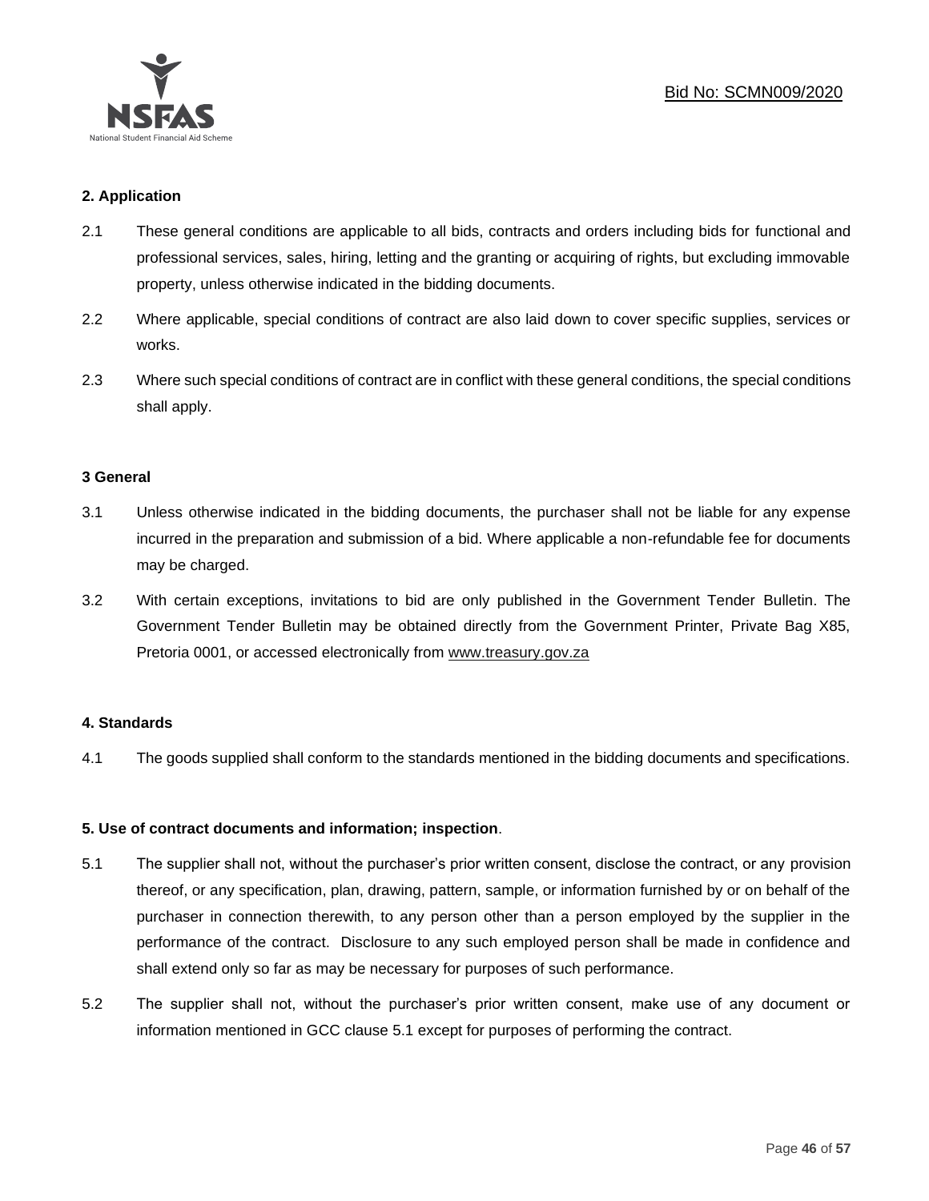**2. Application**

2.1 These general conditions are applicable to all bids, contracts and orders including bids for functional and professional services, sales, hiring, letting and the granting or acquiring of rights, but excluding immovable property, unless otherwise indicated in the bidding documents.

2.2 Where applicable, special conditions of contract are also laid down to cover specific supplies, services or works.

2.3 Where such special conditions of contract are in conflict with these general conditions, the special conditions shall apply.

**3 General**

3.1 Unless otherwise indicated in the bidding documents, the purchaser shall not be liable for any expense incurred in the preparation and submission of a bid. Where applicable a non-refundable fee for documents may be charged.

3.2 With certain exceptions, invitations to bid are only published in the Government Tender Bulletin. The Government Tender Bulletin may be obtained directly from the Government Printer, Private Bag X85, Pretoria 0001, or accessed electronically from www.treasury.gov.za

**4. Standards**

4.1 The goods supplied shall conform to the standards mentioned in the bidding documents and specifications.

**5. Use of contract documents and information; inspection**.

5.1 The supplier shall not, without the purchaser's prior written consent, disclose the contract, or any provision thereof, or any specification, plan, drawing, pattern, sample, or information furnished by or on behalf of the purchaser in connection therewith, to any person other than a person employed by the supplier in the performance of the contract. Disclosure to any such employed person shall be made in confidence and shall extend only so far as may be necessary for purposes of such performance.

5.2 The supplier shall not, without the purchaser's prior written consent, make use of any document or information mentioned in GCC clause 5.1 except for purposes of performing the contract.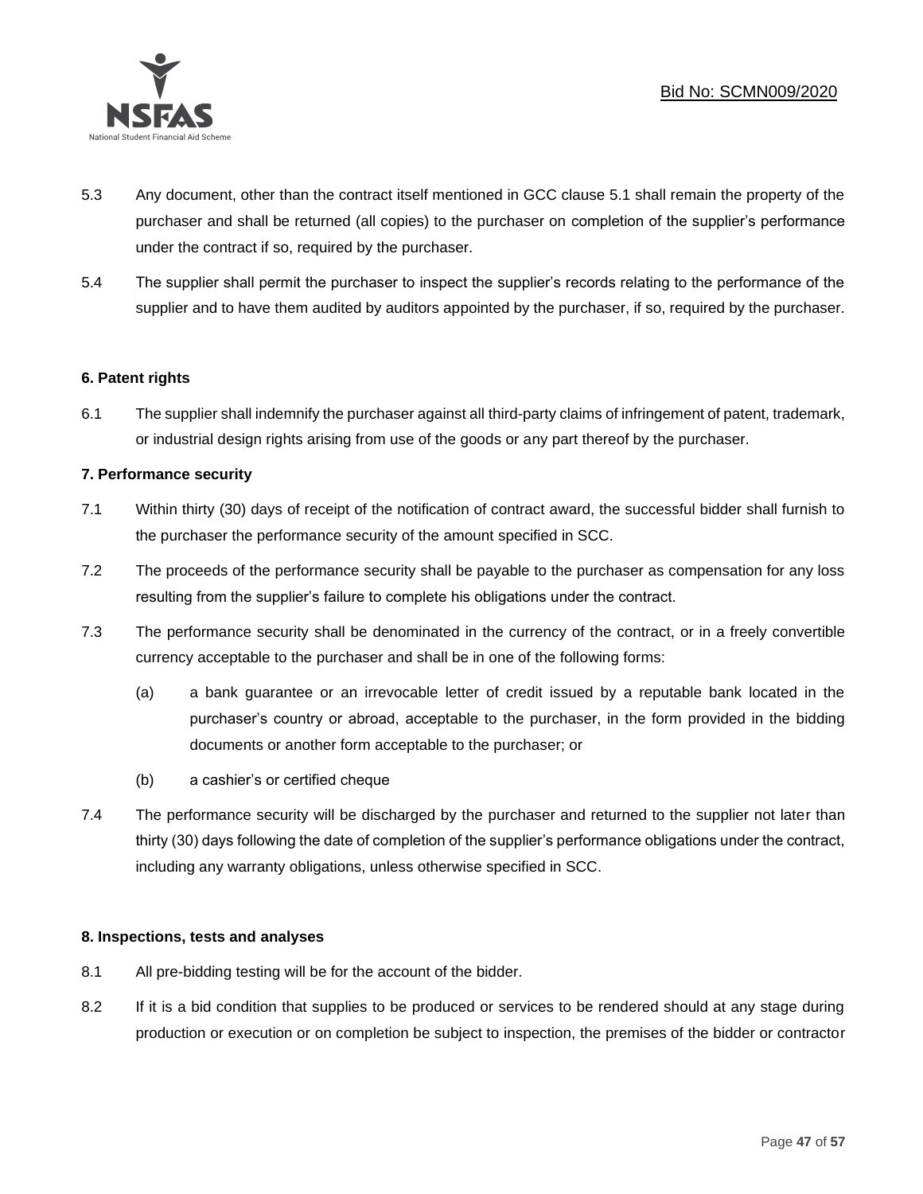5.3 Any document, other than the contract itself mentioned in GCC clause 5.1 shall remain the property of the purchaser and shall be returned (all copies) to the purchaser on completion of the supplier's performance under the contract if so, required by the purchaser.

5.4 The supplier shall permit the purchaser to inspect the supplier's records relating to the performance of the supplier and to have them audited by auditors appointed by the purchaser, if so, required by the purchaser.

**6. Patent rights**

6.1 The supplier shall indemnify the purchaser against all third-party claims of infringement of patent, trademark, or industrial design rights arising from use of the goods or any part thereof by the purchaser.

**7. Performance security**

7.1 Within thirty (30) days of receipt of the notification of contract award, the successful bidder shall furnish to the purchaser the performance security of the amount specified in SCC.

7.2 The proceeds of the performance security shall be payable to the purchaser as compensation for any loss resulting from the supplier's failure to complete his obligations under the contract.

7.3 The performance security shall be denominated in the currency of the contract, or in a freely convertible currency acceptable to the purchaser and shall be in one of the following forms:

(a) a bank guarantee or an irrevocable letter of credit issued by a reputable bank located in the purchaser's country or abroad, acceptable to the purchaser, in the form provided in the bidding documents or another form acceptable to the purchaser; or

(b) a cashier's or certified cheque

7.4 The performance security will be discharged by the purchaser and returned to the supplier not later than thirty (30) days following the date of completion of the supplier's performance obligations under the contract, including any warranty obligations, unless otherwise specified in SCC.

**8. Inspections, tests and analyses**

8.1 All pre-bidding testing will be for the account of the bidder.

8.2 If it is a bid condition that supplies to be produced or services to be rendered should at any stage during production or execution or on completion be subject to inspection, the premises of the bidder or contractor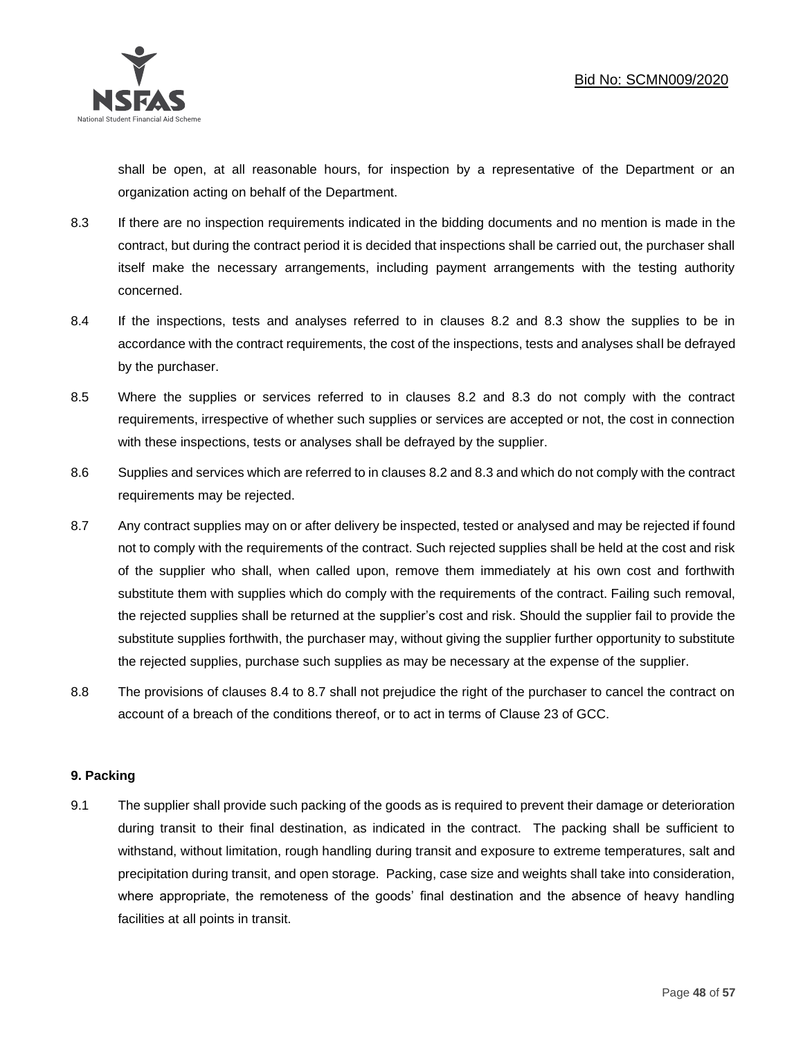shall be open, at all reasonable hours, for inspection by a representative of the Department or an organization acting on behalf of the Department.

8.3 If there are no inspection requirements indicated in the bidding documents and no mention is made in the contract, but during the contract period it is decided that inspections shall be carried out, the purchaser shall itself make the necessary arrangements, including payment arrangements with the testing authority concerned.

8.4 If the inspections, tests and analyses referred to in clauses 8.2 and 8.3 show the supplies to be in accordance with the contract requirements, the cost of the inspections, tests and analyses shall be defrayed by the purchaser.

8.5 Where the supplies or services referred to in clauses 8.2 and 8.3 do not comply with the contract requirements, irrespective of whether such supplies or services are accepted or not, the cost in connection with these inspections, tests or analyses shall be defrayed by the supplier.

8.6 Supplies and services which are referred to in clauses 8.2 and 8.3 and which do not comply with the contract requirements may be rejected.

8.7 Any contract supplies may on or after delivery be inspected, tested or analysed and may be rejected if found not to comply with the requirements of the contract. Such rejected supplies shall be held at the cost and risk of the supplier who shall, when called upon, remove them immediately at his own cost and forthwith substitute them with supplies which do comply with the requirements of the contract. Failing such removal, the rejected supplies shall be returned at the supplier's cost and risk. Should the supplier fail to provide the substitute supplies forthwith, the purchaser may, without giving the supplier further opportunity to substitute the rejected supplies, purchase such supplies as may be necessary at the expense of the supplier.

8.8 The provisions of clauses 8.4 to 8.7 shall not prejudice the right of the purchaser to cancel the contract on account of a breach of the conditions thereof, or to act in terms of Clause 23 of GCC.

**9. Packing**

9.1 The supplier shall provide such packing of the goods as is required to prevent their damage or deterioration during transit to their final destination, as indicated in the contract. The packing shall be sufficient to withstand, without limitation, rough handling during transit and exposure to extreme temperatures, salt and precipitation during transit, and open storage. Packing, case size and weights shall take into consideration, where appropriate, the remoteness of the goods' final destination and the absence of heavy handling facilities at all points in transit.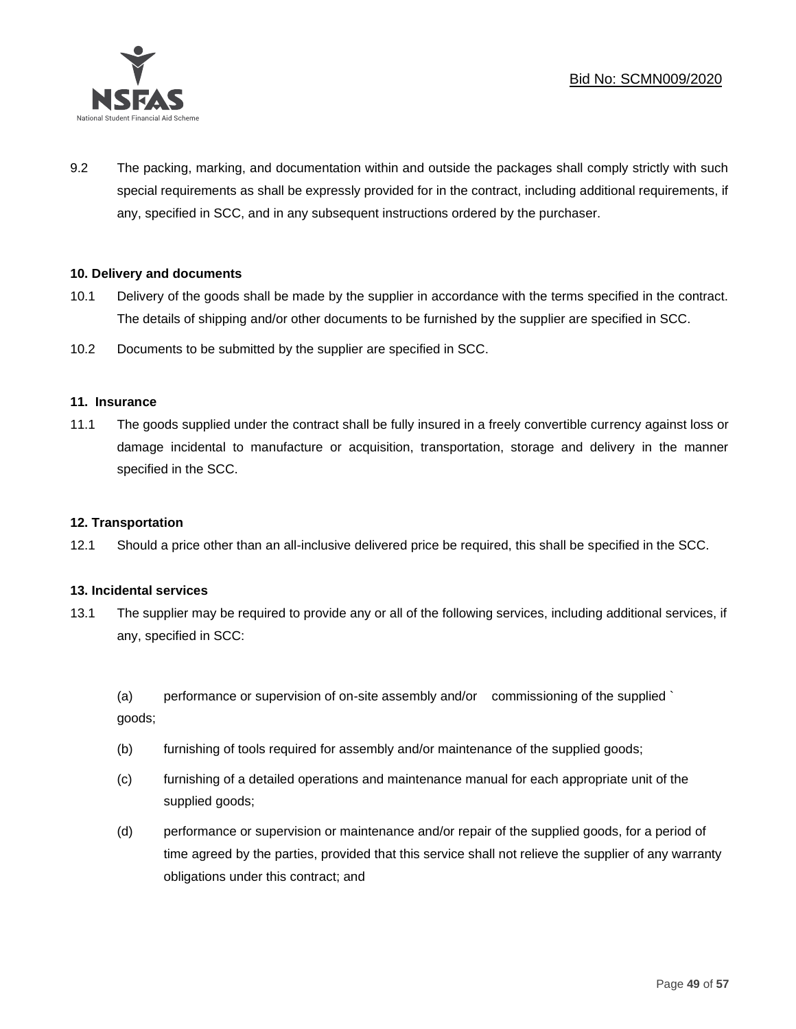9.2 The packing, marking, and documentation within and outside the packages shall comply strictly with such special requirements as shall be expressly provided for in the contract, including additional requirements, if any, specified in SCC, and in any subsequent instructions ordered by the purchaser.

**10. Delivery and documents**

10.1 Delivery of the goods shall be made by the supplier in accordance with the terms specified in the contract. The details of shipping and/or other documents to be furnished by the supplier are specified in SCC.

10.2 Documents to be submitted by the supplier are specified in SCC.

**11. Insurance**

11.1 The goods supplied under the contract shall be fully insured in a freely convertible currency against loss or damage incidental to manufacture or acquisition, transportation, storage and delivery in the manner specified in the SCC.

**12. Transportation**

12.1 Should a price other than an all-inclusive delivered price be required, this shall be specified in the SCC.

**13. Incidental services**

13.1 The supplier may be required to provide any or all of the following services, including additional services, if any, specified in SCC:

(a) performance or supervision of on-site assembly and/or commissioning of the supplied ` goods;

(b) furnishing of tools required for assembly and/or maintenance of the supplied goods;

(c) furnishing of a detailed operations and maintenance manual for each appropriate unit of the supplied goods;

(d) performance or supervision or maintenance and/or repair of the supplied goods, for a period of time agreed by the parties, provided that this service shall not relieve the supplier of any warranty obligations under this contract; and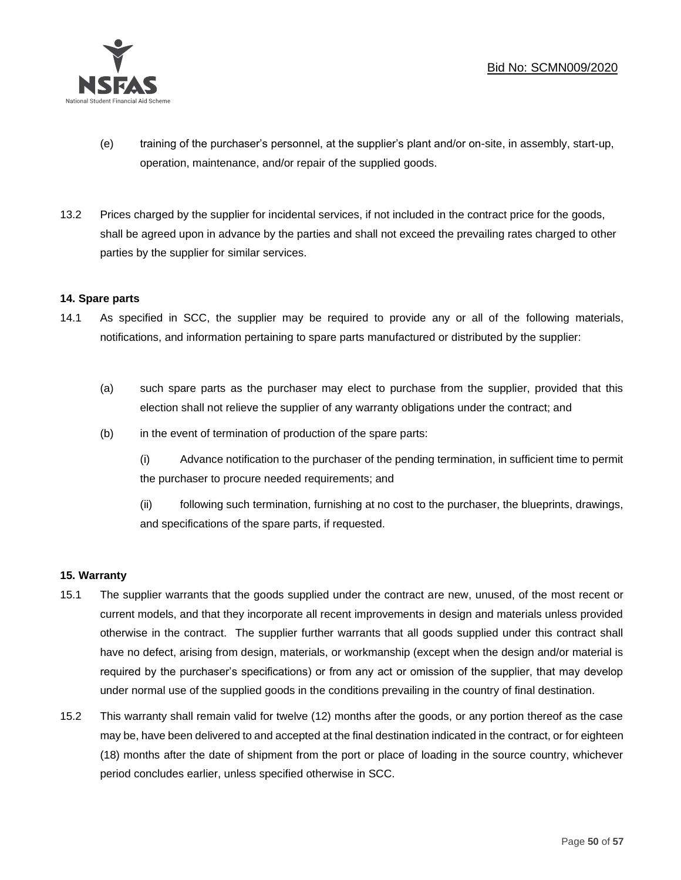(e) training of the purchaser's personnel, at the supplier's plant and/or on-site, in assembly, start-up, operation, maintenance, and/or repair of the supplied goods.

13.2 Prices charged by the supplier for incidental services, if not included in the contract price for the goods, shall be agreed upon in advance by the parties and shall not exceed the prevailing rates charged to other parties by the supplier for similar services.

**14. Spare parts**

14.1 As specified in SCC, the supplier may be required to provide any or all of the following materials, notifications, and information pertaining to spare parts manufactured or distributed by the supplier:

(a) such spare parts as the purchaser may elect to purchase from the supplier, provided that this election shall not relieve the supplier of any warranty obligations under the contract; and

(b) in the event of termination of production of the spare parts:

(i) Advance notification to the purchaser of the pending termination, in sufficient time to permit the purchaser to procure needed requirements; and

(ii) following such termination, furnishing at no cost to the purchaser, the blueprints, drawings, and specifications of the spare parts, if requested.

**15. Warranty**

15.1 The supplier warrants that the goods supplied under the contract are new, unused, of the most recent or current models, and that they incorporate all recent improvements in design and materials unless provided otherwise in the contract. The supplier further warrants that all goods supplied under this contract shall have no defect, arising from design, materials, or workmanship (except when the design and/or material is required by the purchaser's specifications) or from any act or omission of the supplier, that may develop under normal use of the supplied goods in the conditions prevailing in the country of final destination.

15.2 This warranty shall remain valid for twelve (12) months after the goods, or any portion thereof as the case may be, have been delivered to and accepted at the final destination indicated in the contract, or for eighteen (18) months after the date of shipment from the port or place of loading in the source country, whichever period concludes earlier, unless specified otherwise in SCC.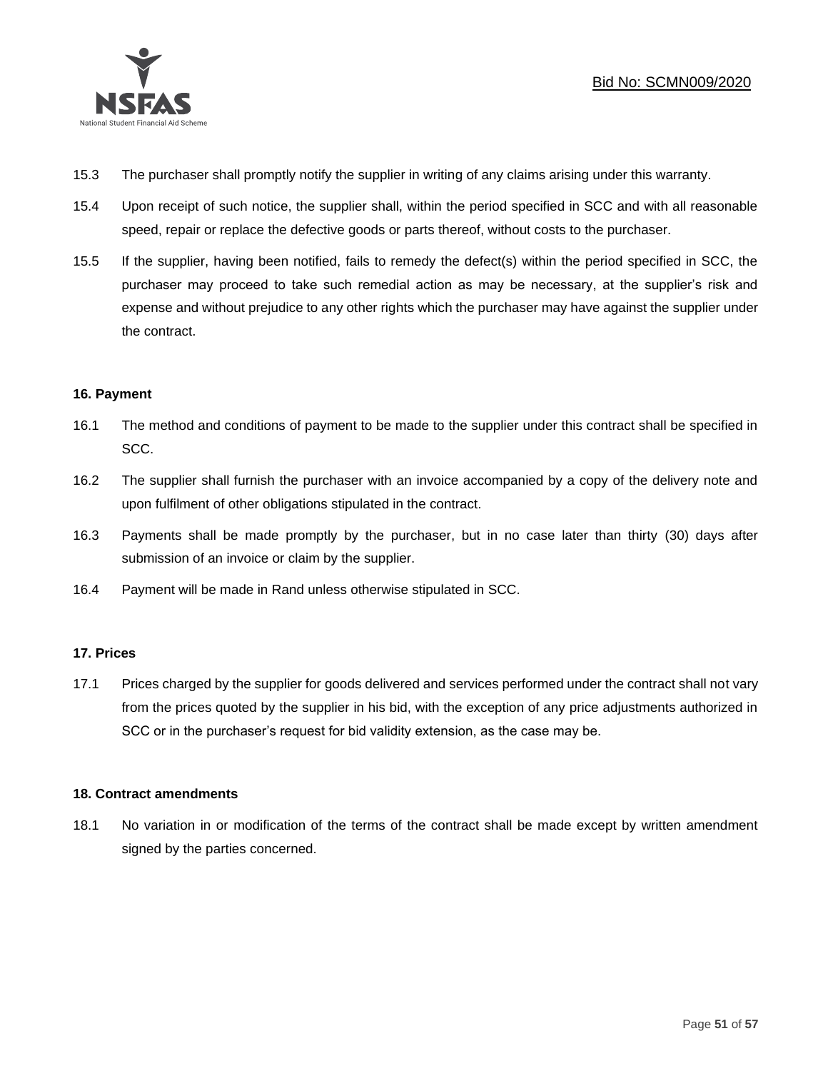15.3 The purchaser shall promptly notify the supplier in writing of any claims arising under this warranty.

15.4 Upon receipt of such notice, the supplier shall, within the period specified in SCC and with all reasonable speed, repair or replace the defective goods or parts thereof, without costs to the purchaser.

15.5 If the supplier, having been notified, fails to remedy the defect(s) within the period specified in SCC, the purchaser may proceed to take such remedial action as may be necessary, at the supplier's risk and expense and without prejudice to any other rights which the purchaser may have against the supplier under the contract.

**16. Payment**

16.1 The method and conditions of payment to be made to the supplier under this contract shall be specified in SCC.

16.2 The supplier shall furnish the purchaser with an invoice accompanied by a copy of the delivery note and upon fulfilment of other obligations stipulated in the contract.

16.3 Payments shall be made promptly by the purchaser, but in no case later than thirty (30) days after submission of an invoice or claim by the supplier.

16.4 Payment will be made in Rand unless otherwise stipulated in SCC.

**17. Prices**

17.1 Prices charged by the supplier for goods delivered and services performed under the contract shall not vary from the prices quoted by the supplier in his bid, with the exception of any price adjustments authorized in SCC or in the purchaser's request for bid validity extension, as the case may be.

**18. Contract amendments**

18.1 No variation in or modification of the terms of the contract shall be made except by written amendment signed by the parties concerned.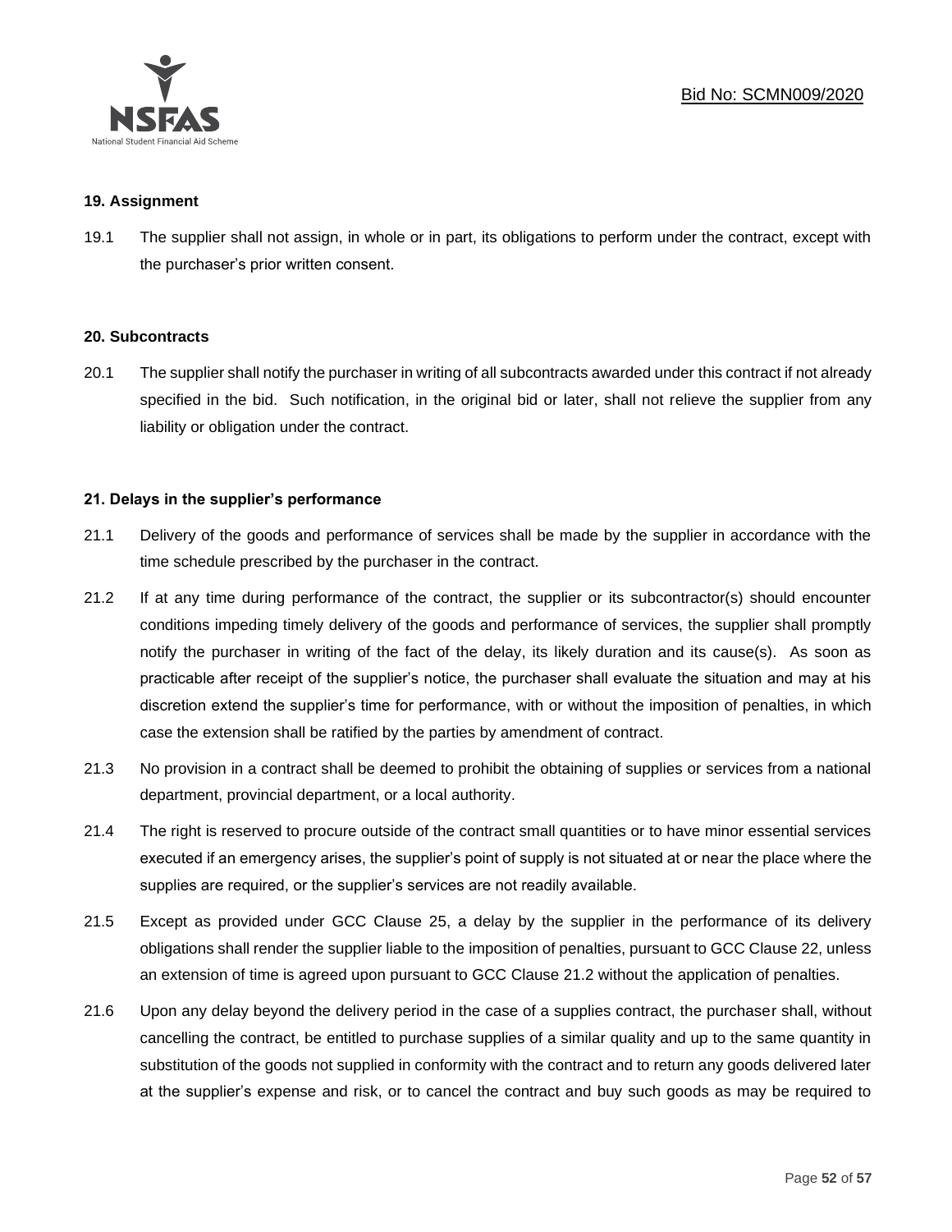**19. Assignment**

19.1 The supplier shall not assign, in whole or in part, its obligations to perform under the contract, except with the purchaser's prior written consent.

**20. Subcontracts**

20.1 The supplier shall notify the purchaser in writing of all subcontracts awarded under this contract if not already specified in the bid. Such notification, in the original bid or later, shall not relieve the supplier from any liability or obligation under the contract.

**21. Delays in the supplier's performance**

21.1 Delivery of the goods and performance of services shall be made by the supplier in accordance with the time schedule prescribed by the purchaser in the contract.

21.2 If at any time during performance of the contract, the supplier or its subcontractor(s) should encounter conditions impeding timely delivery of the goods and performance of services, the supplier shall promptly notify the purchaser in writing of the fact of the delay, its likely duration and its cause(s). As soon as practicable after receipt of the supplier's notice, the purchaser shall evaluate the situation and may at his discretion extend the supplier's time for performance, with or without the imposition of penalties, in which case the extension shall be ratified by the parties by amendment of contract.

21.3 No provision in a contract shall be deemed to prohibit the obtaining of supplies or services from a national department, provincial department, or a local authority.

21.4 The right is reserved to procure outside of the contract small quantities or to have minor essential services executed if an emergency arises, the supplier's point of supply is not situated at or near the place where the supplies are required, or the supplier's services are not readily available.

21.5 Except as provided under GCC Clause 25, a delay by the supplier in the performance of its delivery obligations shall render the supplier liable to the imposition of penalties, pursuant to GCC Clause 22, unless an extension of time is agreed upon pursuant to GCC Clause 21.2 without the application of penalties.

21.6 Upon any delay beyond the delivery period in the case of a supplies contract, the purchaser shall, without cancelling the contract, be entitled to purchase supplies of a similar quality and up to the same quantity in substitution of the goods not supplied in conformity with the contract and to return any goods delivered later at the supplier's expense and risk, or to cancel the contract and buy such goods as may be required to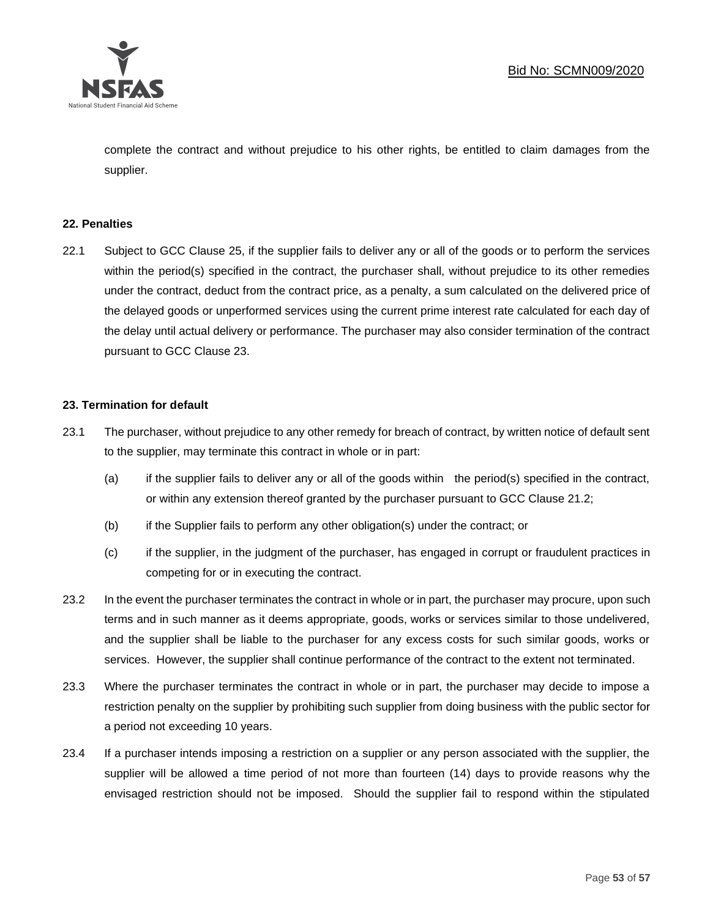complete the contract and without prejudice to his other rights, be entitled to claim damages from the supplier.

**22. Penalties**

22.1 Subject to GCC Clause 25, if the supplier fails to deliver any or all of the goods or to perform the services within the period(s) specified in the contract, the purchaser shall, without prejudice to its other remedies under the contract, deduct from the contract price, as a penalty, a sum calculated on the delivered price of the delayed goods or unperformed services using the current prime interest rate calculated for each day of the delay until actual delivery or performance. The purchaser may also consider termination of the contract pursuant to GCC Clause 23.

**23. Termination for default**

23.1 The purchaser, without prejudice to any other remedy for breach of contract, by written notice of default sent to the supplier, may terminate this contract in whole or in part:

(a) if the supplier fails to deliver any or all of the goods within the period(s) specified in the contract, or within any extension thereof granted by the purchaser pursuant to GCC Clause 21.2;

(b) if the Supplier fails to perform any other obligation(s) under the contract; or

(c) if the supplier, in the judgment of the purchaser, has engaged in corrupt or fraudulent practices in competing for or in executing the contract.

23.2 In the event the purchaser terminates the contract in whole or in part, the purchaser may procure, upon such terms and in such manner as it deems appropriate, goods, works or services similar to those undelivered, and the supplier shall be liable to the purchaser for any excess costs for such similar goods, works or services. However, the supplier shall continue performance of the contract to the extent not terminated.

23.3 Where the purchaser terminates the contract in whole or in part, the purchaser may decide to impose a restriction penalty on the supplier by prohibiting such supplier from doing business with the public sector for a period not exceeding 10 years.

23.4 If a purchaser intends imposing a restriction on a supplier or any person associated with the supplier, the supplier will be allowed a time period of not more than fourteen (14) days to provide reasons why the envisaged restriction should not be imposed. Should the supplier fail to respond within the stipulated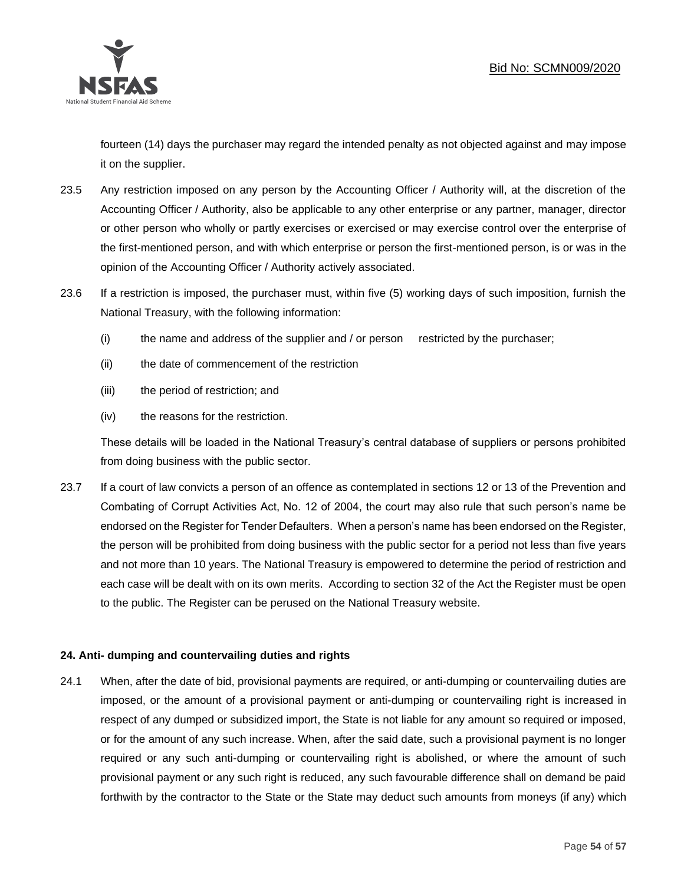fourteen (14) days the purchaser may regard the intended penalty as not objected against and may impose it on the supplier.

23.5 Any restriction imposed on any person by the Accounting Officer / Authority will, at the discretion of the Accounting Officer / Authority, also be applicable to any other enterprise or any partner, manager, director or other person who wholly or partly exercises or exercised or may exercise control over the enterprise of the first-mentioned person, and with which enterprise or person the first-mentioned person, is or was in the opinion of the Accounting Officer / Authority actively associated.

23.6 If a restriction is imposed, the purchaser must, within five (5) working days of such imposition, furnish the National Treasury, with the following information:

(i) the name and address of the supplier and / or person restricted by the purchaser;

(ii) the date of commencement of the restriction

(iii) the period of restriction; and

(iv) the reasons for the restriction.

These details will be loaded in the National Treasury's central database of suppliers or persons prohibited from doing business with the public sector.

23.7 If a court of law convicts a person of an offence as contemplated in sections 12 or 13 of the Prevention and Combating of Corrupt Activities Act, No. 12 of 2004, the court may also rule that such person's name be endorsed on the Register for Tender Defaulters. When a person's name has been endorsed on the Register, the person will be prohibited from doing business with the public sector for a period not less than five years and not more than 10 years. The National Treasury is empowered to determine the period of restriction and each case will be dealt with on its own merits. According to section 32 of the Act the Register must be open to the public. The Register can be perused on the National Treasury website.

**24. Anti- dumping and countervailing duties and rights**

24.1 When, after the date of bid, provisional payments are required, or anti-dumping or countervailing duties are imposed, or the amount of a provisional payment or anti-dumping or countervailing right is increased in respect of any dumped or subsidized import, the State is not liable for any amount so required or imposed, or for the amount of any such increase. When, after the said date, such a provisional payment is no longer required or any such anti-dumping or countervailing right is abolished, or where the amount of such provisional payment or any such right is reduced, any such favourable difference shall on demand be paid forthwith by the contractor to the State or the State may deduct such amounts from moneys (if any) which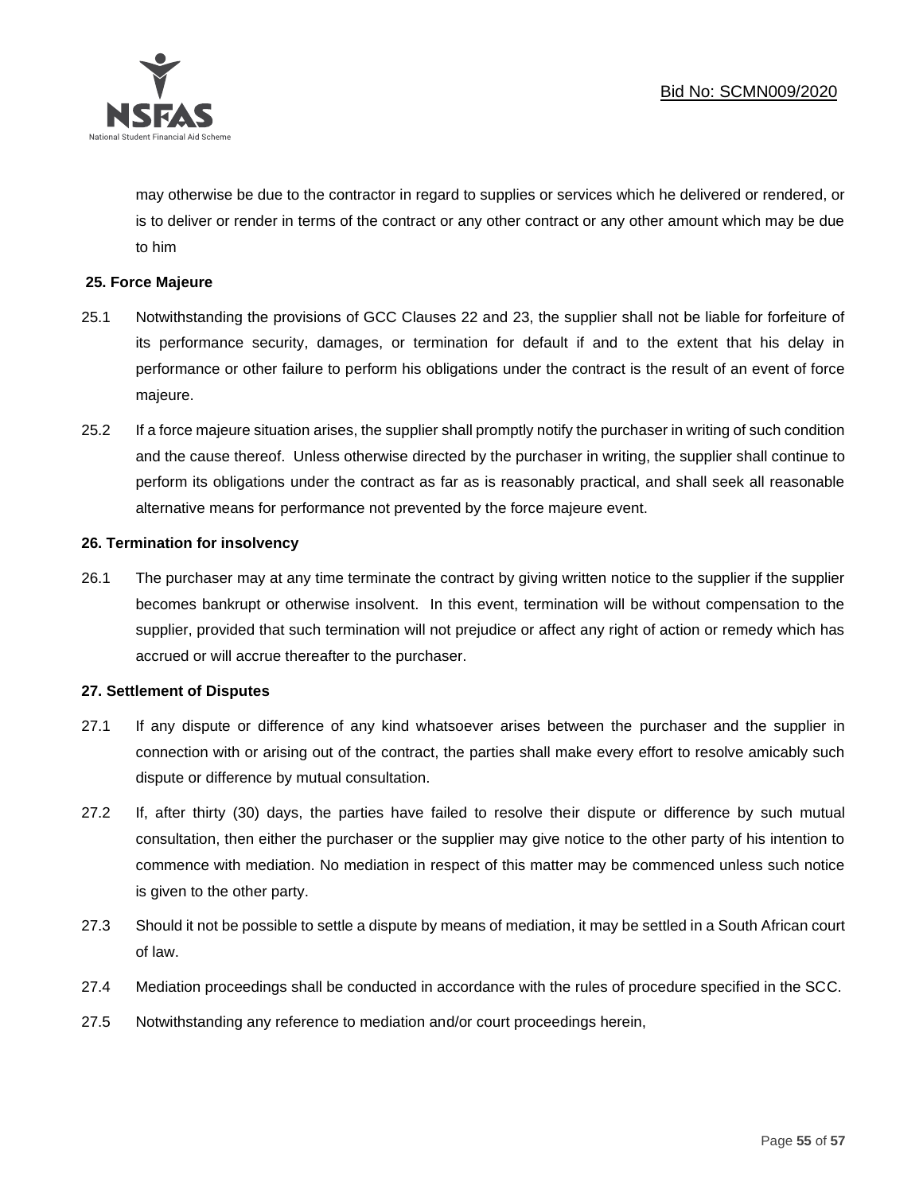may otherwise be due to the contractor in regard to supplies or services which he delivered or rendered, or is to deliver or render in terms of the contract or any other contract or any other amount which may be due to him

**25. Force Majeure**

25.1 Notwithstanding the provisions of GCC Clauses 22 and 23, the supplier shall not be liable for forfeiture of its performance security, damages, or termination for default if and to the extent that his delay in performance or other failure to perform his obligations under the contract is the result of an event of force majeure.

25.2 If a force majeure situation arises, the supplier shall promptly notify the purchaser in writing of such condition and the cause thereof. Unless otherwise directed by the purchaser in writing, the supplier shall continue to perform its obligations under the contract as far as is reasonably practical, and shall seek all reasonable alternative means for performance not prevented by the force majeure event.

**26. Termination for insolvency**

26.1 The purchaser may at any time terminate the contract by giving written notice to the supplier if the supplier becomes bankrupt or otherwise insolvent. In this event, termination will be without compensation to the supplier, provided that such termination will not prejudice or affect any right of action or remedy which has accrued or will accrue thereafter to the purchaser.

**27. Settlement of Disputes**

27.1 If any dispute or difference of any kind whatsoever arises between the purchaser and the supplier in connection with or arising out of the contract, the parties shall make every effort to resolve amicably such dispute or difference by mutual consultation.

27.2 If, after thirty (30) days, the parties have failed to resolve their dispute or difference by such mutual consultation, then either the purchaser or the supplier may give notice to the other party of his intention to commence with mediation. No mediation in respect of this matter may be commenced unless such notice is given to the other party.

27.3 Should it not be possible to settle a dispute by means of mediation, it may be settled in a South African court of law.

27.4 Mediation proceedings shall be conducted in accordance with the rules of procedure specified in the SCC.

27.5 Notwithstanding any reference to mediation and/or court proceedings herein,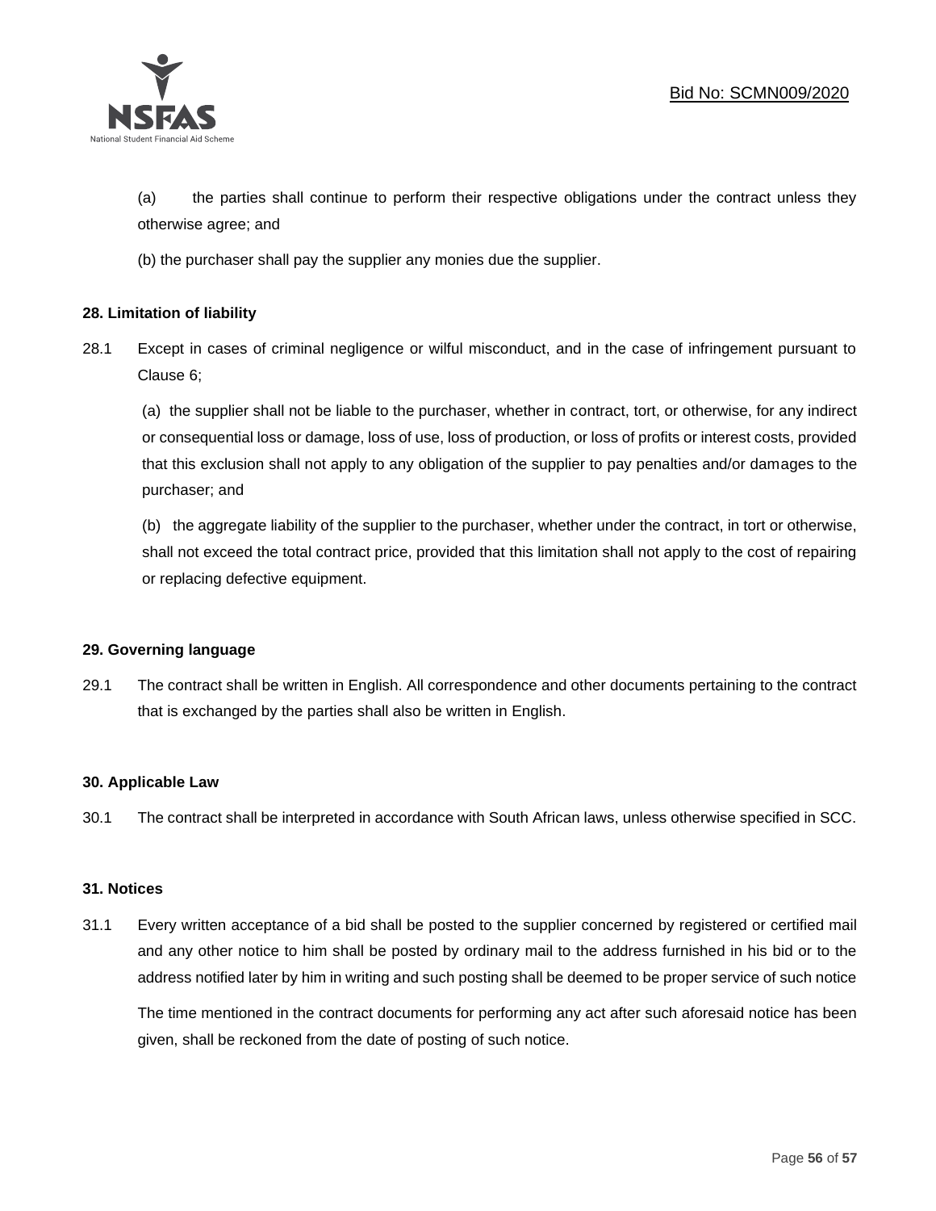(a) the parties shall continue to perform their respective obligations under the contract unless they otherwise agree; and

(b) the purchaser shall pay the supplier any monies due the supplier.

**28. Limitation of liability**

28.1 Except in cases of criminal negligence or wilful misconduct, and in the case of infringement pursuant to Clause 6;

(a) the supplier shall not be liable to the purchaser, whether in contract, tort, or otherwise, for any indirect or consequential loss or damage, loss of use, loss of production, or loss of profits or interest costs, provided that this exclusion shall not apply to any obligation of the supplier to pay penalties and/or damages to the purchaser; and

(b) the aggregate liability of the supplier to the purchaser, whether under the contract, in tort or otherwise, shall not exceed the total contract price, provided that this limitation shall not apply to the cost of repairing or replacing defective equipment.

**29. Governing language**

29.1 The contract shall be written in English. All correspondence and other documents pertaining to the contract that is exchanged by the parties shall also be written in English.

**30. Applicable Law**

30.1 The contract shall be interpreted in accordance with South African laws, unless otherwise specified in SCC.

**31. Notices**

31.1 Every written acceptance of a bid shall be posted to the supplier concerned by registered or certified mail and any other notice to him shall be posted by ordinary mail to the address furnished in his bid or to the address notified later by him in writing and such posting shall be deemed to be proper service of such notice

The time mentioned in the contract documents for performing any act after such aforesaid notice has been given, shall be reckoned from the date of posting of such notice.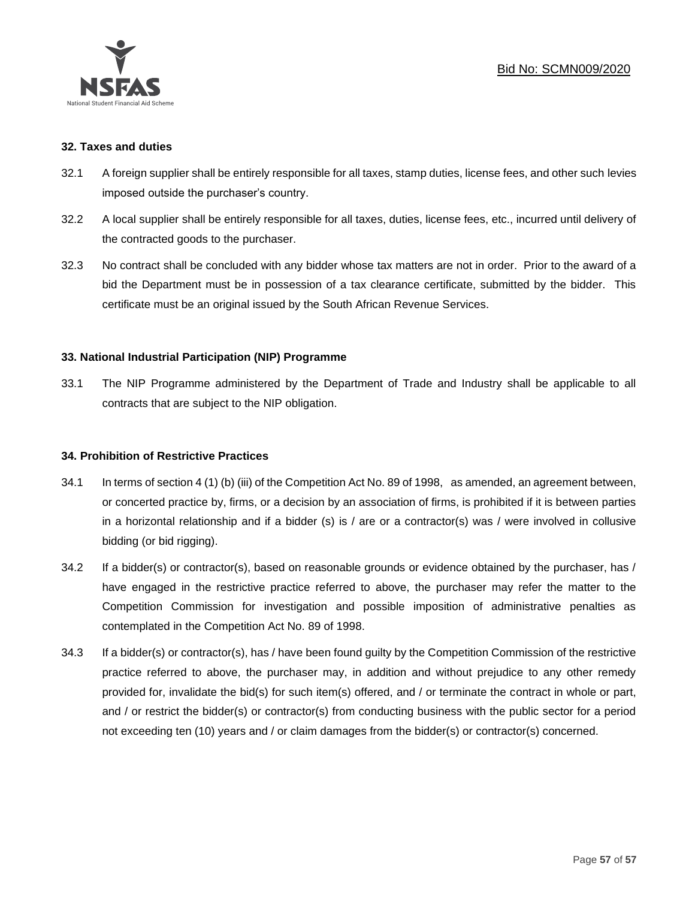### 32. Taxes and duties

32.1 A foreign supplier shall be entirely responsible for all taxes, stamp duties, license fees, and other such levies imposed outside the purchaser's country.

32.2 A local supplier shall be entirely responsible for all taxes, duties, license fees, etc., incurred until delivery of the contracted goods to the purchaser.

32.3 No contract shall be concluded with any bidder whose tax matters are not in order. Prior to the award of a bid the Department must be in possession of a tax clearance certificate, submitted by the bidder. This certificate must be an original issued by the South African Revenue Services.

### 33. National Industrial Participation (NIP) Programme

33.1 The NIP Programme administered by the Department of Trade and Industry shall be applicable to all contracts that are subject to the NIP obligation.

### 34. Prohibition of Restrictive Practices

34.1 In terms of section 4 (1) (b) (iii) of the Competition Act No. 89 of 1998, as amended, an agreement between, or concerted practice by, firms, or a decision by an association of firms, is prohibited if it is between parties in a horizontal relationship and if a bidder (s) is / are or a contractor(s) was / were involved in collusive bidding (or bid rigging).

34.2 If a bidder(s) or contractor(s), based on reasonable grounds or evidence obtained by the purchaser, has / have engaged in the restrictive practice referred to above, the purchaser may refer the matter to the Competition Commission for investigation and possible imposition of administrative penalties as contemplated in the Competition Act No. 89 of 1998.

34.3 If a bidder(s) or contractor(s), has / have been found guilty by the Competition Commission of the restrictive practice referred to above, the purchaser may, in addition and without prejudice to any other remedy provided for, invalidate the bid(s) for such item(s) offered, and / or terminate the contract in whole or part, and / or restrict the bidder(s) or contractor(s) from conducting business with the public sector for a period not exceeding ten (10) years and / or claim damages from the bidder(s) or contractor(s) concerned.